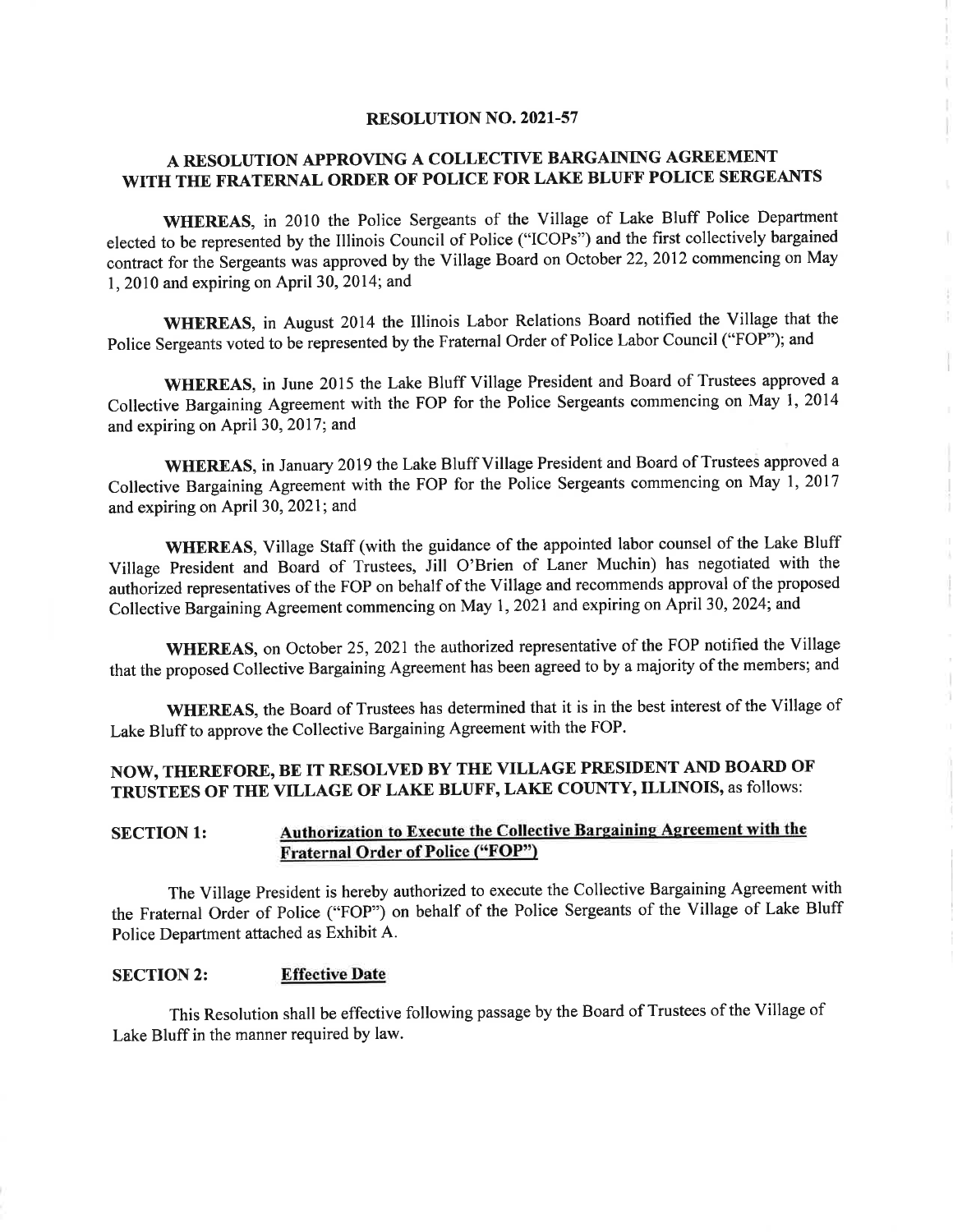# RESOLUTION NO. 2021-57

## A RESOLUTION APPROVING A COLLECTIVE BARGAINING AGREEMENT WITH THE FRATERNAL ORDER OF POLICE FOR LAKE BLUFF POLICE SERGEANTS

**WHEREAS**, in 2010 the Police Sergeants of the Village of Lake Bluff Police Department elected to be represented by the Illinois Council of Police ("ICOPs") and the first collectively bargained contract for the Sergeants was approved by the Village Board on October 22, 2012 commencing on May 1, 2010 and expiring on April 30, 2014; and

**WHEREAS**, in August 2014 the Illinois Labor Relations Board notified the Village that the Police Sergeants voted to be represented by the Fraternal Order of Police Labor Council ("FOP"); and

**WHEREAS**, in June 2015 the Lake Bluff Village President and Board of Trustees approved a Collective Bargaining Agreement with the FOP for the Police Sergeants commencing on May 1, 2014 and expiring on April 30, 2017; and

**WHEREAS**, in January 2019 the Lake Bluff Village President and Board of Trustees approved a Collective Bargaining Agreement with the FOP for the Police Sergeants commencing on May 1, 2017 and expiring on April 30, 2021; and

**WHEREAS**, Village Staff (with the guidance of the appointed labor counsel of the Lake Bluff Village President and Board of Trustees, Jill O'Brien of Laner Muchin) has negotiated with the authorized representatives of the FOP on behalf of the Village and recommends approval of the proposed Collective Bargaining Agreement commencing on May 1, 2021 and expiring on April 30, 2024; and

**WHEREAS**, on October 25, 2021 the authorized representative of the FOP notified the Village that the proposed Collective Bargaining Agreement has been agreed to by a majority of the members; and

**WHEREAS**, the Board of Trustees has determined that it is in the best interest of the Village of Lake Bluff to approve the Collective Bargaining Agreement with the FOP.

**NOW, THEREFORE, BE IT RESOLVED BY THE VILLAGE PRESIDENT AND BOARD OF TRUSTEES OF THE VILLAGE OF LAKE BLUFF, LAKE COUNTY, ILLINOIS,** as follows:

**SECTION 1:** **Authorization to Execute the Collective Bargaining Agreement with the Fraternal Order of Police ("FOP")**

The Village President is hereby authorized to execute the Collective Bargaining Agreement with the Fraternal Order of Police ("FOP") on behalf of the Police Sergeants of the Village of Lake Bluff Police Department attached as Exhibit A.

**SECTION 2:** **Effective Date**

This Resolution shall be effective following passage by the Board of Trustees of the Village of Lake Bluff in the manner required by law.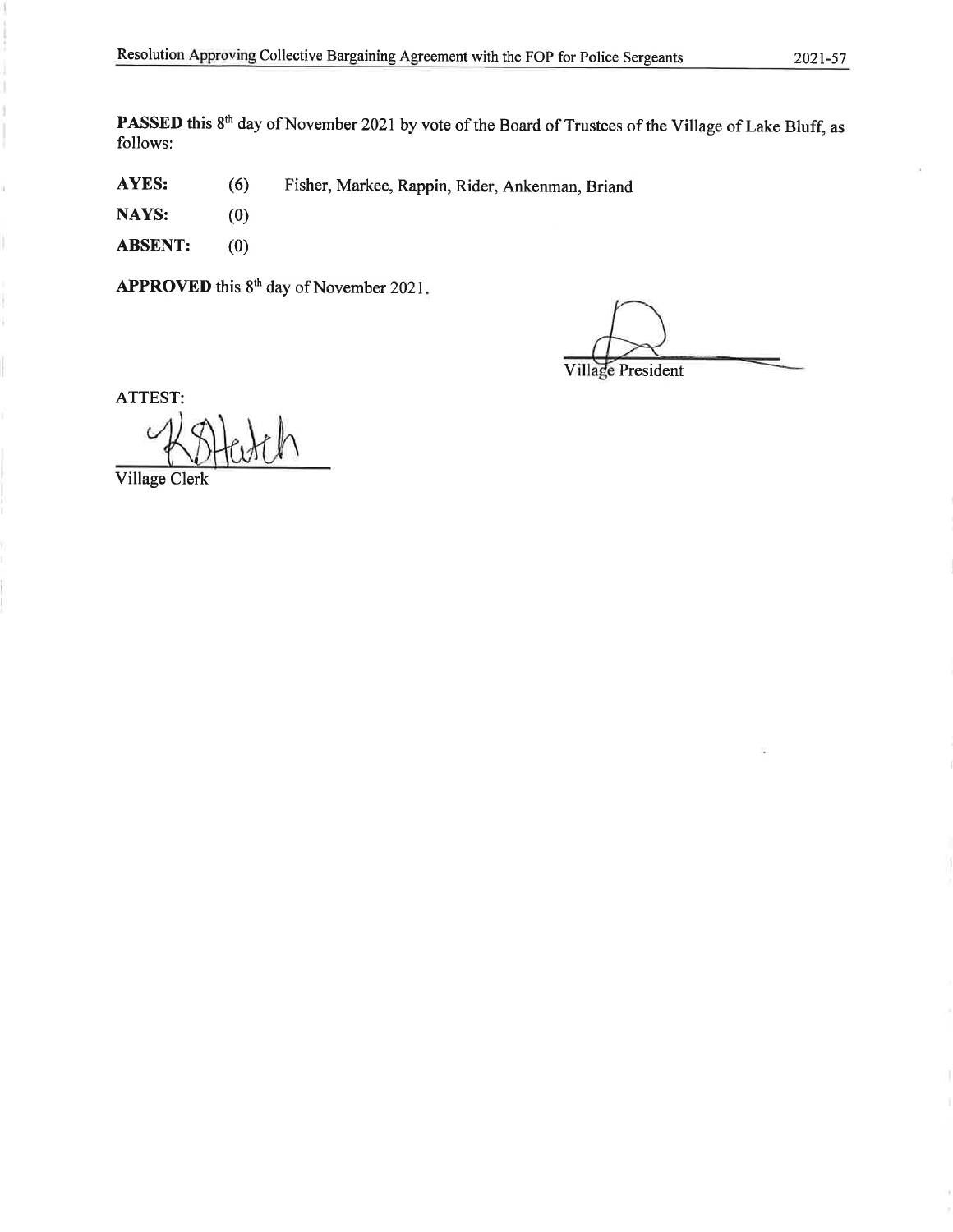**PASSED** this 8th day of November 2021 by vote of the Board of Trustees of the Village of Lake Bluff, as follows:

**AYES:** (6) Fisher, Markee, Rappin, Rider, Ankenman, Briand

**NAYS:** (0)

**ABSENT:** (0)

**APPROVED** this 8th day of November 2021.

Village President

ATTEST:

K.SHatch

Village Clerk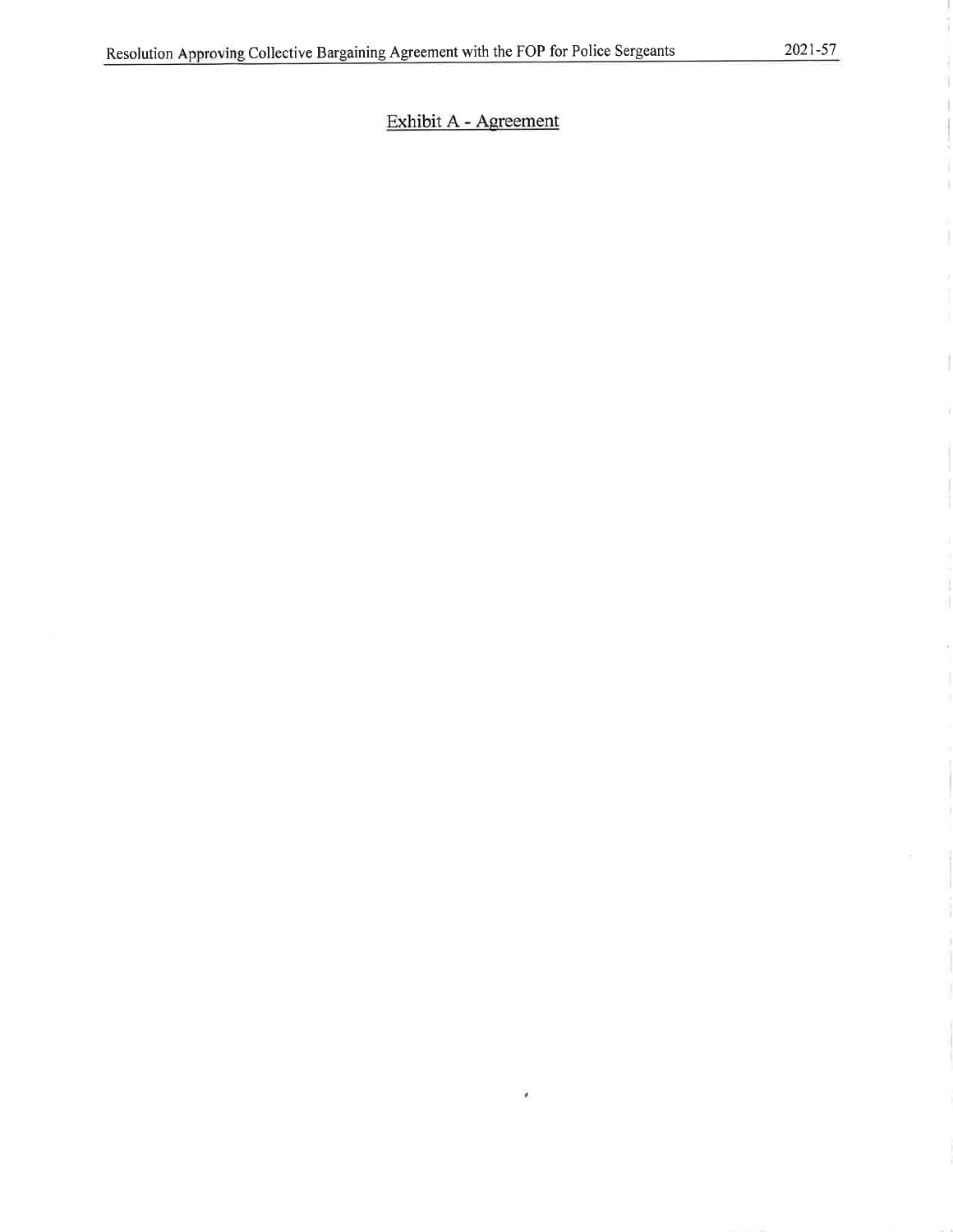Exhibit A - Agreement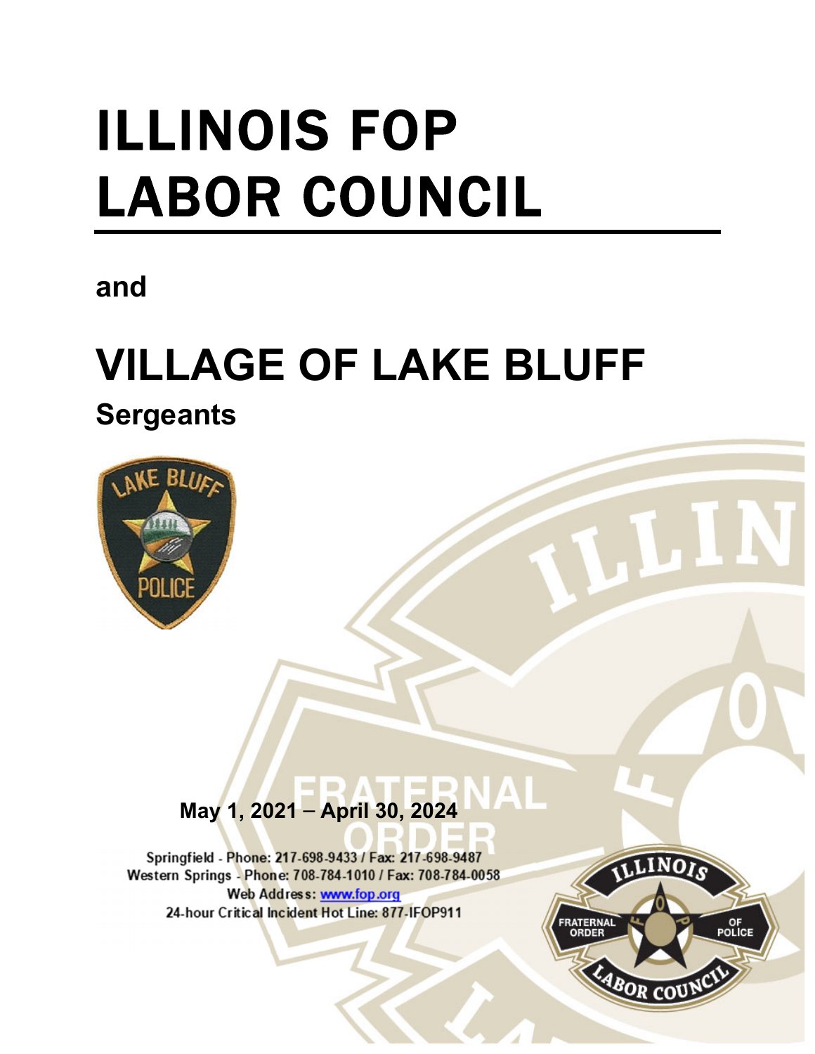# ILLINOIS FOP LABOR COUNCIL

**and**

# VILLAGE OF LAKE BLUFF

## Sergeants

**May 1, 2021 – April 30, 2024**

Springfield - Phone: 217-698-9433 / Fax: 217-698-9487
Western Springs - Phone: 708-784-1010 / Fax: 708-784-0058
Web Address: www.fop.org
24-hour Critical Incident Hot Line: 877-IFOP911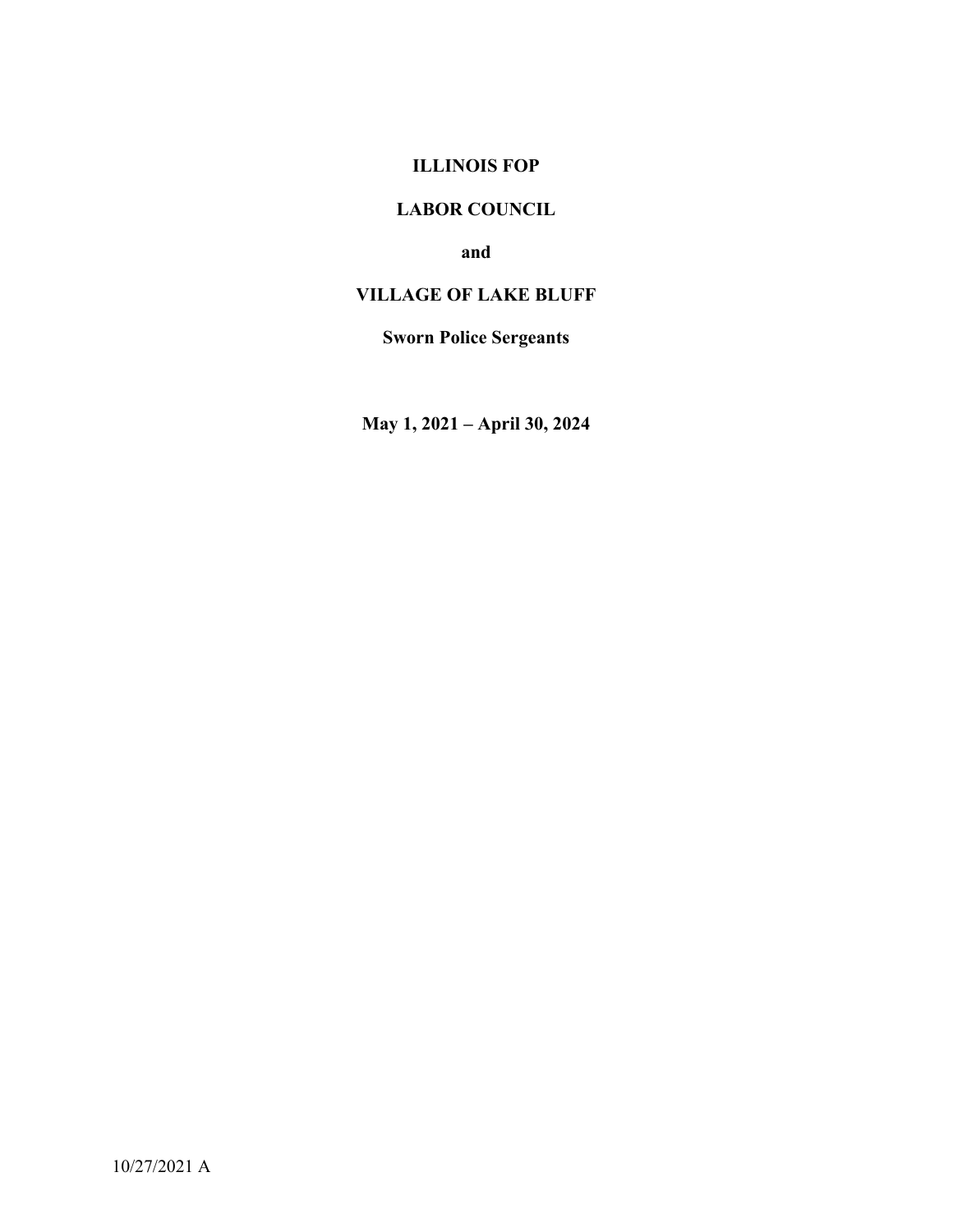**ILLINOIS FOP**

**LABOR COUNCIL**

**and**

**VILLAGE OF LAKE BLUFF**

**Sworn Police Sergeants**

**May 1, 2021 – April 30, 2024**

10/27/2021 A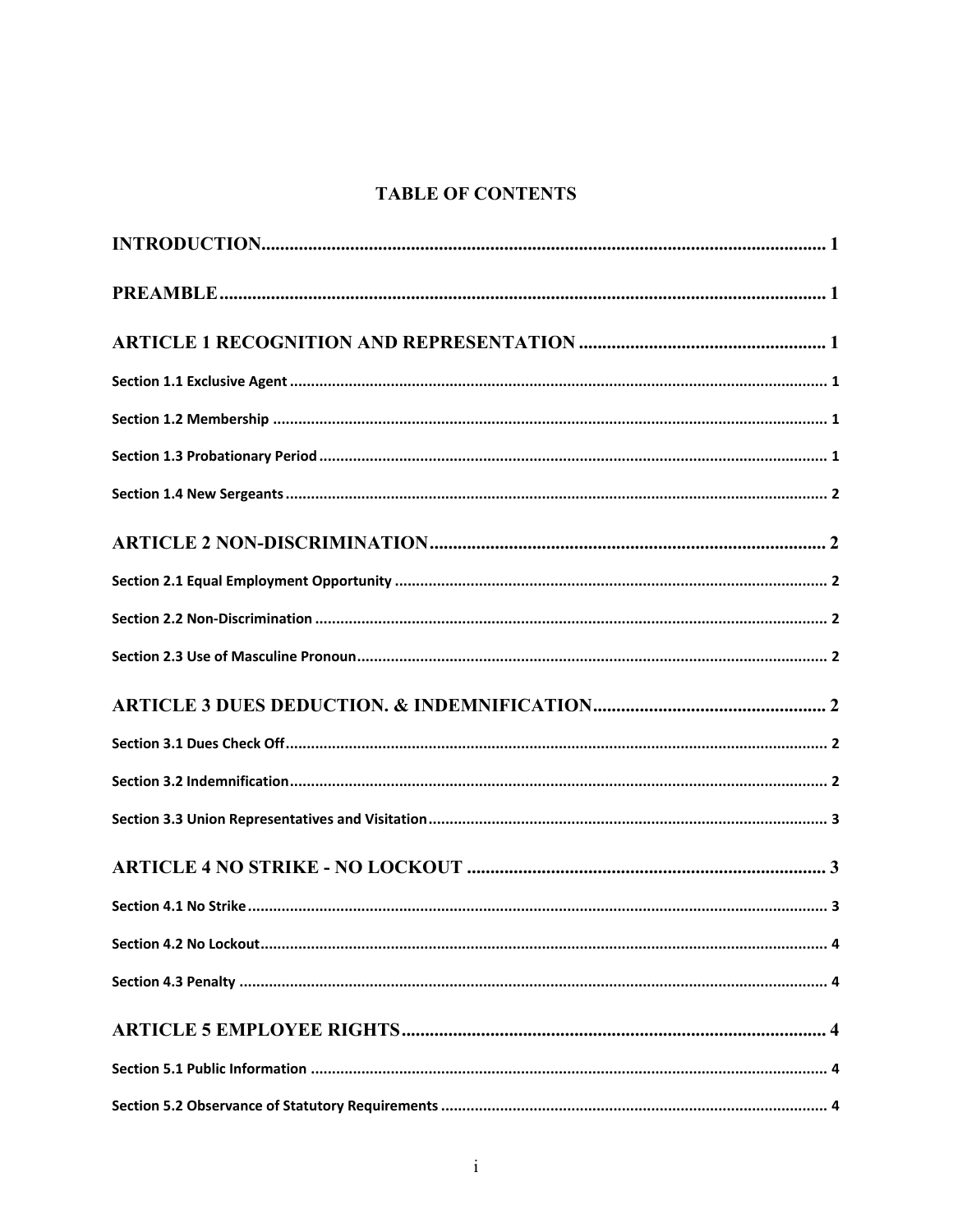# TABLE OF CONTENTS

**INTRODUCTION** ........................................................................ 1

**PREAMBLE** ........................................................................ 1

**ARTICLE 1 RECOGNITION AND REPRESENTATION** ........................................................................ 1

Section 1.1 Exclusive Agent ........................................................................ 1

Section 1.2 Membership ........................................................................ 1

Section 1.3 Probationary Period ........................................................................ 1

Section 1.4 New Sergeants ........................................................................ 2

**ARTICLE 2 NON-DISCRIMINATION** ........................................................................ 2

Section 2.1 Equal Employment Opportunity ........................................................................ 2

Section 2.2 Non-Discrimination ........................................................................ 2

Section 2.3 Use of Masculine Pronoun ........................................................................ 2

**ARTICLE 3 DUES DEDUCTION. & INDEMNIFICATION** ........................................................................ 2

Section 3.1 Dues Check Off ........................................................................ 2

Section 3.2 Indemnification ........................................................................ 2

Section 3.3 Union Representatives and Visitation ........................................................................ 3

**ARTICLE 4 NO STRIKE - NO LOCKOUT** ........................................................................ 3

Section 4.1 No Strike ........................................................................ 3

Section 4.2 No Lockout ........................................................................ 4

Section 4.3 Penalty ........................................................................ 4

**ARTICLE 5 EMPLOYEE RIGHTS** ........................................................................ 4

Section 5.1 Public Information ........................................................................ 4

Section 5.2 Observance of Statutory Requirements ........................................................................ 4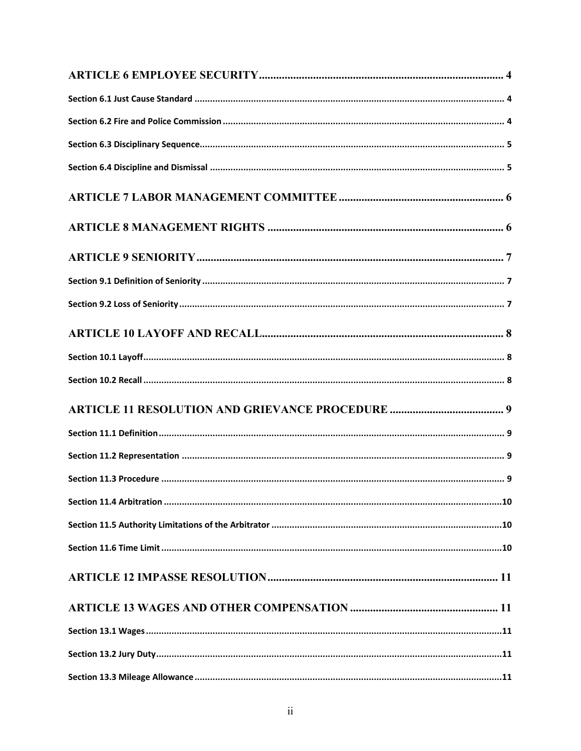ARTICLE 6 EMPLOYEE SECURITY .......... 4

Section 6.1 Just Cause Standard .......... 4

Section 6.2 Fire and Police Commission .......... 4

Section 6.3 Disciplinary Sequence .......... 5

Section 6.4 Discipline and Dismissal .......... 5

ARTICLE 7 LABOR MANAGEMENT COMMITTEE .......... 6

ARTICLE 8 MANAGEMENT RIGHTS .......... 6

ARTICLE 9 SENIORITY .......... 7

Section 9.1 Definition of Seniority .......... 7

Section 9.2 Loss of Seniority .......... 7

ARTICLE 10 LAYOFF AND RECALL .......... 8

Section 10.1 Layoff .......... 8

Section 10.2 Recall .......... 8

ARTICLE 11 RESOLUTION AND GRIEVANCE PROCEDURE .......... 9

Section 11.1 Definition .......... 9

Section 11.2 Representation .......... 9

Section 11.3 Procedure .......... 9

Section 11.4 Arbitration .......... 10

Section 11.5 Authority Limitations of the Arbitrator .......... 10

Section 11.6 Time Limit .......... 10

ARTICLE 12 IMPASSE RESOLUTION .......... 11

ARTICLE 13 WAGES AND OTHER COMPENSATION .......... 11

Section 13.1 Wages .......... 11

Section 13.2 Jury Duty .......... 11

Section 13.3 Mileage Allowance .......... 11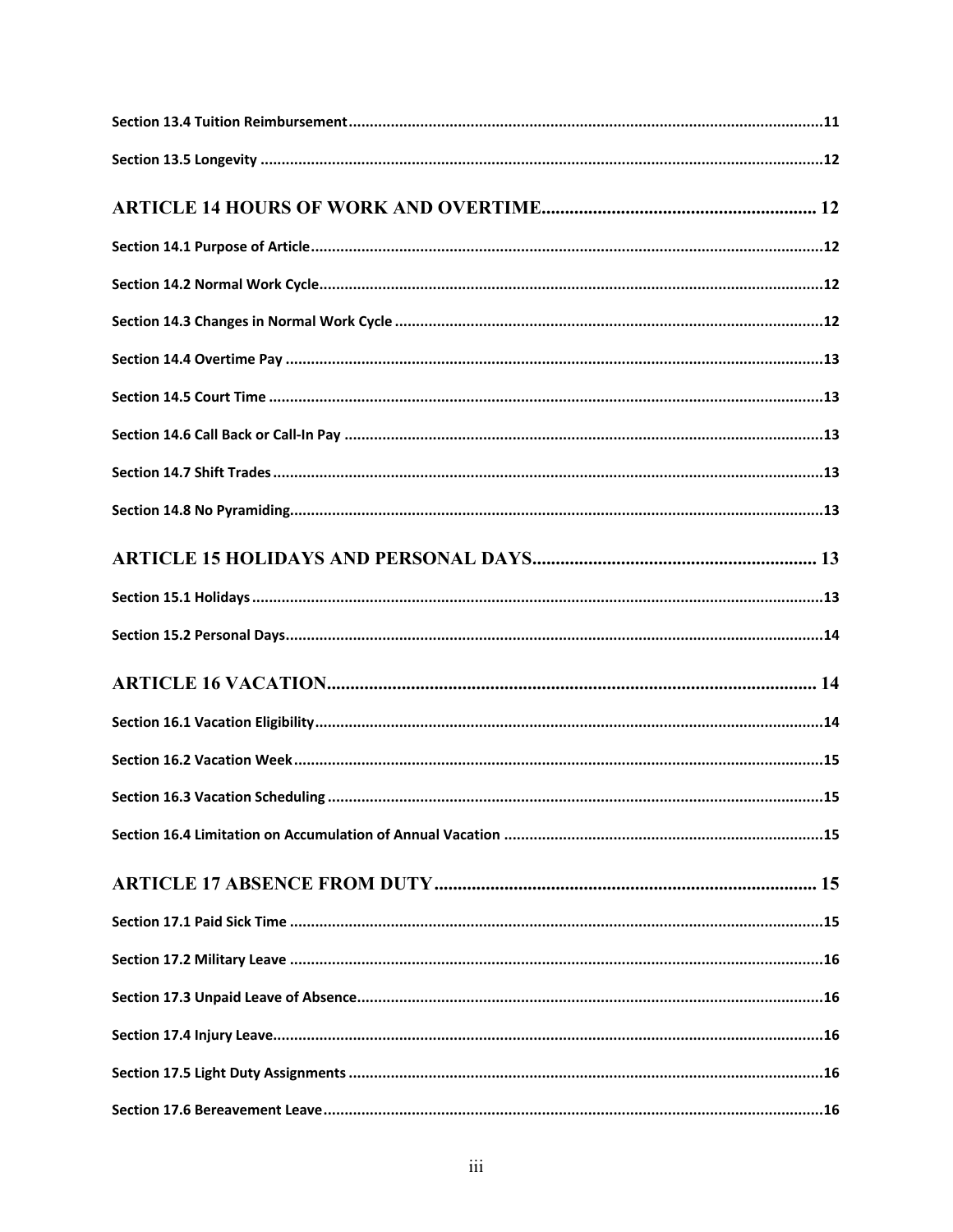**Section 13.4 Tuition Reimbursement** ..... 11

**Section 13.5 Longevity** ..... 12

## ARTICLE 14 HOURS OF WORK AND OVERTIME ..... 12

**Section 14.1 Purpose of Article** ..... 12

**Section 14.2 Normal Work Cycle** ..... 12

**Section 14.3 Changes in Normal Work Cycle** ..... 12

**Section 14.4 Overtime Pay** ..... 13

**Section 14.5 Court Time** ..... 13

**Section 14.6 Call Back or Call-In Pay** ..... 13

**Section 14.7 Shift Trades** ..... 13

**Section 14.8 No Pyramiding** ..... 13

## ARTICLE 15 HOLIDAYS AND PERSONAL DAYS ..... 13

**Section 15.1 Holidays** ..... 13

**Section 15.2 Personal Days** ..... 14

## ARTICLE 16 VACATION ..... 14

**Section 16.1 Vacation Eligibility** ..... 14

**Section 16.2 Vacation Week** ..... 15

**Section 16.3 Vacation Scheduling** ..... 15

**Section 16.4 Limitation on Accumulation of Annual Vacation** ..... 15

## ARTICLE 17 ABSENCE FROM DUTY ..... 15

**Section 17.1 Paid Sick Time** ..... 15

**Section 17.2 Military Leave** ..... 16

**Section 17.3 Unpaid Leave of Absence** ..... 16

**Section 17.4 Injury Leave** ..... 16

**Section 17.5 Light Duty Assignments** ..... 16

**Section 17.6 Bereavement Leave** ..... 16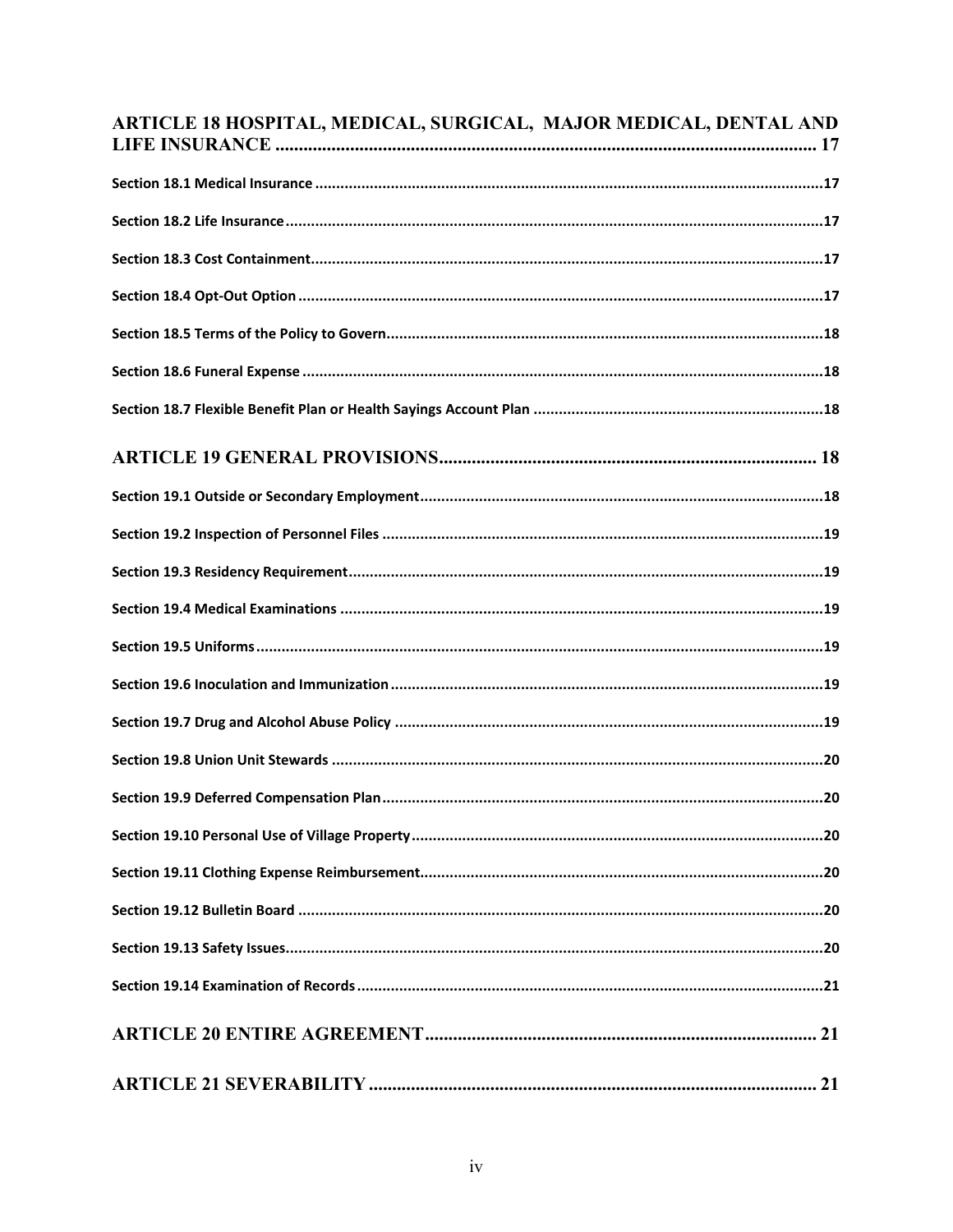ARTICLE 18 HOSPITAL, MEDICAL, SURGICAL, MAJOR MEDICAL, DENTAL AND LIFE INSURANCE .................................................................................................................. 17

Section 18.1 Medical Insurance ........................................................................................................................17

Section 18.2 Life Insurance ...............................................................................................................................17

Section 18.3 Cost Containment.........................................................................................................................17

Section 18.4 Opt-Out Option ............................................................................................................................17

Section 18.5 Terms of the Policy to Govern.......................................................................................................18

Section 18.6 Funeral Expense ...........................................................................................................................18

Section 18.7 Flexible Benefit Plan or Health Sayings Account Plan .....................................................................18

ARTICLE 19 GENERAL PROVISIONS................................................................................. 18

Section 19.1 Outside or Secondary Employment ...............................................................................................18

Section 19.2 Inspection of Personnel Files .........................................................................................................19

Section 19.3 Residency Requirement.................................................................................................................19

Section 19.4 Medical Examinations ..................................................................................................................19

Section 19.5 Uniforms ......................................................................................................................................19

Section 19.6 Inoculation and Immunization .......................................................................................................19

Section 19.7 Drug and Alcohol Abuse Policy .....................................................................................................19

Section 19.8 Union Unit Stewards .....................................................................................................................20

Section 19.9 Deferred Compensation Plan.........................................................................................................20

Section 19.10 Personal Use of Village Property ..................................................................................................20

Section 19.11 Clothing Expense Reimbursement................................................................................................20

Section 19.12 Bulletin Board ............................................................................................................................20

Section 19.13 Safety Issues...............................................................................................................................20

Section 19.14 Examination of Records ..............................................................................................................21

ARTICLE 20 ENTIRE AGREEMENT.................................................................................. 21

ARTICLE 21 SEVERABILITY ............................................................................................... 21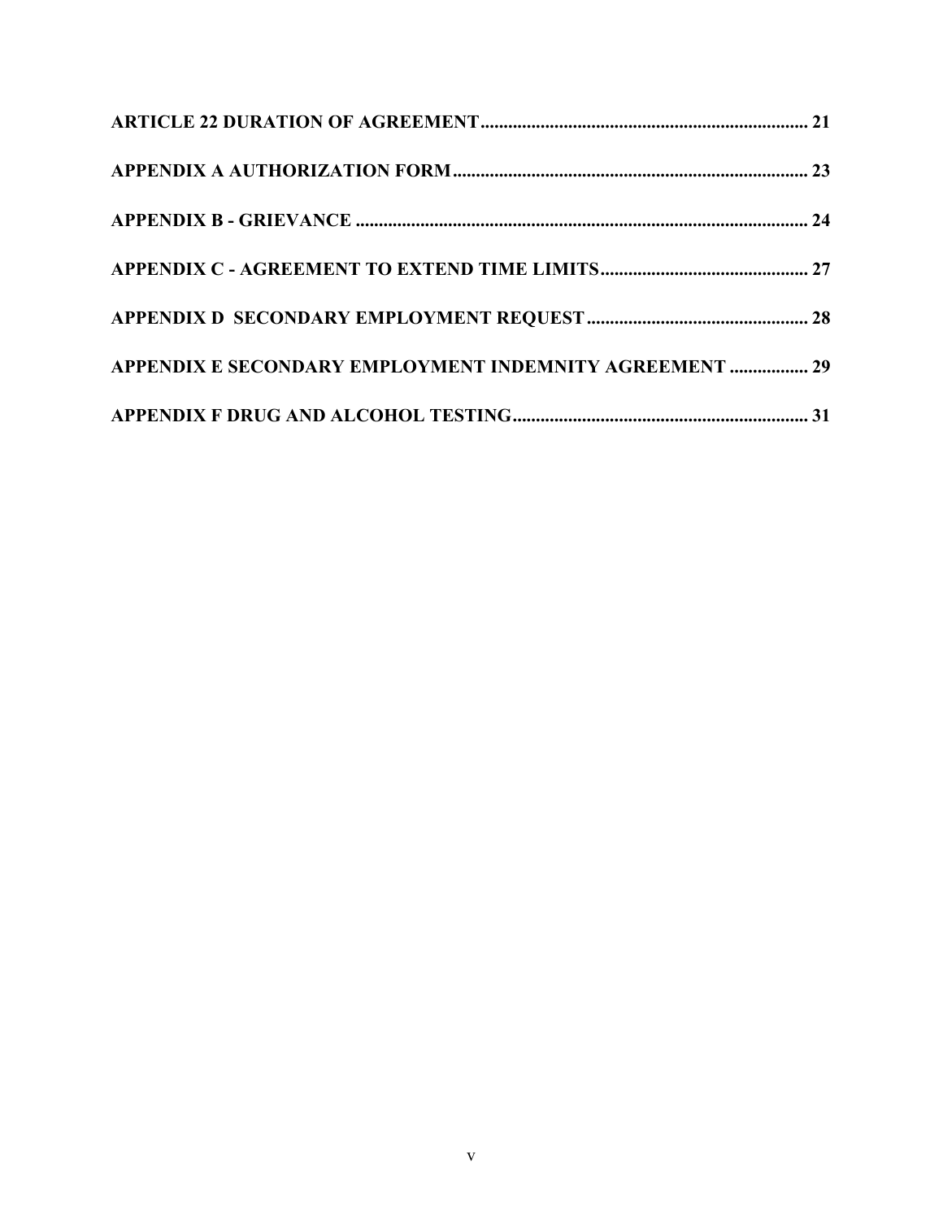**ARTICLE 22 DURATION OF AGREEMENT....................................................................... 21**

**APPENDIX A AUTHORIZATION FORM............................................................................ 23**

**APPENDIX B - GRIEVANCE .................................................................................................. 24**

**APPENDIX C - AGREEMENT TO EXTEND TIME LIMITS............................................. 27**

**APPENDIX D SECONDARY EMPLOYMENT REQUEST ................................................ 28**

**APPENDIX E SECONDARY EMPLOYMENT INDEMNITY AGREEMENT ................. 29**

**APPENDIX F DRUG AND ALCOHOL TESTING................................................................ 31**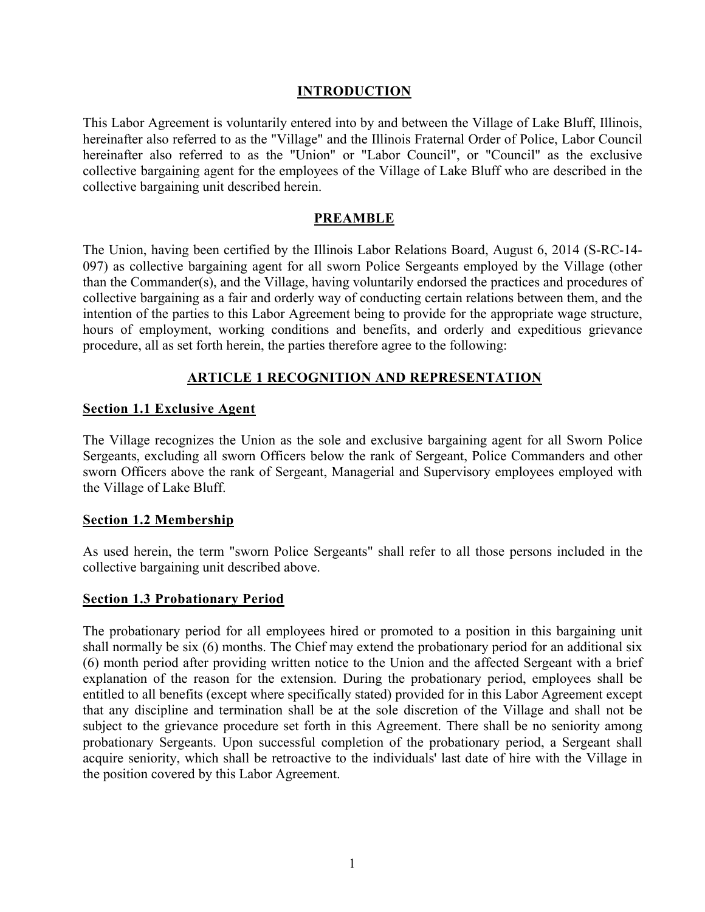## INTRODUCTION

This Labor Agreement is voluntarily entered into by and between the Village of Lake Bluff, Illinois, hereinafter also referred to as the "Village" and the Illinois Fraternal Order of Police, Labor Council hereinafter also referred to as the "Union" or "Labor Council", or "Council" as the exclusive collective bargaining agent for the employees of the Village of Lake Bluff who are described in the collective bargaining unit described herein.

## PREAMBLE

The Union, having been certified by the Illinois Labor Relations Board, August 6, 2014 (S-RC-14-097) as collective bargaining agent for all sworn Police Sergeants employed by the Village (other than the Commander(s), and the Village, having voluntarily endorsed the practices and procedures of collective bargaining as a fair and orderly way of conducting certain relations between them, and the intention of the parties to this Labor Agreement being to provide for the appropriate wage structure, hours of employment, working conditions and benefits, and orderly and expeditious grievance procedure, all as set forth herein, the parties therefore agree to the following:

## ARTICLE 1 RECOGNITION AND REPRESENTATION

### Section 1.1 Exclusive Agent

The Village recognizes the Union as the sole and exclusive bargaining agent for all Sworn Police Sergeants, excluding all sworn Officers below the rank of Sergeant, Police Commanders and other sworn Officers above the rank of Sergeant, Managerial and Supervisory employees employed with the Village of Lake Bluff.

### Section 1.2 Membership

As used herein, the term "sworn Police Sergeants" shall refer to all those persons included in the collective bargaining unit described above.

### Section 1.3 Probationary Period

The probationary period for all employees hired or promoted to a position in this bargaining unit shall normally be six (6) months. The Chief may extend the probationary period for an additional six (6) month period after providing written notice to the Union and the affected Sergeant with a brief explanation of the reason for the extension. During the probationary period, employees shall be entitled to all benefits (except where specifically stated) provided for in this Labor Agreement except that any discipline and termination shall be at the sole discretion of the Village and shall not be subject to the grievance procedure set forth in this Agreement. There shall be no seniority among probationary Sergeants. Upon successful completion of the probationary period, a Sergeant shall acquire seniority, which shall be retroactive to the individuals' last date of hire with the Village in the position covered by this Labor Agreement.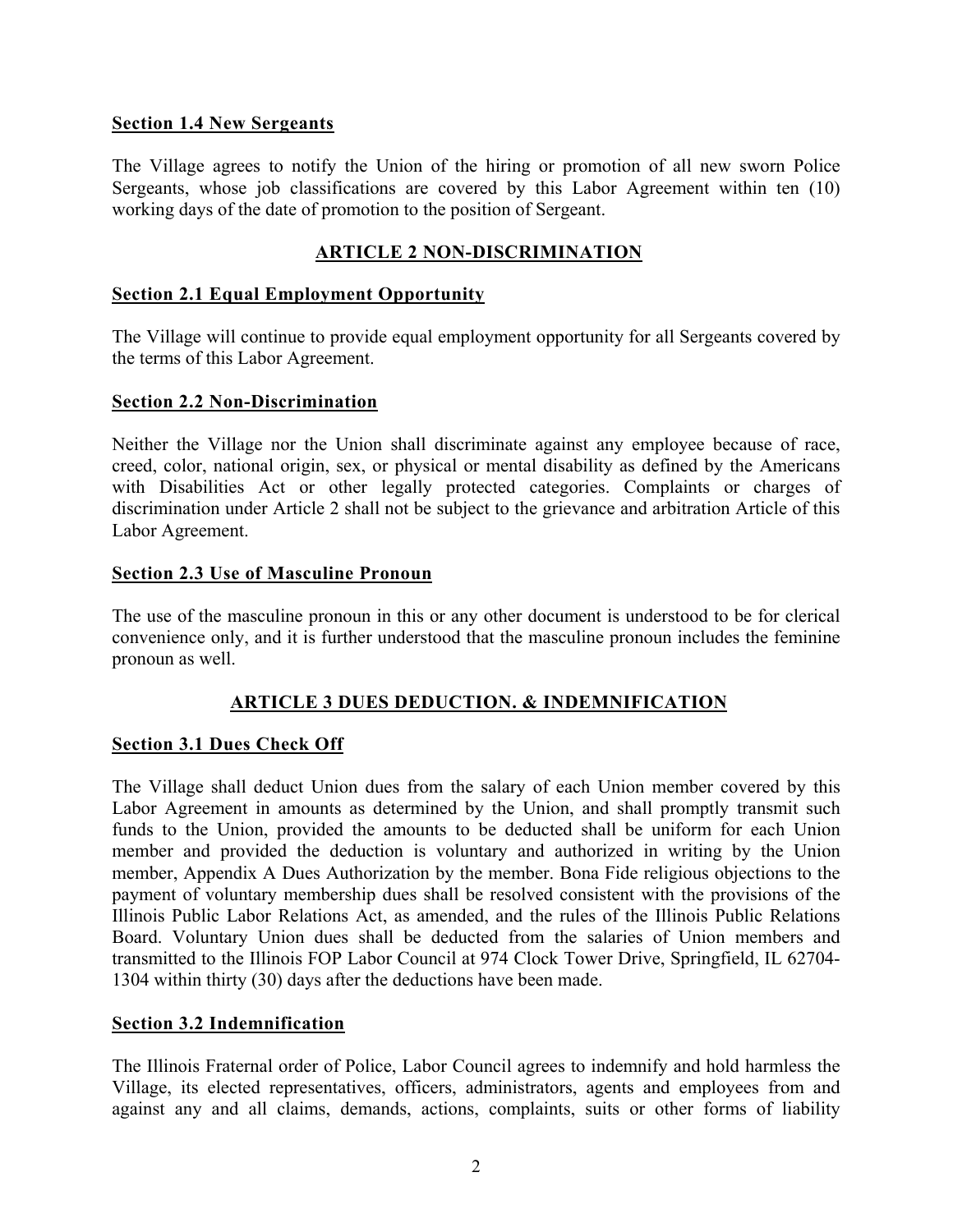**Section 1.4 New Sergeants**

The Village agrees to notify the Union of the hiring or promotion of all new sworn Police Sergeants, whose job classifications are covered by this Labor Agreement within ten (10) working days of the date of promotion to the position of Sergeant.

## ARTICLE 2 NON-DISCRIMINATION

**Section 2.1 Equal Employment Opportunity**

The Village will continue to provide equal employment opportunity for all Sergeants covered by the terms of this Labor Agreement.

**Section 2.2 Non-Discrimination**

Neither the Village nor the Union shall discriminate against any employee because of race, creed, color, national origin, sex, or physical or mental disability as defined by the Americans with Disabilities Act or other legally protected categories. Complaints or charges of discrimination under Article 2 shall not be subject to the grievance and arbitration Article of this Labor Agreement.

**Section 2.3 Use of Masculine Pronoun**

The use of the masculine pronoun in this or any other document is understood to be for clerical convenience only, and it is further understood that the masculine pronoun includes the feminine pronoun as well.

## ARTICLE 3 DUES DEDUCTION. & INDEMNIFICATION

**Section 3.1 Dues Check Off**

The Village shall deduct Union dues from the salary of each Union member covered by this Labor Agreement in amounts as determined by the Union, and shall promptly transmit such funds to the Union, provided the amounts to be deducted shall be uniform for each Union member and provided the deduction is voluntary and authorized in writing by the Union member, Appendix A Dues Authorization by the member. Bona Fide religious objections to the payment of voluntary membership dues shall be resolved consistent with the provisions of the Illinois Public Labor Relations Act, as amended, and the rules of the Illinois Public Relations Board. Voluntary Union dues shall be deducted from the salaries of Union members and transmitted to the Illinois FOP Labor Council at 974 Clock Tower Drive, Springfield, IL 62704-1304 within thirty (30) days after the deductions have been made.

**Section 3.2 Indemnification**

The Illinois Fraternal order of Police, Labor Council agrees to indemnify and hold harmless the Village, its elected representatives, officers, administrators, agents and employees from and against any and all claims, demands, actions, complaints, suits or other forms of liability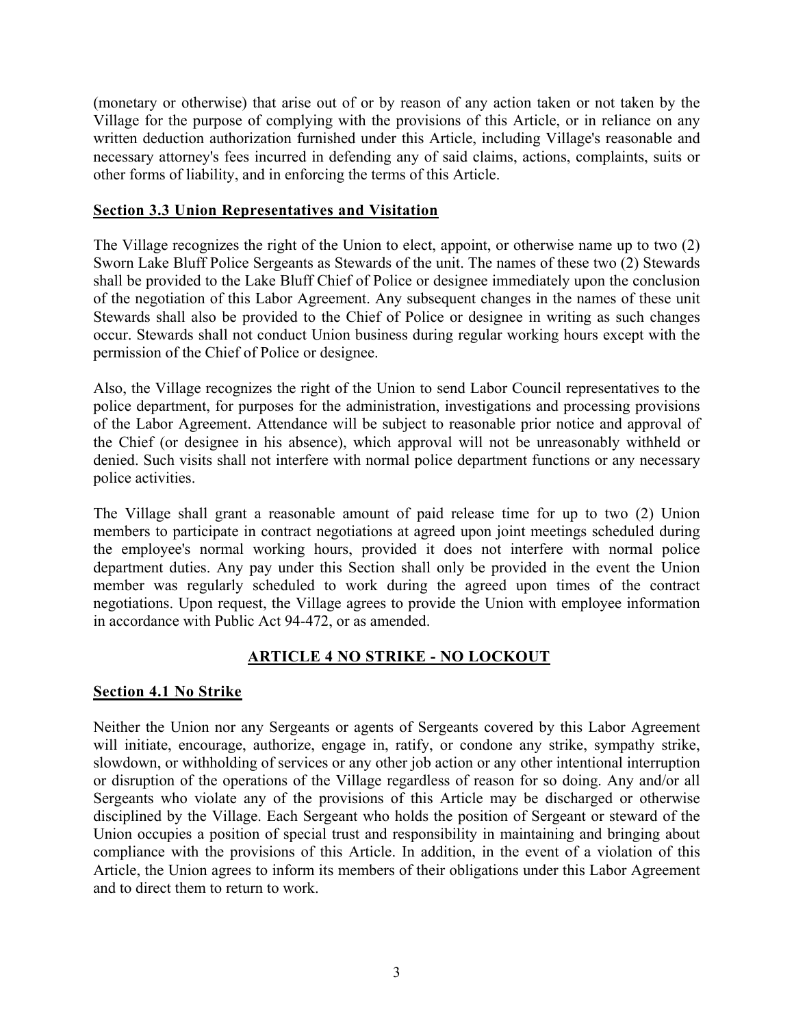(monetary or otherwise) that arise out of or by reason of any action taken or not taken by the Village for the purpose of complying with the provisions of this Article, or in reliance on any written deduction authorization furnished under this Article, including Village's reasonable and necessary attorney's fees incurred in defending any of said claims, actions, complaints, suits or other forms of liability, and in enforcing the terms of this Article.

### Section 3.3 Union Representatives and Visitation

The Village recognizes the right of the Union to elect, appoint, or otherwise name up to two (2) Sworn Lake Bluff Police Sergeants as Stewards of the unit. The names of these two (2) Stewards shall be provided to the Lake Bluff Chief of Police or designee immediately upon the conclusion of the negotiation of this Labor Agreement. Any subsequent changes in the names of these unit Stewards shall also be provided to the Chief of Police or designee in writing as such changes occur. Stewards shall not conduct Union business during regular working hours except with the permission of the Chief of Police or designee.

Also, the Village recognizes the right of the Union to send Labor Council representatives to the police department, for purposes for the administration, investigations and processing provisions of the Labor Agreement. Attendance will be subject to reasonable prior notice and approval of the Chief (or designee in his absence), which approval will not be unreasonably withheld or denied. Such visits shall not interfere with normal police department functions or any necessary police activities.

The Village shall grant a reasonable amount of paid release time for up to two (2) Union members to participate in contract negotiations at agreed upon joint meetings scheduled during the employee's normal working hours, provided it does not interfere with normal police department duties. Any pay under this Section shall only be provided in the event the Union member was regularly scheduled to work during the agreed upon times of the contract negotiations. Upon request, the Village agrees to provide the Union with employee information in accordance with Public Act 94-472, or as amended.

## ARTICLE 4 NO STRIKE - NO LOCKOUT

### Section 4.1 No Strike

Neither the Union nor any Sergeants or agents of Sergeants covered by this Labor Agreement will initiate, encourage, authorize, engage in, ratify, or condone any strike, sympathy strike, slowdown, or withholding of services or any other job action or any other intentional interruption or disruption of the operations of the Village regardless of reason for so doing. Any and/or all Sergeants who violate any of the provisions of this Article may be discharged or otherwise disciplined by the Village. Each Sergeant who holds the position of Sergeant or steward of the Union occupies a position of special trust and responsibility in maintaining and bringing about compliance with the provisions of this Article. In addition, in the event of a violation of this Article, the Union agrees to inform its members of their obligations under this Labor Agreement and to direct them to return to work.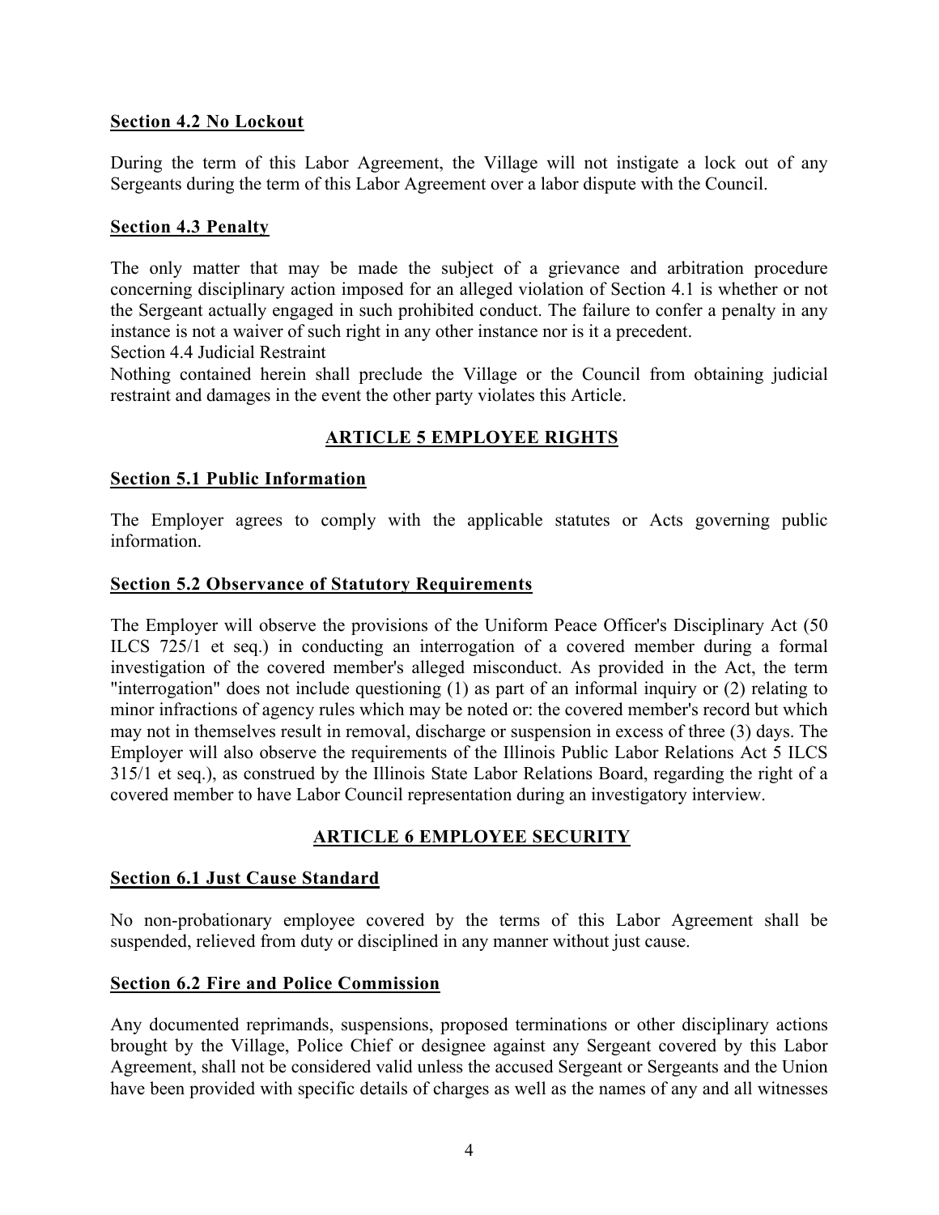**Section 4.2 No Lockout**

During the term of this Labor Agreement, the Village will not instigate a lock out of any Sergeants during the term of this Labor Agreement over a labor dispute with the Council.

**Section 4.3 Penalty**

The only matter that may be made the subject of a grievance and arbitration procedure concerning disciplinary action imposed for an alleged violation of Section 4.1 is whether or not the Sergeant actually engaged in such prohibited conduct. The failure to confer a penalty in any instance is not a waiver of such right in any other instance nor is it a precedent.

Section 4.4 Judicial Restraint

Nothing contained herein shall preclude the Village or the Council from obtaining judicial restraint and damages in the event the other party violates this Article.

## ARTICLE 5 EMPLOYEE RIGHTS

**Section 5.1 Public Information**

The Employer agrees to comply with the applicable statutes or Acts governing public information.

**Section 5.2 Observance of Statutory Requirements**

The Employer will observe the provisions of the Uniform Peace Officer's Disciplinary Act (50 ILCS 725/1 et seq.) in conducting an interrogation of a covered member during a formal investigation of the covered member's alleged misconduct. As provided in the Act, the term "interrogation" does not include questioning (1) as part of an informal inquiry or (2) relating to minor infractions of agency rules which may be noted or: the covered member's record but which may not in themselves result in removal, discharge or suspension in excess of three (3) days. The Employer will also observe the requirements of the Illinois Public Labor Relations Act 5 ILCS 315/1 et seq.), as construed by the Illinois State Labor Relations Board, regarding the right of a covered member to have Labor Council representation during an investigatory interview.

## ARTICLE 6 EMPLOYEE SECURITY

**Section 6.1 Just Cause Standard**

No non-probationary employee covered by the terms of this Labor Agreement shall be suspended, relieved from duty or disciplined in any manner without just cause.

**Section 6.2 Fire and Police Commission**

Any documented reprimands, suspensions, proposed terminations or other disciplinary actions brought by the Village, Police Chief or designee against any Sergeant covered by this Labor Agreement, shall not be considered valid unless the accused Sergeant or Sergeants and the Union have been provided with specific details of charges as well as the names of any and all witnesses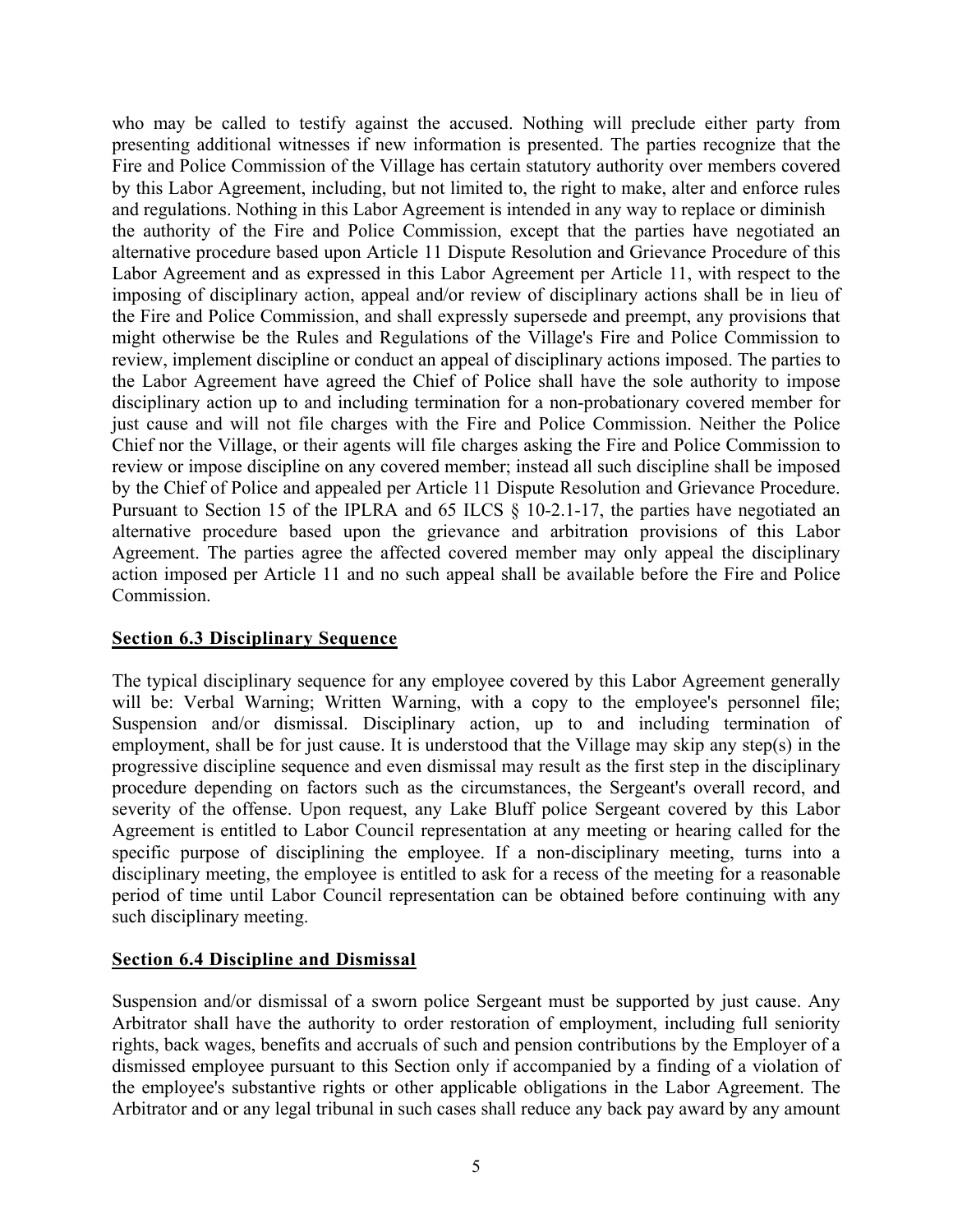who may be called to testify against the accused. Nothing will preclude either party from presenting additional witnesses if new information is presented. The parties recognize that the Fire and Police Commission of the Village has certain statutory authority over members covered by this Labor Agreement, including, but not limited to, the right to make, alter and enforce rules and regulations. Nothing in this Labor Agreement is intended in any way to replace or diminish the authority of the Fire and Police Commission, except that the parties have negotiated an alternative procedure based upon Article 11 Dispute Resolution and Grievance Procedure of this Labor Agreement and as expressed in this Labor Agreement per Article 11, with respect to the imposing of disciplinary action, appeal and/or review of disciplinary actions shall be in lieu of the Fire and Police Commission, and shall expressly supersede and preempt, any provisions that might otherwise be the Rules and Regulations of the Village's Fire and Police Commission to review, implement discipline or conduct an appeal of disciplinary actions imposed. The parties to the Labor Agreement have agreed the Chief of Police shall have the sole authority to impose disciplinary action up to and including termination for a non-probationary covered member for just cause and will not file charges with the Fire and Police Commission. Neither the Police Chief nor the Village, or their agents will file charges asking the Fire and Police Commission to review or impose discipline on any covered member; instead all such discipline shall be imposed by the Chief of Police and appealed per Article 11 Dispute Resolution and Grievance Procedure. Pursuant to Section 15 of the IPLRA and 65 ILCS § 10-2.1-17, the parties have negotiated an alternative procedure based upon the grievance and arbitration provisions of this Labor Agreement. The parties agree the affected covered member may only appeal the disciplinary action imposed per Article 11 and no such appeal shall be available before the Fire and Police Commission.

## Section 6.3 Disciplinary Sequence

The typical disciplinary sequence for any employee covered by this Labor Agreement generally will be: Verbal Warning; Written Warning, with a copy to the employee's personnel file; Suspension and/or dismissal. Disciplinary action, up to and including termination of employment, shall be for just cause. It is understood that the Village may skip any step(s) in the progressive discipline sequence and even dismissal may result as the first step in the disciplinary procedure depending on factors such as the circumstances, the Sergeant's overall record, and severity of the offense. Upon request, any Lake Bluff police Sergeant covered by this Labor Agreement is entitled to Labor Council representation at any meeting or hearing called for the specific purpose of disciplining the employee. If a non-disciplinary meeting, turns into a disciplinary meeting, the employee is entitled to ask for a recess of the meeting for a reasonable period of time until Labor Council representation can be obtained before continuing with any such disciplinary meeting.

## Section 6.4 Discipline and Dismissal

Suspension and/or dismissal of a sworn police Sergeant must be supported by just cause. Any Arbitrator shall have the authority to order restoration of employment, including full seniority rights, back wages, benefits and accruals of such and pension contributions by the Employer of a dismissed employee pursuant to this Section only if accompanied by a finding of a violation of the employee's substantive rights or other applicable obligations in the Labor Agreement. The Arbitrator and or any legal tribunal in such cases shall reduce any back pay award by any amount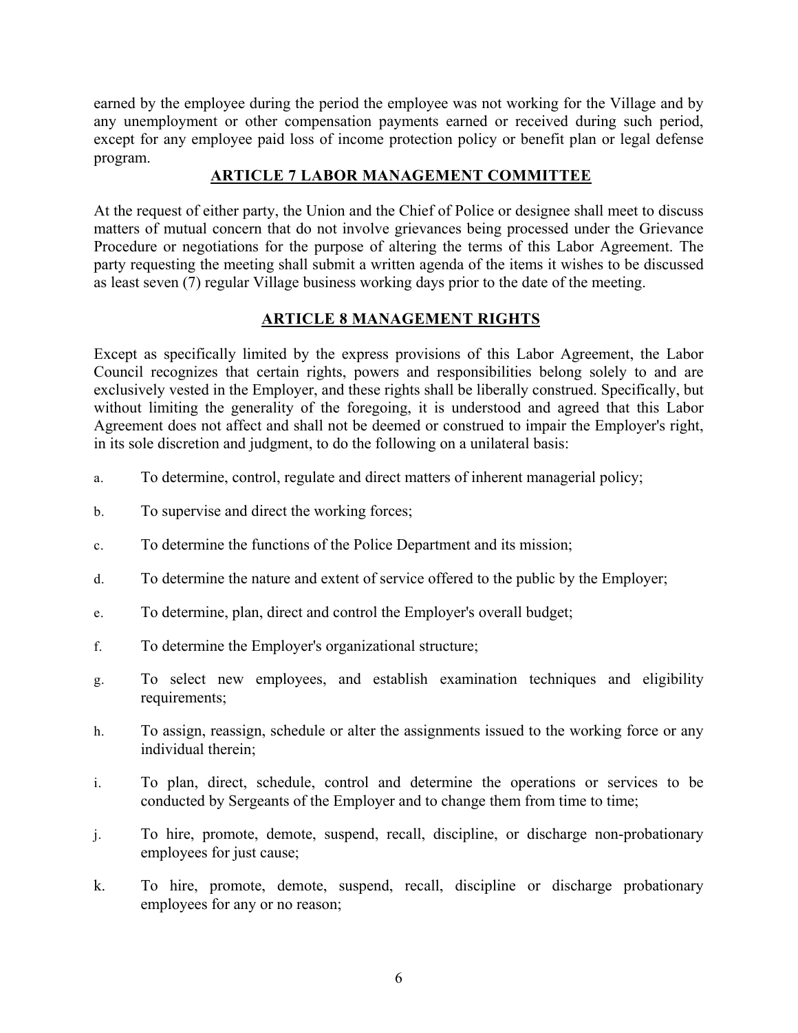earned by the employee during the period the employee was not working for the Village and by any unemployment or other compensation payments earned or received during such period, except for any employee paid loss of income protection policy or benefit plan or legal defense program.

## ARTICLE 7 LABOR MANAGEMENT COMMITTEE

At the request of either party, the Union and the Chief of Police or designee shall meet to discuss matters of mutual concern that do not involve grievances being processed under the Grievance Procedure or negotiations for the purpose of altering the terms of this Labor Agreement. The party requesting the meeting shall submit a written agenda of the items it wishes to be discussed as least seven (7) regular Village business working days prior to the date of the meeting.

## ARTICLE 8 MANAGEMENT RIGHTS

Except as specifically limited by the express provisions of this Labor Agreement, the Labor Council recognizes that certain rights, powers and responsibilities belong solely to and are exclusively vested in the Employer, and these rights shall be liberally construed. Specifically, but without limiting the generality of the foregoing, it is understood and agreed that this Labor Agreement does not affect and shall not be deemed or construed to impair the Employer's right, in its sole discretion and judgment, to do the following on a unilateral basis:

a. To determine, control, regulate and direct matters of inherent managerial policy;

b. To supervise and direct the working forces;

c. To determine the functions of the Police Department and its mission;

d. To determine the nature and extent of service offered to the public by the Employer;

e. To determine, plan, direct and control the Employer's overall budget;

f. To determine the Employer's organizational structure;

g. To select new employees, and establish examination techniques and eligibility requirements;

h. To assign, reassign, schedule or alter the assignments issued to the working force or any individual therein;

i. To plan, direct, schedule, control and determine the operations or services to be conducted by Sergeants of the Employer and to change them from time to time;

j. To hire, promote, demote, suspend, recall, discipline, or discharge non-probationary employees for just cause;

k. To hire, promote, demote, suspend, recall, discipline or discharge probationary employees for any or no reason;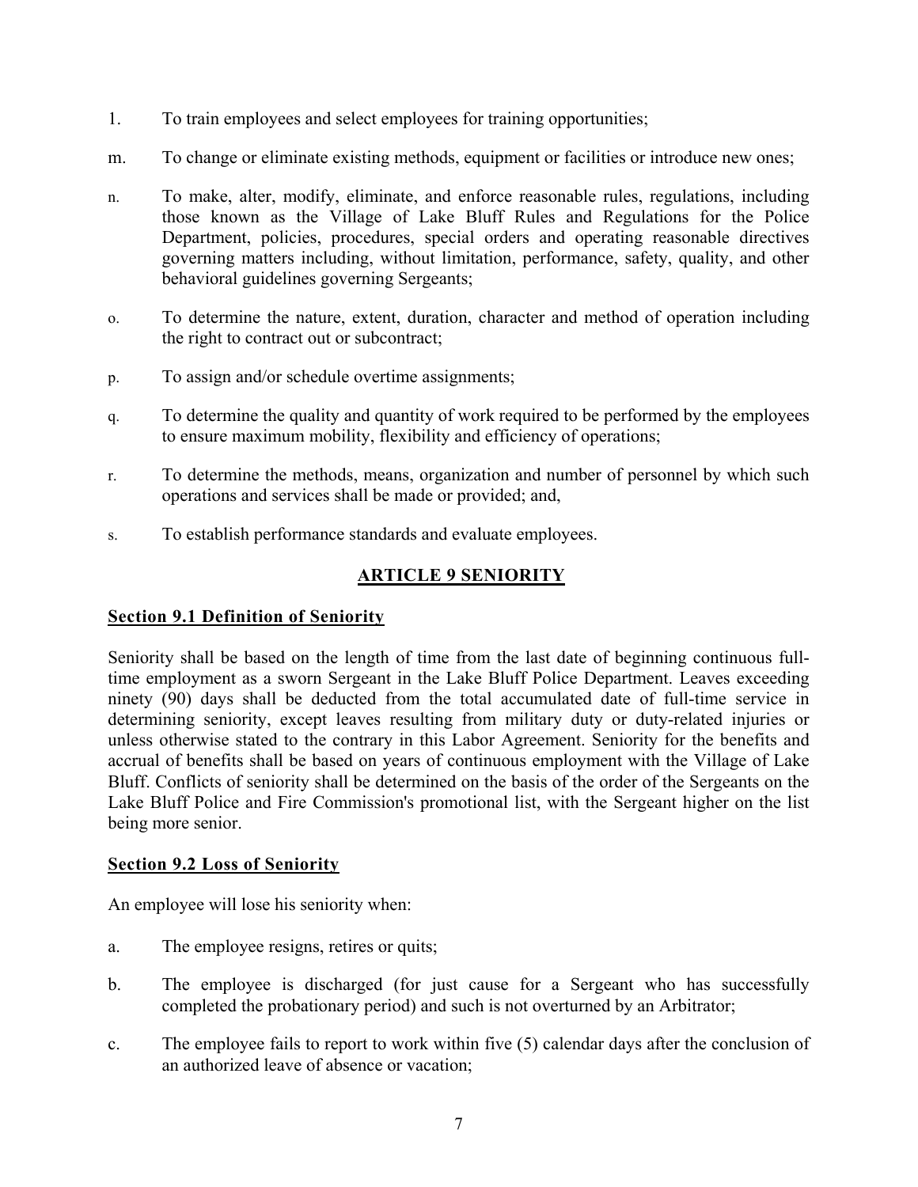l. To train employees and select employees for training opportunities;

m. To change or eliminate existing methods, equipment or facilities or introduce new ones;

n. To make, alter, modify, eliminate, and enforce reasonable rules, regulations, including those known as the Village of Lake Bluff Rules and Regulations for the Police Department, policies, procedures, special orders and operating reasonable directives governing matters including, without limitation, performance, safety, quality, and other behavioral guidelines governing Sergeants;

o. To determine the nature, extent, duration, character and method of operation including the right to contract out or subcontract;

p. To assign and/or schedule overtime assignments;

q. To determine the quality and quantity of work required to be performed by the employees to ensure maximum mobility, flexibility and efficiency of operations;

r. To determine the methods, means, organization and number of personnel by which such operations and services shall be made or provided; and,

s. To establish performance standards and evaluate employees.

## ARTICLE 9 SENIORITY

### Section 9.1 Definition of Seniority

Seniority shall be based on the length of time from the last date of beginning continuous full-time employment as a sworn Sergeant in the Lake Bluff Police Department. Leaves exceeding ninety (90) days shall be deducted from the total accumulated date of full-time service in determining seniority, except leaves resulting from military duty or duty-related injuries or unless otherwise stated to the contrary in this Labor Agreement. Seniority for the benefits and accrual of benefits shall be based on years of continuous employment with the Village of Lake Bluff. Conflicts of seniority shall be determined on the basis of the order of the Sergeants on the Lake Bluff Police and Fire Commission's promotional list, with the Sergeant higher on the list being more senior.

### Section 9.2 Loss of Seniority

An employee will lose his seniority when:

a. The employee resigns, retires or quits;

b. The employee is discharged (for just cause for a Sergeant who has successfully completed the probationary period) and such is not overturned by an Arbitrator;

c. The employee fails to report to work within five (5) calendar days after the conclusion of an authorized leave of absence or vacation;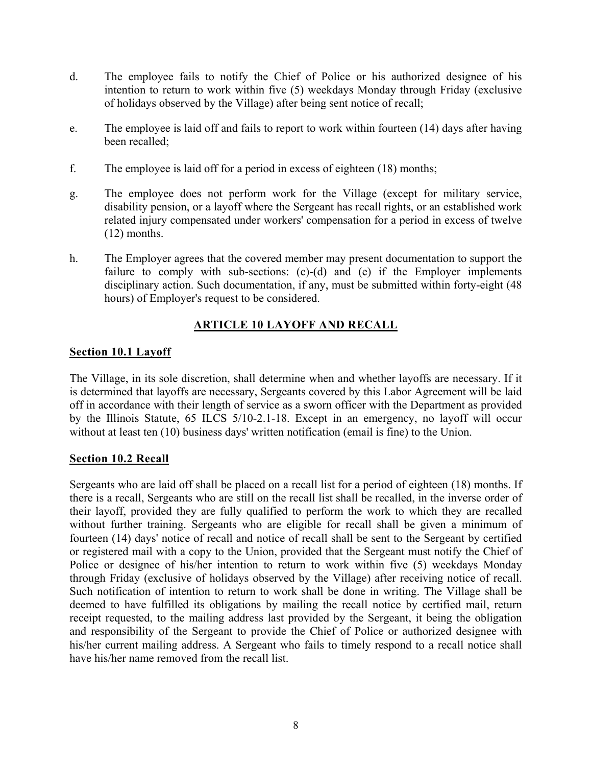d. The employee fails to notify the Chief of Police or his authorized designee of his intention to return to work within five (5) weekdays Monday through Friday (exclusive of holidays observed by the Village) after being sent notice of recall;

e. The employee is laid off and fails to report to work within fourteen (14) days after having been recalled;

f. The employee is laid off for a period in excess of eighteen (18) months;

g. The employee does not perform work for the Village (except for military service, disability pension, or a layoff where the Sergeant has recall rights, or an established work related injury compensated under workers' compensation for a period in excess of twelve (12) months.

h. The Employer agrees that the covered member may present documentation to support the failure to comply with sub-sections: (c)-(d) and (e) if the Employer implements disciplinary action. Such documentation, if any, must be submitted within forty-eight (48 hours) of Employer's request to be considered.

## ARTICLE 10 LAYOFF AND RECALL

### Section 10.1 Layoff

The Village, in its sole discretion, shall determine when and whether layoffs are necessary. If it is determined that layoffs are necessary, Sergeants covered by this Labor Agreement will be laid off in accordance with their length of service as a sworn officer with the Department as provided by the Illinois Statute, 65 ILCS 5/10-2.1-18. Except in an emergency, no layoff will occur without at least ten (10) business days' written notification (email is fine) to the Union.

### Section 10.2 Recall

Sergeants who are laid off shall be placed on a recall list for a period of eighteen (18) months. If there is a recall, Sergeants who are still on the recall list shall be recalled, in the inverse order of their layoff, provided they are fully qualified to perform the work to which they are recalled without further training. Sergeants who are eligible for recall shall be given a minimum of fourteen (14) days' notice of recall and notice of recall shall be sent to the Sergeant by certified or registered mail with a copy to the Union, provided that the Sergeant must notify the Chief of Police or designee of his/her intention to return to work within five (5) weekdays Monday through Friday (exclusive of holidays observed by the Village) after receiving notice of recall. Such notification of intention to return to work shall be done in writing. The Village shall be deemed to have fulfilled its obligations by mailing the recall notice by certified mail, return receipt requested, to the mailing address last provided by the Sergeant, it being the obligation and responsibility of the Sergeant to provide the Chief of Police or authorized designee with his/her current mailing address. A Sergeant who fails to timely respond to a recall notice shall have his/her name removed from the recall list.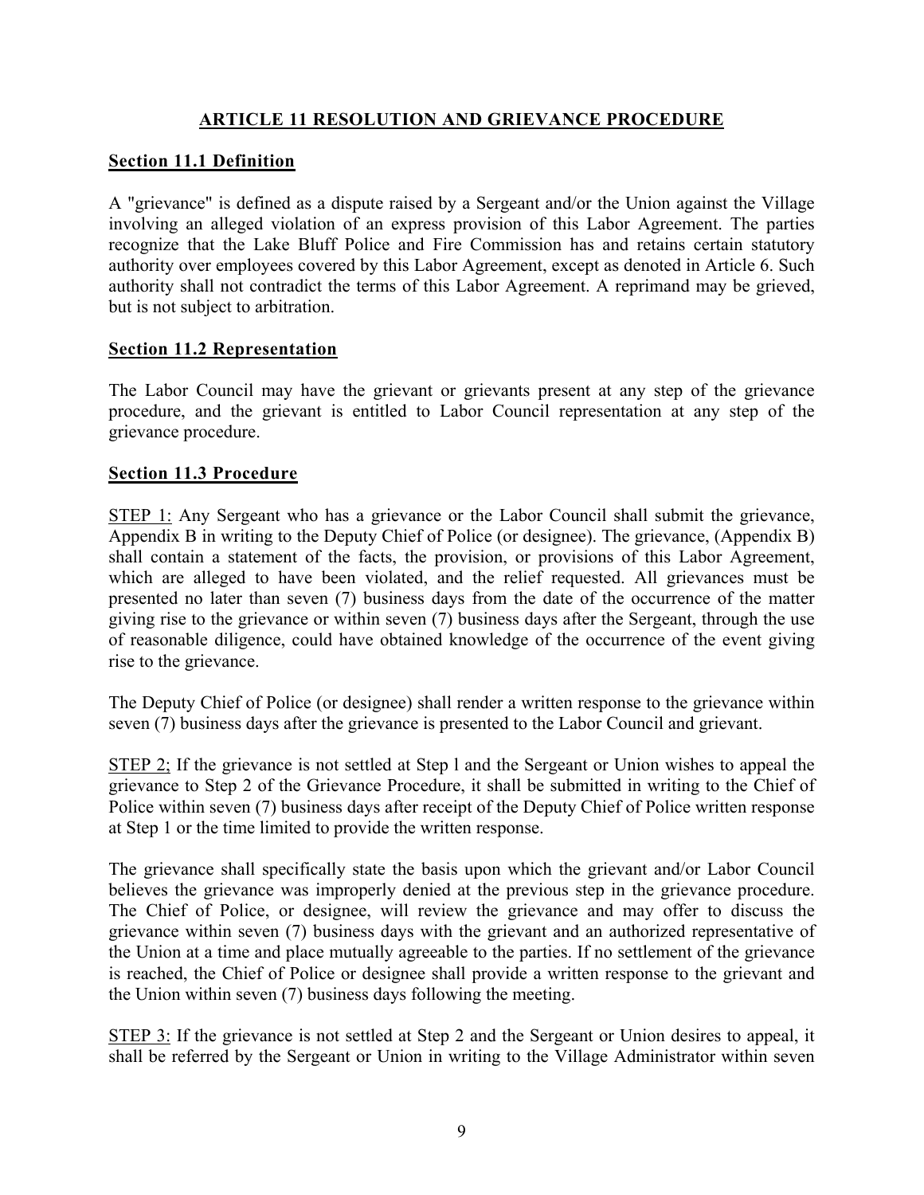## ARTICLE 11 RESOLUTION AND GRIEVANCE PROCEDURE

### Section 11.1 Definition

A "grievance" is defined as a dispute raised by a Sergeant and/or the Union against the Village involving an alleged violation of an express provision of this Labor Agreement. The parties recognize that the Lake Bluff Police and Fire Commission has and retains certain statutory authority over employees covered by this Labor Agreement, except as denoted in Article 6. Such authority shall not contradict the terms of this Labor Agreement. A reprimand may be grieved, but is not subject to arbitration.

### Section 11.2 Representation

The Labor Council may have the grievant or grievants present at any step of the grievance procedure, and the grievant is entitled to Labor Council representation at any step of the grievance procedure.

### Section 11.3 Procedure

STEP 1: Any Sergeant who has a grievance or the Labor Council shall submit the grievance, Appendix B in writing to the Deputy Chief of Police (or designee). The grievance, (Appendix B) shall contain a statement of the facts, the provision, or provisions of this Labor Agreement, which are alleged to have been violated, and the relief requested. All grievances must be presented no later than seven (7) business days from the date of the occurrence of the matter giving rise to the grievance or within seven (7) business days after the Sergeant, through the use of reasonable diligence, could have obtained knowledge of the occurrence of the event giving rise to the grievance.

The Deputy Chief of Police (or designee) shall render a written response to the grievance within seven (7) business days after the grievance is presented to the Labor Council and grievant.

STEP 2; If the grievance is not settled at Step l and the Sergeant or Union wishes to appeal the grievance to Step 2 of the Grievance Procedure, it shall be submitted in writing to the Chief of Police within seven (7) business days after receipt of the Deputy Chief of Police written response at Step 1 or the time limited to provide the written response.

The grievance shall specifically state the basis upon which the grievant and/or Labor Council believes the grievance was improperly denied at the previous step in the grievance procedure. The Chief of Police, or designee, will review the grievance and may offer to discuss the grievance within seven (7) business days with the grievant and an authorized representative of the Union at a time and place mutually agreeable to the parties. If no settlement of the grievance is reached, the Chief of Police or designee shall provide a written response to the grievant and the Union within seven (7) business days following the meeting.

STEP 3: If the grievance is not settled at Step 2 and the Sergeant or Union desires to appeal, it shall be referred by the Sergeant or Union in writing to the Village Administrator within seven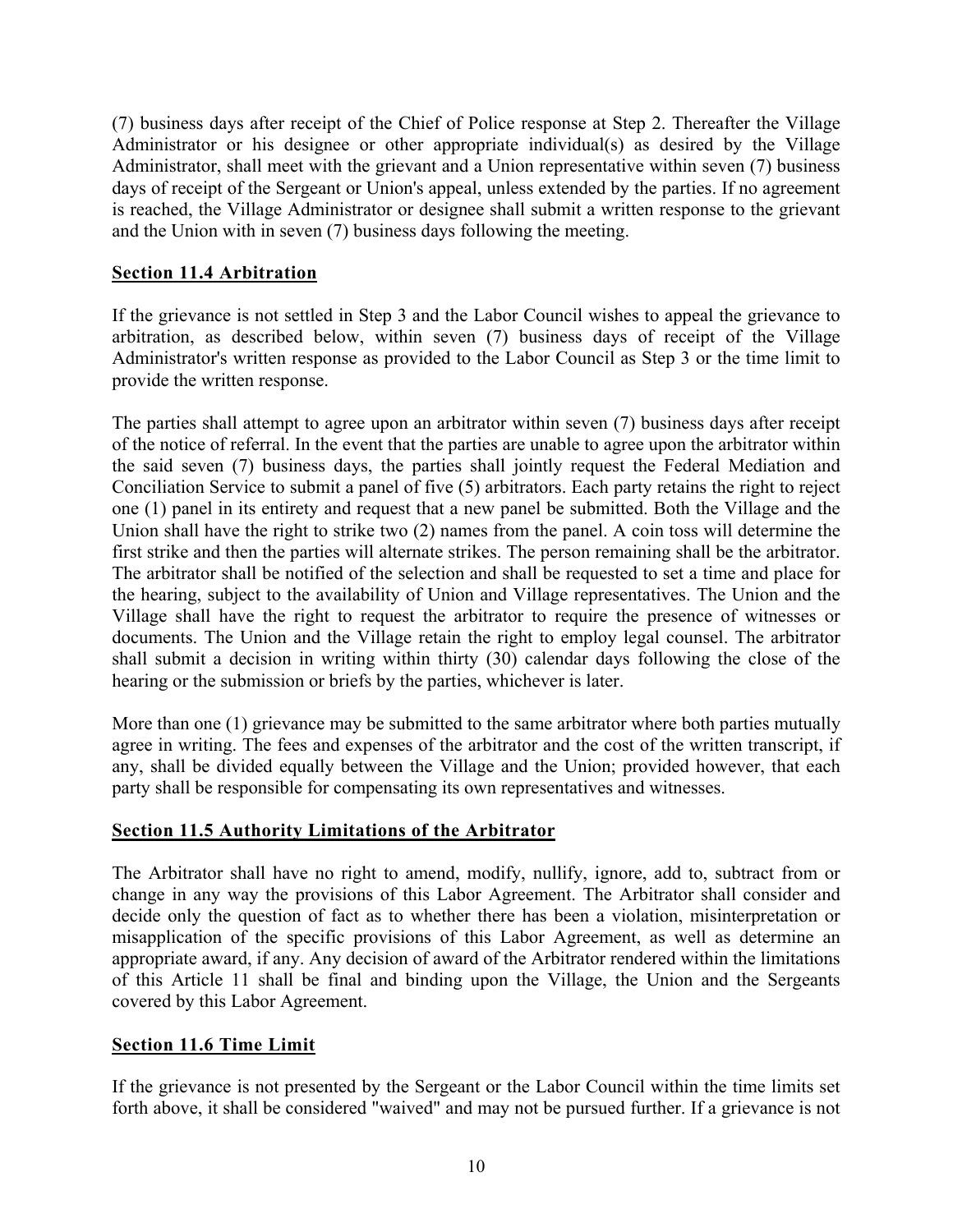(7) business days after receipt of the Chief of Police response at Step 2. Thereafter the Village Administrator or his designee or other appropriate individual(s) as desired by the Village Administrator, shall meet with the grievant and a Union representative within seven (7) business days of receipt of the Sergeant or Union's appeal, unless extended by the parties. If no agreement is reached, the Village Administrator or designee shall submit a written response to the grievant and the Union with in seven (7) business days following the meeting.

## Section 11.4 Arbitration

If the grievance is not settled in Step 3 and the Labor Council wishes to appeal the grievance to arbitration, as described below, within seven (7) business days of receipt of the Village Administrator's written response as provided to the Labor Council as Step 3 or the time limit to provide the written response.

The parties shall attempt to agree upon an arbitrator within seven (7) business days after receipt of the notice of referral. In the event that the parties are unable to agree upon the arbitrator within the said seven (7) business days, the parties shall jointly request the Federal Mediation and Conciliation Service to submit a panel of five (5) arbitrators. Each party retains the right to reject one (1) panel in its entirety and request that a new panel be submitted. Both the Village and the Union shall have the right to strike two (2) names from the panel. A coin toss will determine the first strike and then the parties will alternate strikes. The person remaining shall be the arbitrator. The arbitrator shall be notified of the selection and shall be requested to set a time and place for the hearing, subject to the availability of Union and Village representatives. The Union and the Village shall have the right to request the arbitrator to require the presence of witnesses or documents. The Union and the Village retain the right to employ legal counsel. The arbitrator shall submit a decision in writing within thirty (30) calendar days following the close of the hearing or the submission or briefs by the parties, whichever is later.

More than one (1) grievance may be submitted to the same arbitrator where both parties mutually agree in writing. The fees and expenses of the arbitrator and the cost of the written transcript, if any, shall be divided equally between the Village and the Union; provided however, that each party shall be responsible for compensating its own representatives and witnesses.

## Section 11.5 Authority Limitations of the Arbitrator

The Arbitrator shall have no right to amend, modify, nullify, ignore, add to, subtract from or change in any way the provisions of this Labor Agreement. The Arbitrator shall consider and decide only the question of fact as to whether there has been a violation, misinterpretation or misapplication of the specific provisions of this Labor Agreement, as well as determine an appropriate award, if any. Any decision of award of the Arbitrator rendered within the limitations of this Article 11 shall be final and binding upon the Village, the Union and the Sergeants covered by this Labor Agreement.

## Section 11.6 Time Limit

If the grievance is not presented by the Sergeant or the Labor Council within the time limits set forth above, it shall be considered "waived" and may not be pursued further. If a grievance is not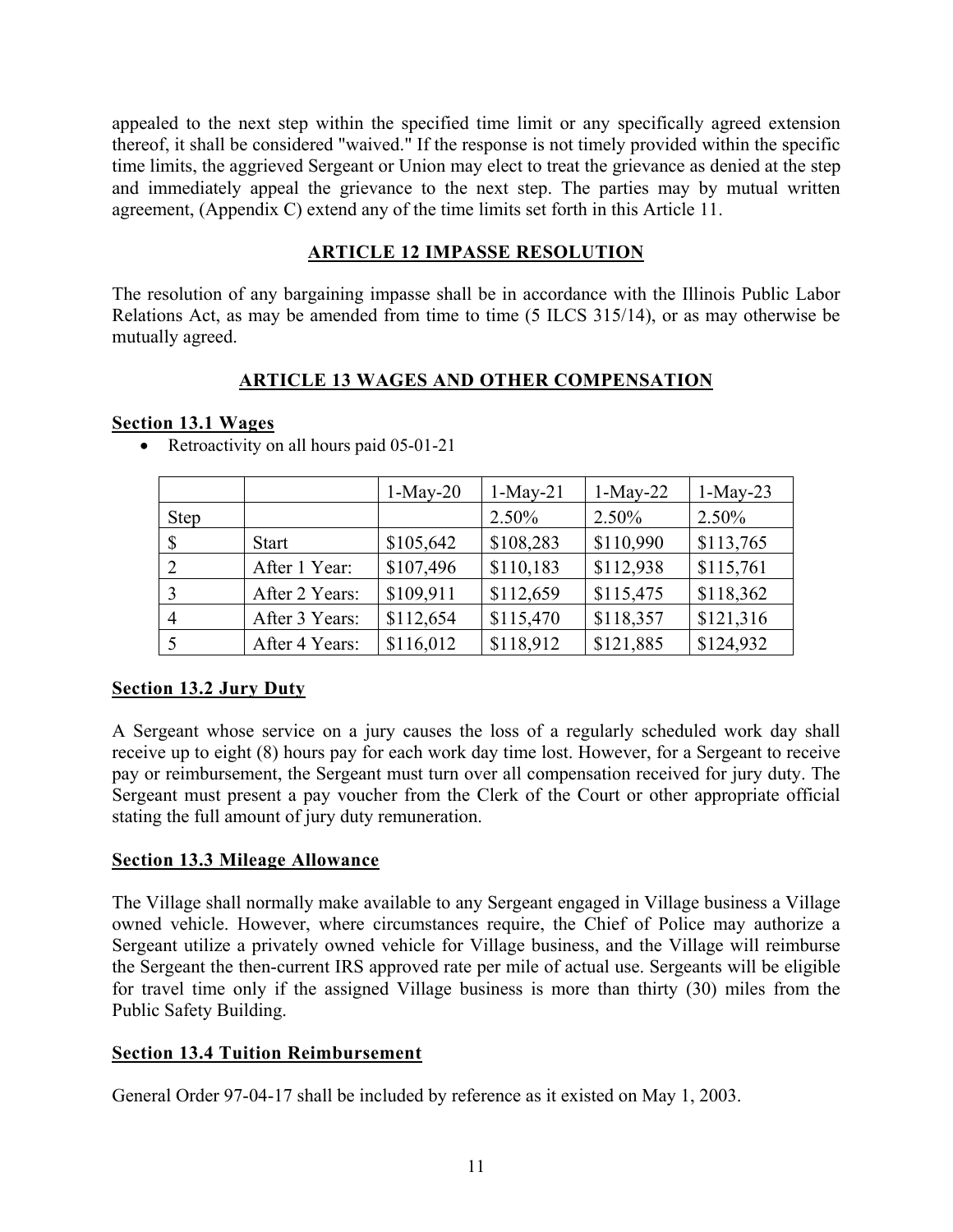appealed to the next step within the specified time limit or any specifically agreed extension thereof, it shall be considered "waived." If the response is not timely provided within the specific time limits, the aggrieved Sergeant or Union may elect to treat the grievance as denied at the step and immediately appeal the grievance to the next step. The parties may by mutual written agreement, (Appendix C) extend any of the time limits set forth in this Article 11.

## ARTICLE 12 IMPASSE RESOLUTION

The resolution of any bargaining impasse shall be in accordance with the Illinois Public Labor Relations Act, as may be amended from time to time (5 ILCS 315/14), or as may otherwise be mutually agreed.

## ARTICLE 13 WAGES AND OTHER COMPENSATION

### Section 13.1 Wages

- Retroactivity on all hours paid 05-01-21

| | | 1-May-20 | 1-May-21 | 1-May-22 | 1-May-23 |
|---|---|---|---|---|---|
| Step | | | 2.50% | 2.50% | 2.50% |
| $ | Start | $105,642 | $108,283 | $110,990 | $113,765 |
| 2 | After 1 Year: | $107,496 | $110,183 | $112,938 | $115,761 |
| 3 | After 2 Years: | $109,911 | $112,659 | $115,475 | $118,362 |
| 4 | After 3 Years: | $112,654 | $115,470 | $118,357 | $121,316 |
| 5 | After 4 Years: | $116,012 | $118,912 | $121,885 | $124,932 |

### Section 13.2 Jury Duty

A Sergeant whose service on a jury causes the loss of a regularly scheduled work day shall receive up to eight (8) hours pay for each work day time lost. However, for a Sergeant to receive pay or reimbursement, the Sergeant must turn over all compensation received for jury duty. The Sergeant must present a pay voucher from the Clerk of the Court or other appropriate official stating the full amount of jury duty remuneration.

### Section 13.3 Mileage Allowance

The Village shall normally make available to any Sergeant engaged in Village business a Village owned vehicle. However, where circumstances require, the Chief of Police may authorize a Sergeant utilize a privately owned vehicle for Village business, and the Village will reimburse the Sergeant the then-current IRS approved rate per mile of actual use. Sergeants will be eligible for travel time only if the assigned Village business is more than thirty (30) miles from the Public Safety Building.

### Section 13.4 Tuition Reimbursement

General Order 97-04-17 shall be included by reference as it existed on May 1, 2003.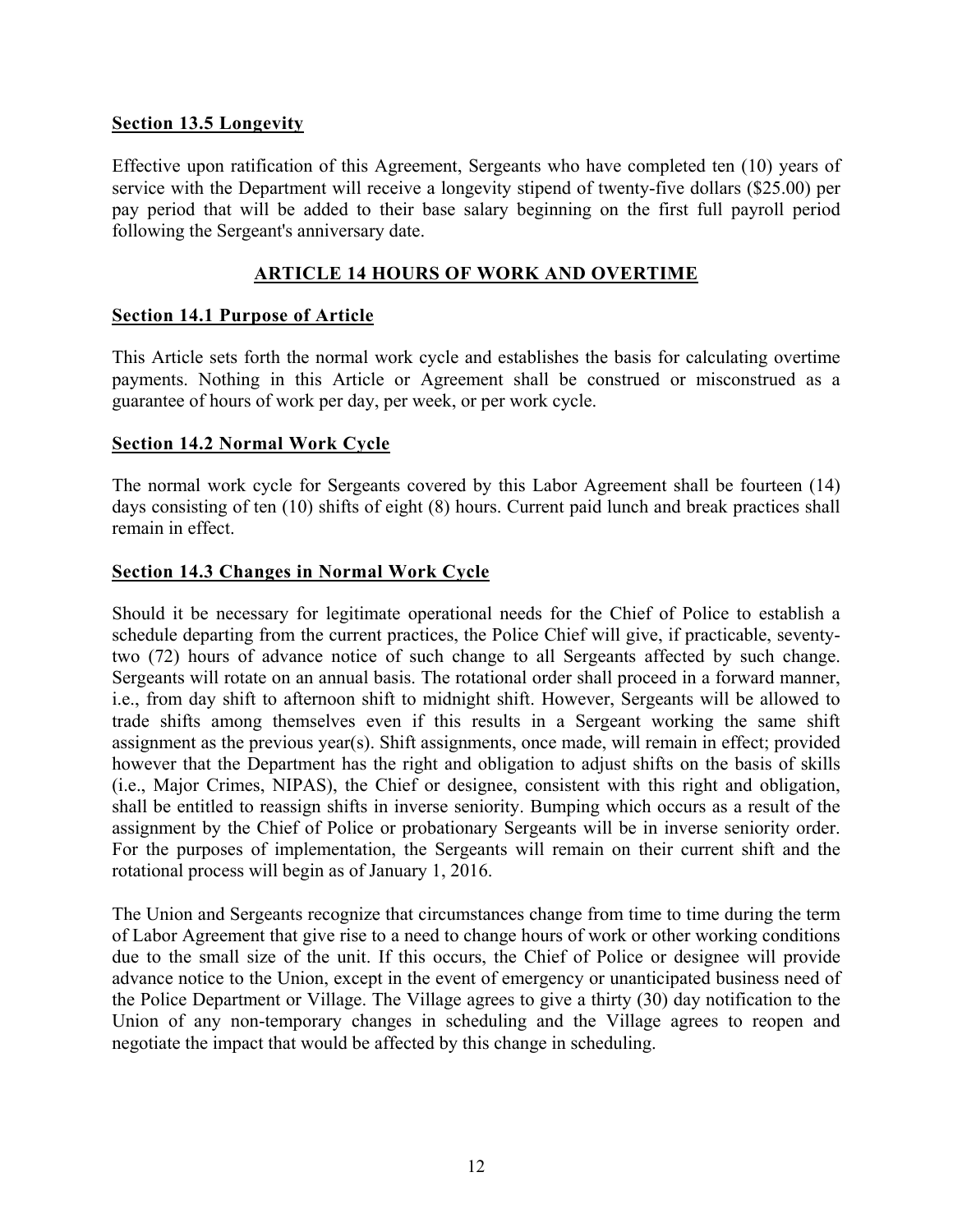**Section 13.5 Longevity**

Effective upon ratification of this Agreement, Sergeants who have completed ten (10) years of service with the Department will receive a longevity stipend of twenty-five dollars ($25.00) per pay period that will be added to their base salary beginning on the first full payroll period following the Sergeant's anniversary date.

## ARTICLE 14 HOURS OF WORK AND OVERTIME

**Section 14.1 Purpose of Article**

This Article sets forth the normal work cycle and establishes the basis for calculating overtime payments. Nothing in this Article or Agreement shall be construed or misconstrued as a guarantee of hours of work per day, per week, or per work cycle.

**Section 14.2 Normal Work Cycle**

The normal work cycle for Sergeants covered by this Labor Agreement shall be fourteen (14) days consisting of ten (10) shifts of eight (8) hours. Current paid lunch and break practices shall remain in effect.

**Section 14.3 Changes in Normal Work Cycle**

Should it be necessary for legitimate operational needs for the Chief of Police to establish a schedule departing from the current practices, the Police Chief will give, if practicable, seventy-two (72) hours of advance notice of such change to all Sergeants affected by such change. Sergeants will rotate on an annual basis. The rotational order shall proceed in a forward manner, i.e., from day shift to afternoon shift to midnight shift. However, Sergeants will be allowed to trade shifts among themselves even if this results in a Sergeant working the same shift assignment as the previous year(s). Shift assignments, once made, will remain in effect; provided however that the Department has the right and obligation to adjust shifts on the basis of skills (i.e., Major Crimes, NIPAS), the Chief or designee, consistent with this right and obligation, shall be entitled to reassign shifts in inverse seniority. Bumping which occurs as a result of the assignment by the Chief of Police or probationary Sergeants will be in inverse seniority order. For the purposes of implementation, the Sergeants will remain on their current shift and the rotational process will begin as of January 1, 2016.

The Union and Sergeants recognize that circumstances change from time to time during the term of Labor Agreement that give rise to a need to change hours of work or other working conditions due to the small size of the unit. If this occurs, the Chief of Police or designee will provide advance notice to the Union, except in the event of emergency or unanticipated business need of the Police Department or Village. The Village agrees to give a thirty (30) day notification to the Union of any non-temporary changes in scheduling and the Village agrees to reopen and negotiate the impact that would be affected by this change in scheduling.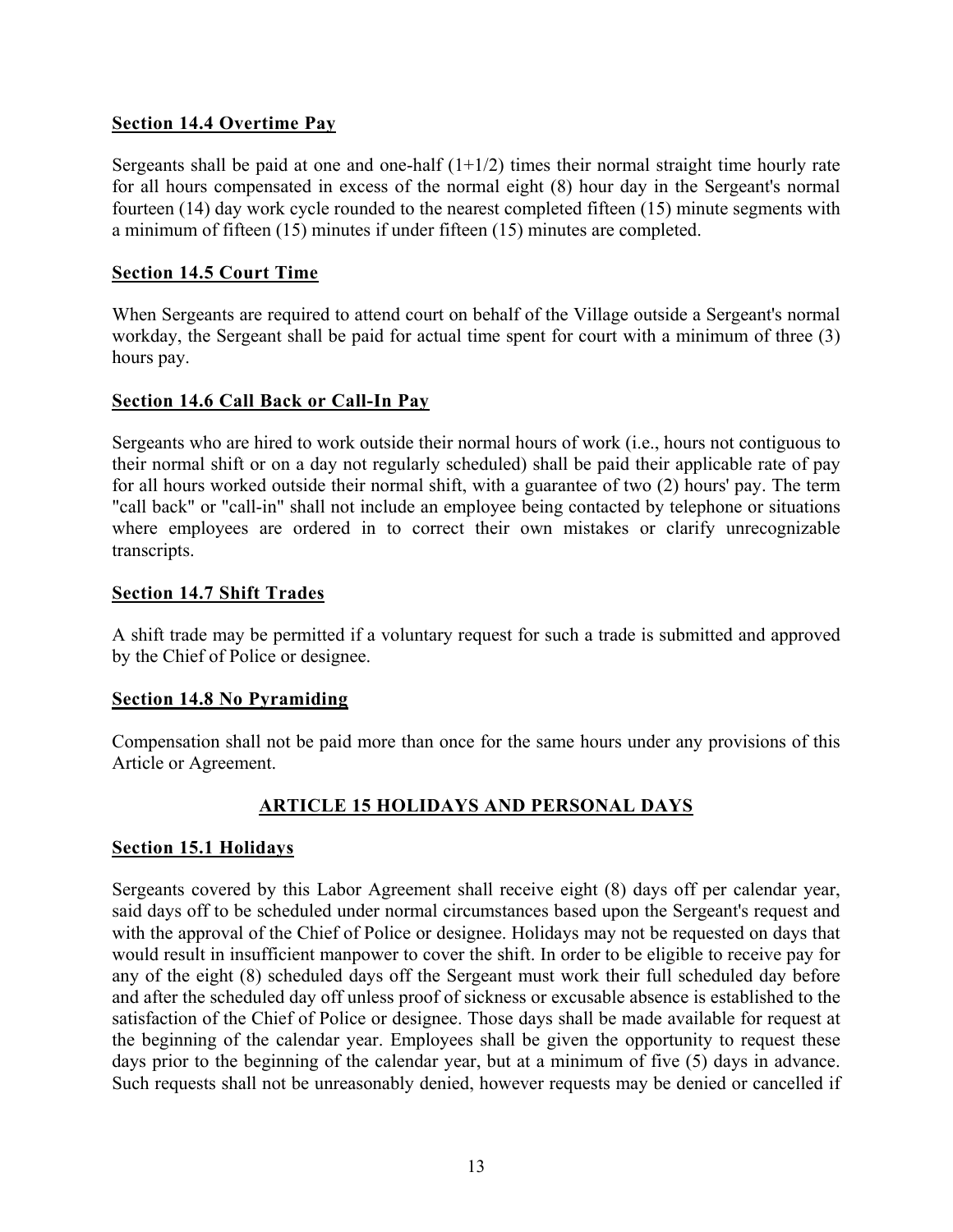### Section 14.4 Overtime Pay

Sergeants shall be paid at one and one-half (1+1/2) times their normal straight time hourly rate for all hours compensated in excess of the normal eight (8) hour day in the Sergeant's normal fourteen (14) day work cycle rounded to the nearest completed fifteen (15) minute segments with a minimum of fifteen (15) minutes if under fifteen (15) minutes are completed.

### Section 14.5 Court Time

When Sergeants are required to attend court on behalf of the Village outside a Sergeant's normal workday, the Sergeant shall be paid for actual time spent for court with a minimum of three (3) hours pay.

### Section 14.6 Call Back or Call-In Pay

Sergeants who are hired to work outside their normal hours of work (i.e., hours not contiguous to their normal shift or on a day not regularly scheduled) shall be paid their applicable rate of pay for all hours worked outside their normal shift, with a guarantee of two (2) hours' pay. The term "call back" or "call-in" shall not include an employee being contacted by telephone or situations where employees are ordered in to correct their own mistakes or clarify unrecognizable transcripts.

### Section 14.7 Shift Trades

A shift trade may be permitted if a voluntary request for such a trade is submitted and approved by the Chief of Police or designee.

### Section 14.8 No Pyramiding

Compensation shall not be paid more than once for the same hours under any provisions of this Article or Agreement.

## ARTICLE 15 HOLIDAYS AND PERSONAL DAYS

### Section 15.1 Holidays

Sergeants covered by this Labor Agreement shall receive eight (8) days off per calendar year, said days off to be scheduled under normal circumstances based upon the Sergeant's request and with the approval of the Chief of Police or designee. Holidays may not be requested on days that would result in insufficient manpower to cover the shift. In order to be eligible to receive pay for any of the eight (8) scheduled days off the Sergeant must work their full scheduled day before and after the scheduled day off unless proof of sickness or excusable absence is established to the satisfaction of the Chief of Police or designee. Those days shall be made available for request at the beginning of the calendar year. Employees shall be given the opportunity to request these days prior to the beginning of the calendar year, but at a minimum of five (5) days in advance. Such requests shall not be unreasonably denied, however requests may be denied or cancelled if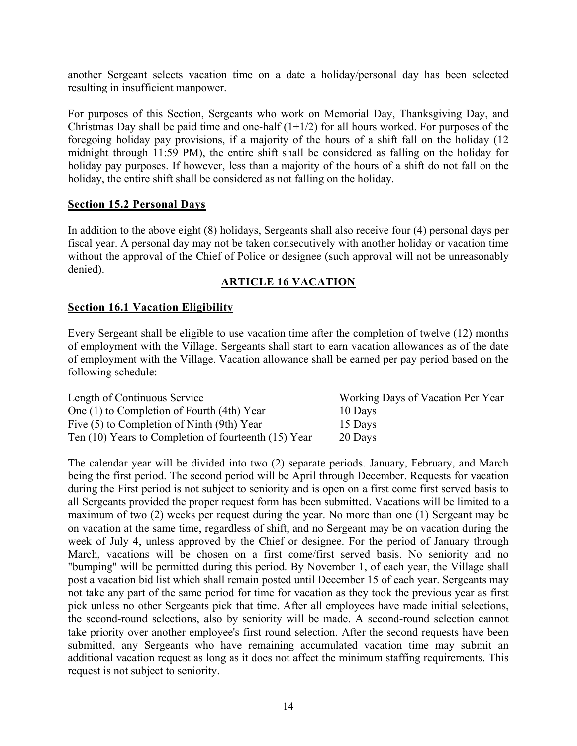another Sergeant selects vacation time on a date a holiday/personal day has been selected resulting in insufficient manpower.

For purposes of this Section, Sergeants who work on Memorial Day, Thanksgiving Day, and Christmas Day shall be paid time and one-half (1+1/2) for all hours worked. For purposes of the foregoing holiday pay provisions, if a majority of the hours of a shift fall on the holiday (12 midnight through 11:59 PM), the entire shift shall be considered as falling on the holiday for holiday pay purposes. If however, less than a majority of the hours of a shift do not fall on the holiday, the entire shift shall be considered as not falling on the holiday.

**Section 15.2 Personal Days**

In addition to the above eight (8) holidays, Sergeants shall also receive four (4) personal days per fiscal year. A personal day may not be taken consecutively with another holiday or vacation time without the approval of the Chief of Police or designee (such approval will not be unreasonably denied).

## ARTICLE 16 VACATION

**Section 16.1 Vacation Eligibility**

Every Sergeant shall be eligible to use vacation time after the completion of twelve (12) months of employment with the Village. Sergeants shall start to earn vacation allowances as of the date of employment with the Village. Vacation allowance shall be earned per pay period based on the following schedule:

| Length of Continuous Service | Working Days of Vacation Per Year |
|---|---|
| One (1) to Completion of Fourth (4th) Year | 10 Days |
| Five (5) to Completion of Ninth (9th) Year | 15 Days |
| Ten (10) Years to Completion of fourteenth (15) Year | 20 Days |

The calendar year will be divided into two (2) separate periods. January, February, and March being the first period. The second period will be April through December. Requests for vacation during the First period is not subject to seniority and is open on a first come first served basis to all Sergeants provided the proper request form has been submitted. Vacations will be limited to a maximum of two (2) weeks per request during the year. No more than one (1) Sergeant may be on vacation at the same time, regardless of shift, and no Sergeant may be on vacation during the week of July 4, unless approved by the Chief or designee. For the period of January through March, vacations will be chosen on a first come/first served basis. No seniority and no "bumping" will be permitted during this period. By November 1, of each year, the Village shall post a vacation bid list which shall remain posted until December 15 of each year. Sergeants may not take any part of the same period for time for vacation as they took the previous year as first pick unless no other Sergeants pick that time. After all employees have made initial selections, the second-round selections, also by seniority will be made. A second-round selection cannot take priority over another employee's first round selection. After the second requests have been submitted, any Sergeants who have remaining accumulated vacation time may submit an additional vacation request as long as it does not affect the minimum staffing requirements. This request is not subject to seniority.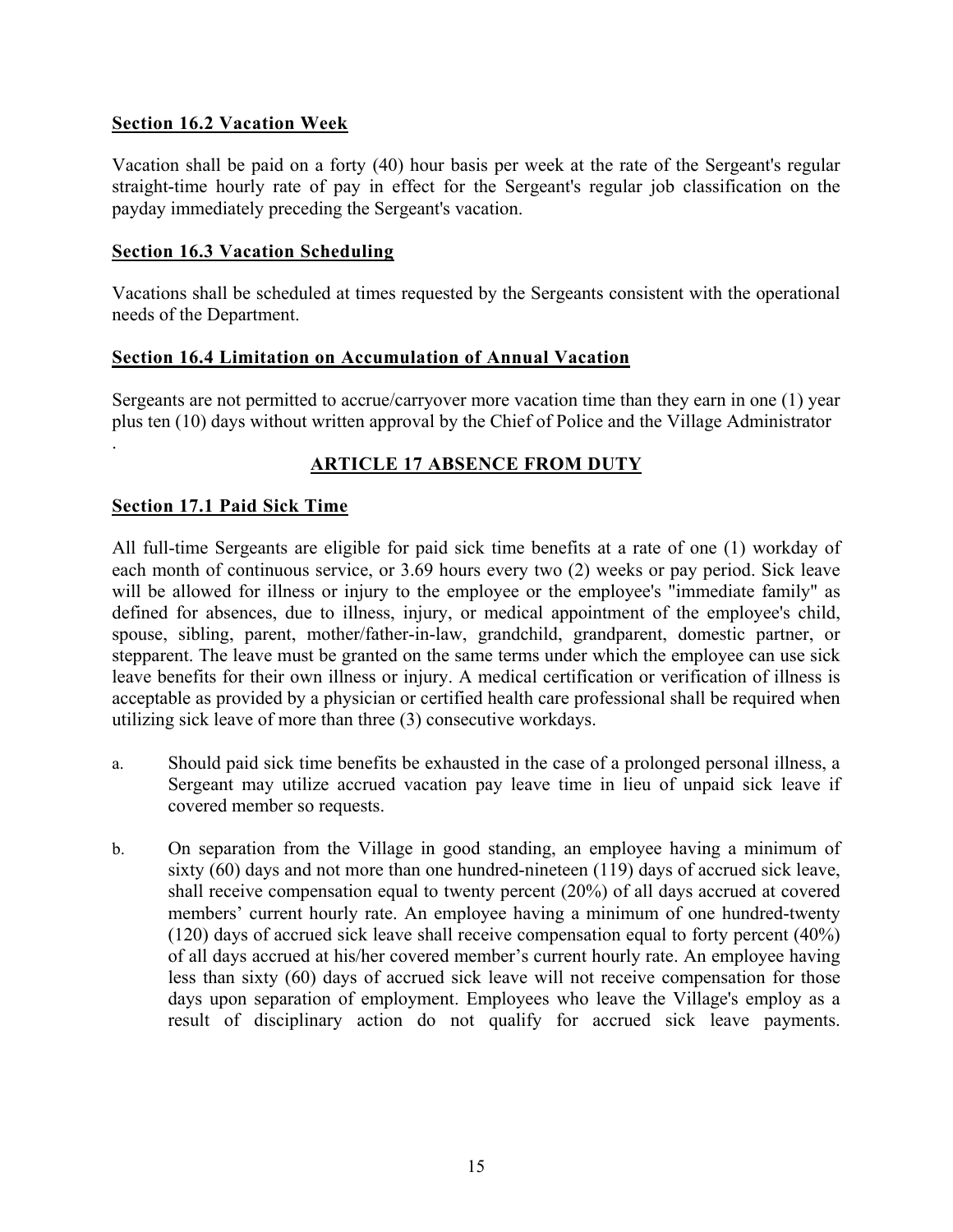**Section 16.2 Vacation Week**

Vacation shall be paid on a forty (40) hour basis per week at the rate of the Sergeant's regular straight-time hourly rate of pay in effect for the Sergeant's regular job classification on the payday immediately preceding the Sergeant's vacation.

**Section 16.3 Vacation Scheduling**

Vacations shall be scheduled at times requested by the Sergeants consistent with the operational needs of the Department.

**Section 16.4 Limitation on Accumulation of Annual Vacation**

Sergeants are not permitted to accrue/carryover more vacation time than they earn in one (1) year plus ten (10) days without written approval by the Chief of Police and the Village Administrator
.

## ARTICLE 17 ABSENCE FROM DUTY

**Section 17.1 Paid Sick Time**

All full-time Sergeants are eligible for paid sick time benefits at a rate of one (1) workday of each month of continuous service, or 3.69 hours every two (2) weeks or pay period. Sick leave will be allowed for illness or injury to the employee or the employee's "immediate family" as defined for absences, due to illness, injury, or medical appointment of the employee's child, spouse, sibling, parent, mother/father-in-law, grandchild, grandparent, domestic partner, or stepparent. The leave must be granted on the same terms under which the employee can use sick leave benefits for their own illness or injury. A medical certification or verification of illness is acceptable as provided by a physician or certified health care professional shall be required when utilizing sick leave of more than three (3) consecutive workdays.

a. Should paid sick time benefits be exhausted in the case of a prolonged personal illness, a Sergeant may utilize accrued vacation pay leave time in lieu of unpaid sick leave if covered member so requests.

b. On separation from the Village in good standing, an employee having a minimum of sixty (60) days and not more than one hundred-nineteen (119) days of accrued sick leave, shall receive compensation equal to twenty percent (20%) of all days accrued at covered members' current hourly rate. An employee having a minimum of one hundred-twenty (120) days of accrued sick leave shall receive compensation equal to forty percent (40%) of all days accrued at his/her covered member's current hourly rate. An employee having less than sixty (60) days of accrued sick leave will not receive compensation for those days upon separation of employment. Employees who leave the Village's employ as a result of disciplinary action do not qualify for accrued sick leave payments.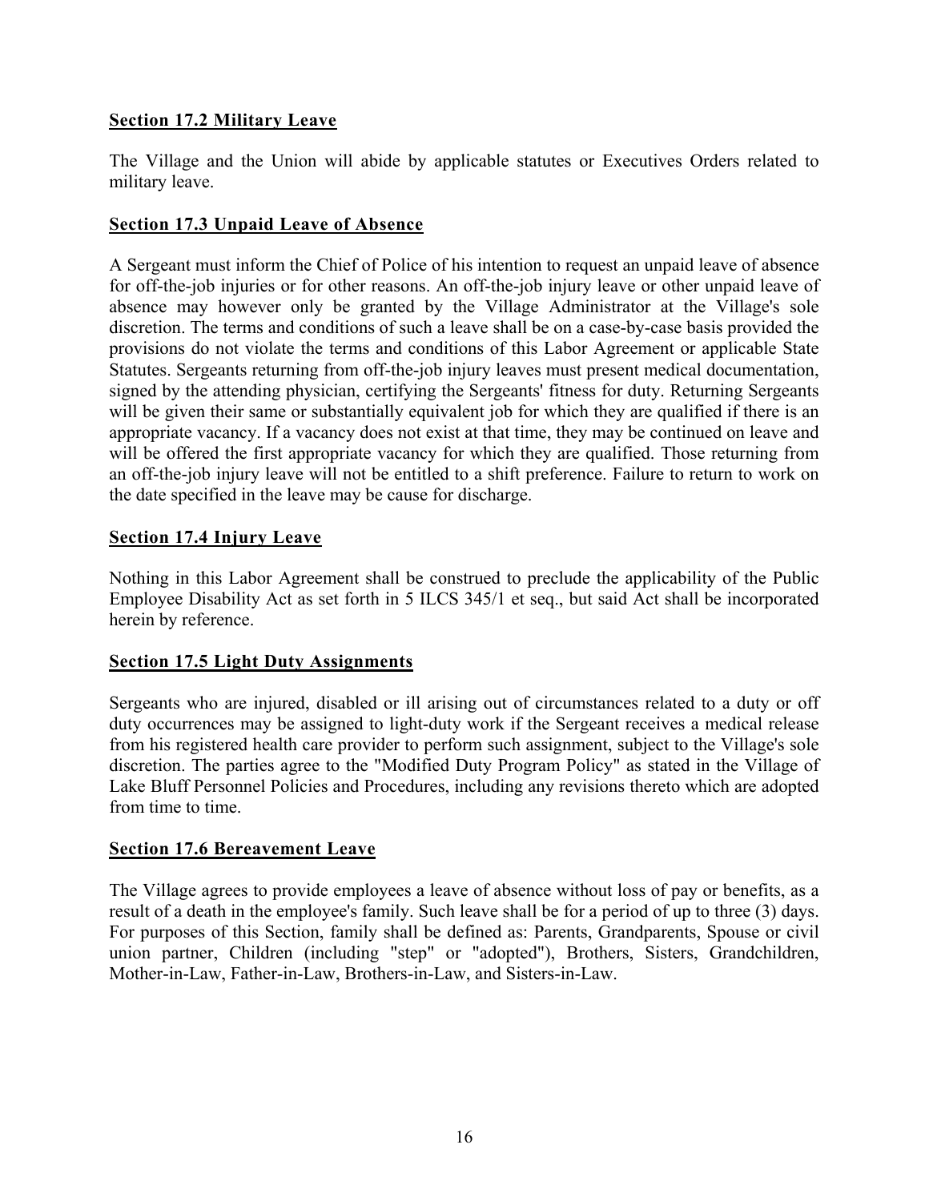**Section 17.2 Military Leave**

The Village and the Union will abide by applicable statutes or Executives Orders related to military leave.

**Section 17.3 Unpaid Leave of Absence**

A Sergeant must inform the Chief of Police of his intention to request an unpaid leave of absence for off-the-job injuries or for other reasons. An off-the-job injury leave or other unpaid leave of absence may however only be granted by the Village Administrator at the Village's sole discretion. The terms and conditions of such a leave shall be on a case-by-case basis provided the provisions do not violate the terms and conditions of this Labor Agreement or applicable State Statutes. Sergeants returning from off-the-job injury leaves must present medical documentation, signed by the attending physician, certifying the Sergeants' fitness for duty. Returning Sergeants will be given their same or substantially equivalent job for which they are qualified if there is an appropriate vacancy. If a vacancy does not exist at that time, they may be continued on leave and will be offered the first appropriate vacancy for which they are qualified. Those returning from an off-the-job injury leave will not be entitled to a shift preference. Failure to return to work on the date specified in the leave may be cause for discharge.

**Section 17.4 Injury Leave**

Nothing in this Labor Agreement shall be construed to preclude the applicability of the Public Employee Disability Act as set forth in 5 ILCS 345/1 et seq., but said Act shall be incorporated herein by reference.

**Section 17.5 Light Duty Assignments**

Sergeants who are injured, disabled or ill arising out of circumstances related to a duty or off duty occurrences may be assigned to light-duty work if the Sergeant receives a medical release from his registered health care provider to perform such assignment, subject to the Village's sole discretion. The parties agree to the "Modified Duty Program Policy" as stated in the Village of Lake Bluff Personnel Policies and Procedures, including any revisions thereto which are adopted from time to time.

**Section 17.6 Bereavement Leave**

The Village agrees to provide employees a leave of absence without loss of pay or benefits, as a result of a death in the employee's family. Such leave shall be for a period of up to three (3) days. For purposes of this Section, family shall be defined as: Parents, Grandparents, Spouse or civil union partner, Children (including "step" or "adopted"), Brothers, Sisters, Grandchildren, Mother-in-Law, Father-in-Law, Brothers-in-Law, and Sisters-in-Law.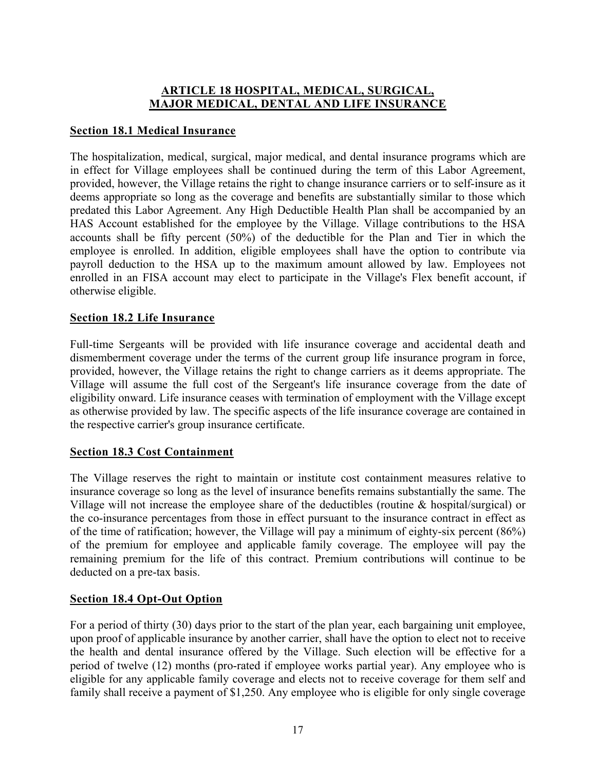## ARTICLE 18 HOSPITAL, MEDICAL, SURGICAL, MAJOR MEDICAL, DENTAL AND LIFE INSURANCE

### Section 18.1 Medical Insurance

The hospitalization, medical, surgical, major medical, and dental insurance programs which are in effect for Village employees shall be continued during the term of this Labor Agreement, provided, however, the Village retains the right to change insurance carriers or to self-insure as it deems appropriate so long as the coverage and benefits are substantially similar to those which predated this Labor Agreement. Any High Deductible Health Plan shall be accompanied by an HAS Account established for the employee by the Village. Village contributions to the HSA accounts shall be fifty percent (50%) of the deductible for the Plan and Tier in which the employee is enrolled. In addition, eligible employees shall have the option to contribute via payroll deduction to the HSA up to the maximum amount allowed by law. Employees not enrolled in an FISA account may elect to participate in the Village's Flex benefit account, if otherwise eligible.

### Section 18.2 Life Insurance

Full-time Sergeants will be provided with life insurance coverage and accidental death and dismemberment coverage under the terms of the current group life insurance program in force, provided, however, the Village retains the right to change carriers as it deems appropriate. The Village will assume the full cost of the Sergeant's life insurance coverage from the date of eligibility onward. Life insurance ceases with termination of employment with the Village except as otherwise provided by law. The specific aspects of the life insurance coverage are contained in the respective carrier's group insurance certificate.

### Section 18.3 Cost Containment

The Village reserves the right to maintain or institute cost containment measures relative to insurance coverage so long as the level of insurance benefits remains substantially the same. The Village will not increase the employee share of the deductibles (routine & hospital/surgical) or the co-insurance percentages from those in effect pursuant to the insurance contract in effect as of the time of ratification; however, the Village will pay a minimum of eighty-six percent (86%) of the premium for employee and applicable family coverage. The employee will pay the remaining premium for the life of this contract. Premium contributions will continue to be deducted on a pre-tax basis.

### Section 18.4 Opt-Out Option

For a period of thirty (30) days prior to the start of the plan year, each bargaining unit employee, upon proof of applicable insurance by another carrier, shall have the option to elect not to receive the health and dental insurance offered by the Village. Such election will be effective for a period of twelve (12) months (pro-rated if employee works partial year). Any employee who is eligible for any applicable family coverage and elects not to receive coverage for them self and family shall receive a payment of $1,250. Any employee who is eligible for only single coverage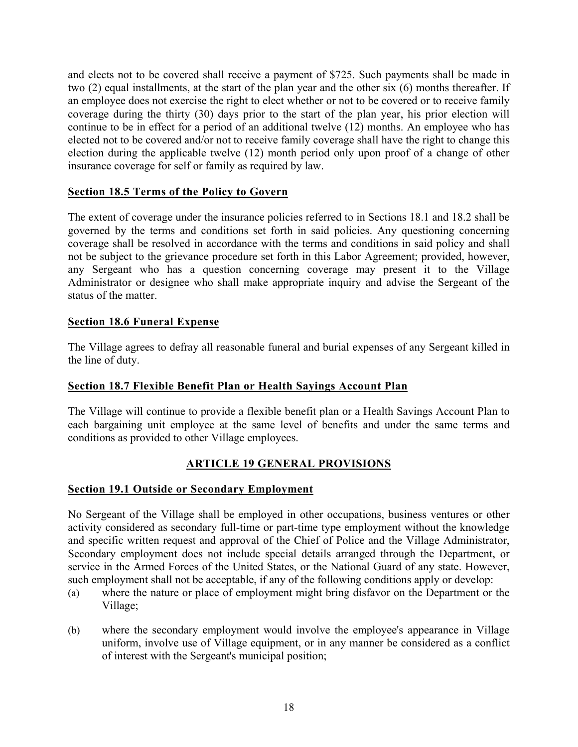and elects not to be covered shall receive a payment of $725. Such payments shall be made in two (2) equal installments, at the start of the plan year and the other six (6) months thereafter. If an employee does not exercise the right to elect whether or not to be covered or to receive family coverage during the thirty (30) days prior to the start of the plan year, his prior election will continue to be in effect for a period of an additional twelve (12) months. An employee who has elected not to be covered and/or not to receive family coverage shall have the right to change this election during the applicable twelve (12) month period only upon proof of a change of other insurance coverage for self or family as required by law.

**Section 18.5 Terms of the Policy to Govern**

The extent of coverage under the insurance policies referred to in Sections 18.1 and 18.2 shall be governed by the terms and conditions set forth in said policies. Any questioning concerning coverage shall be resolved in accordance with the terms and conditions in said policy and shall not be subject to the grievance procedure set forth in this Labor Agreement; provided, however, any Sergeant who has a question concerning coverage may present it to the Village Administrator or designee who shall make appropriate inquiry and advise the Sergeant of the status of the matter.

**Section 18.6 Funeral Expense**

The Village agrees to defray all reasonable funeral and burial expenses of any Sergeant killed in the line of duty.

**Section 18.7 Flexible Benefit Plan or Health Sayings Account Plan**

The Village will continue to provide a flexible benefit plan or a Health Savings Account Plan to each bargaining unit employee at the same level of benefits and under the same terms and conditions as provided to other Village employees.

## ARTICLE 19 GENERAL PROVISIONS

**Section 19.1 Outside or Secondary Employment**

No Sergeant of the Village shall be employed in other occupations, business ventures or other activity considered as secondary full-time or part-time type employment without the knowledge and specific written request and approval of the Chief of Police and the Village Administrator, Secondary employment does not include special details arranged through the Department, or service in the Armed Forces of the United States, or the National Guard of any state. However, such employment shall not be acceptable, if any of the following conditions apply or develop:

(a) where the nature or place of employment might bring disfavor on the Department or the Village;

(b) where the secondary employment would involve the employee's appearance in Village uniform, involve use of Village equipment, or in any manner be considered as a conflict of interest with the Sergeant's municipal position;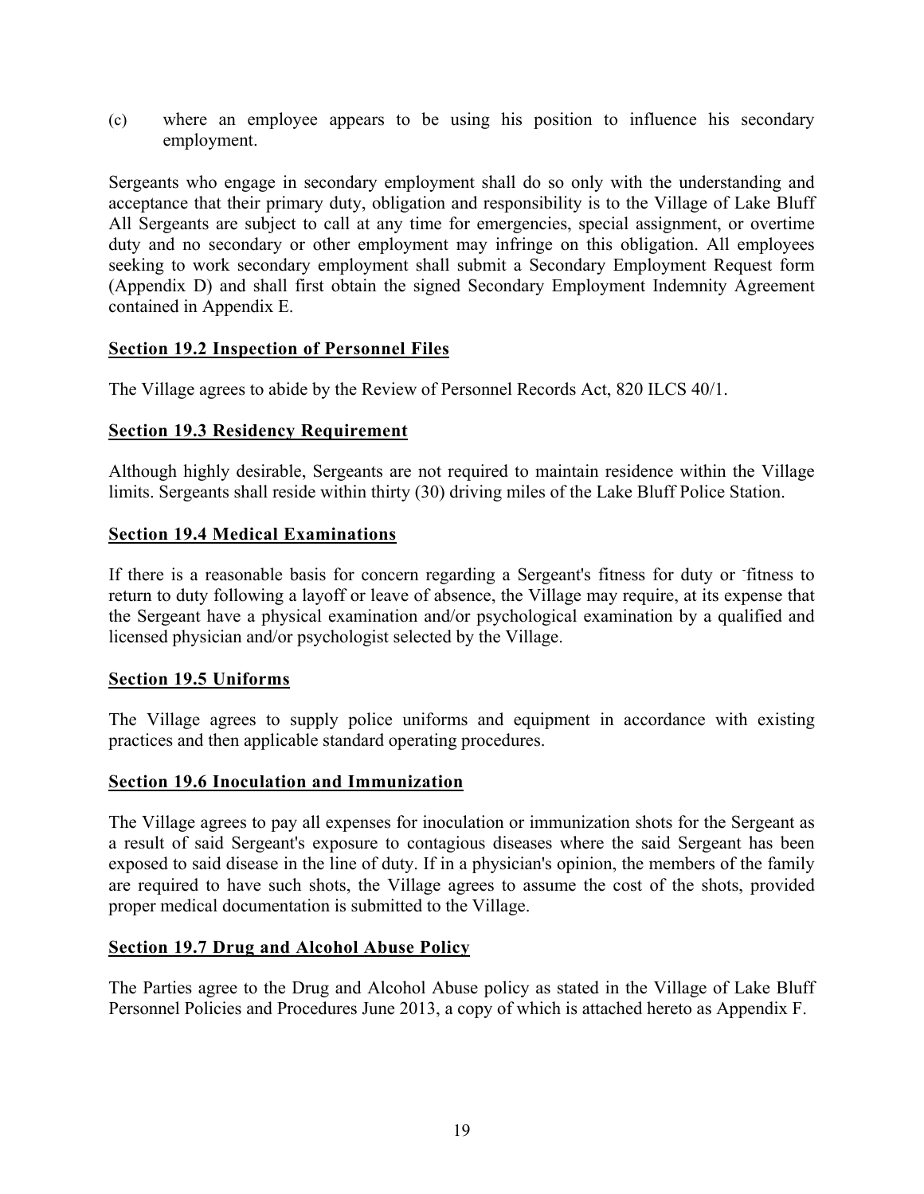(c) where an employee appears to be using his position to influence his secondary employment.

Sergeants who engage in secondary employment shall do so only with the understanding and acceptance that their primary duty, obligation and responsibility is to the Village of Lake Bluff All Sergeants are subject to call at any time for emergencies, special assignment, or overtime duty and no secondary or other employment may infringe on this obligation. All employees seeking to work secondary employment shall submit a Secondary Employment Request form (Appendix D) and shall first obtain the signed Secondary Employment Indemnity Agreement contained in Appendix E.

## Section 19.2 Inspection of Personnel Files

The Village agrees to abide by the Review of Personnel Records Act, 820 ILCS 40/1.

## Section 19.3 Residency Requirement

Although highly desirable, Sergeants are not required to maintain residence within the Village limits. Sergeants shall reside within thirty (30) driving miles of the Lake Bluff Police Station.

## Section 19.4 Medical Examinations

If there is a reasonable basis for concern regarding a Sergeant's fitness for duty or fitness to return to duty following a layoff or leave of absence, the Village may require, at its expense that the Sergeant have a physical examination and/or psychological examination by a qualified and licensed physician and/or psychologist selected by the Village.

## Section 19.5 Uniforms

The Village agrees to supply police uniforms and equipment in accordance with existing practices and then applicable standard operating procedures.

## Section 19.6 Inoculation and Immunization

The Village agrees to pay all expenses for inoculation or immunization shots for the Sergeant as a result of said Sergeant's exposure to contagious diseases where the said Sergeant has been exposed to said disease in the line of duty. If in a physician's opinion, the members of the family are required to have such shots, the Village agrees to assume the cost of the shots, provided proper medical documentation is submitted to the Village.

## Section 19.7 Drug and Alcohol Abuse Policy

The Parties agree to the Drug and Alcohol Abuse policy as stated in the Village of Lake Bluff Personnel Policies and Procedures June 2013, a copy of which is attached hereto as Appendix F.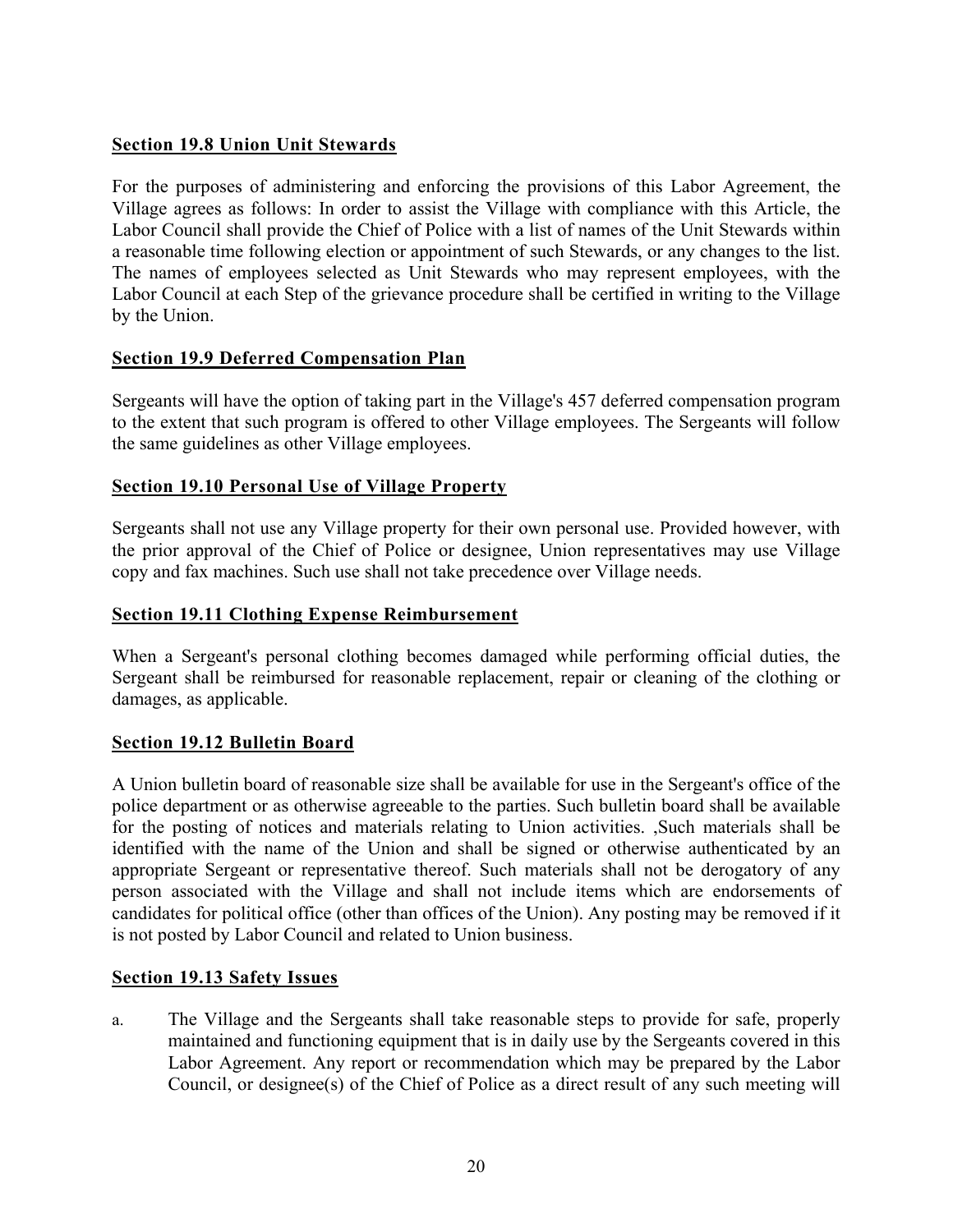## Section 19.8 Union Unit Stewards

For the purposes of administering and enforcing the provisions of this Labor Agreement, the Village agrees as follows: In order to assist the Village with compliance with this Article, the Labor Council shall provide the Chief of Police with a list of names of the Unit Stewards within a reasonable time following election or appointment of such Stewards, or any changes to the list. The names of employees selected as Unit Stewards who may represent employees, with the Labor Council at each Step of the grievance procedure shall be certified in writing to the Village by the Union.

## Section 19.9 Deferred Compensation Plan

Sergeants will have the option of taking part in the Village's 457 deferred compensation program to the extent that such program is offered to other Village employees. The Sergeants will follow the same guidelines as other Village employees.

## Section 19.10 Personal Use of Village Property

Sergeants shall not use any Village property for their own personal use. Provided however, with the prior approval of the Chief of Police or designee, Union representatives may use Village copy and fax machines. Such use shall not take precedence over Village needs.

## Section 19.11 Clothing Expense Reimbursement

When a Sergeant's personal clothing becomes damaged while performing official duties, the Sergeant shall be reimbursed for reasonable replacement, repair or cleaning of the clothing or damages, as applicable.

## Section 19.12 Bulletin Board

A Union bulletin board of reasonable size shall be available for use in the Sergeant's office of the police department or as otherwise agreeable to the parties. Such bulletin board shall be available for the posting of notices and materials relating to Union activities. ,Such materials shall be identified with the name of the Union and shall be signed or otherwise authenticated by an appropriate Sergeant or representative thereof. Such materials shall not be derogatory of any person associated with the Village and shall not include items which are endorsements of candidates for political office (other than offices of the Union). Any posting may be removed if it is not posted by Labor Council and related to Union business.

## Section 19.13 Safety Issues

a. The Village and the Sergeants shall take reasonable steps to provide for safe, properly maintained and functioning equipment that is in daily use by the Sergeants covered in this Labor Agreement. Any report or recommendation which may be prepared by the Labor Council, or designee(s) of the Chief of Police as a direct result of any such meeting will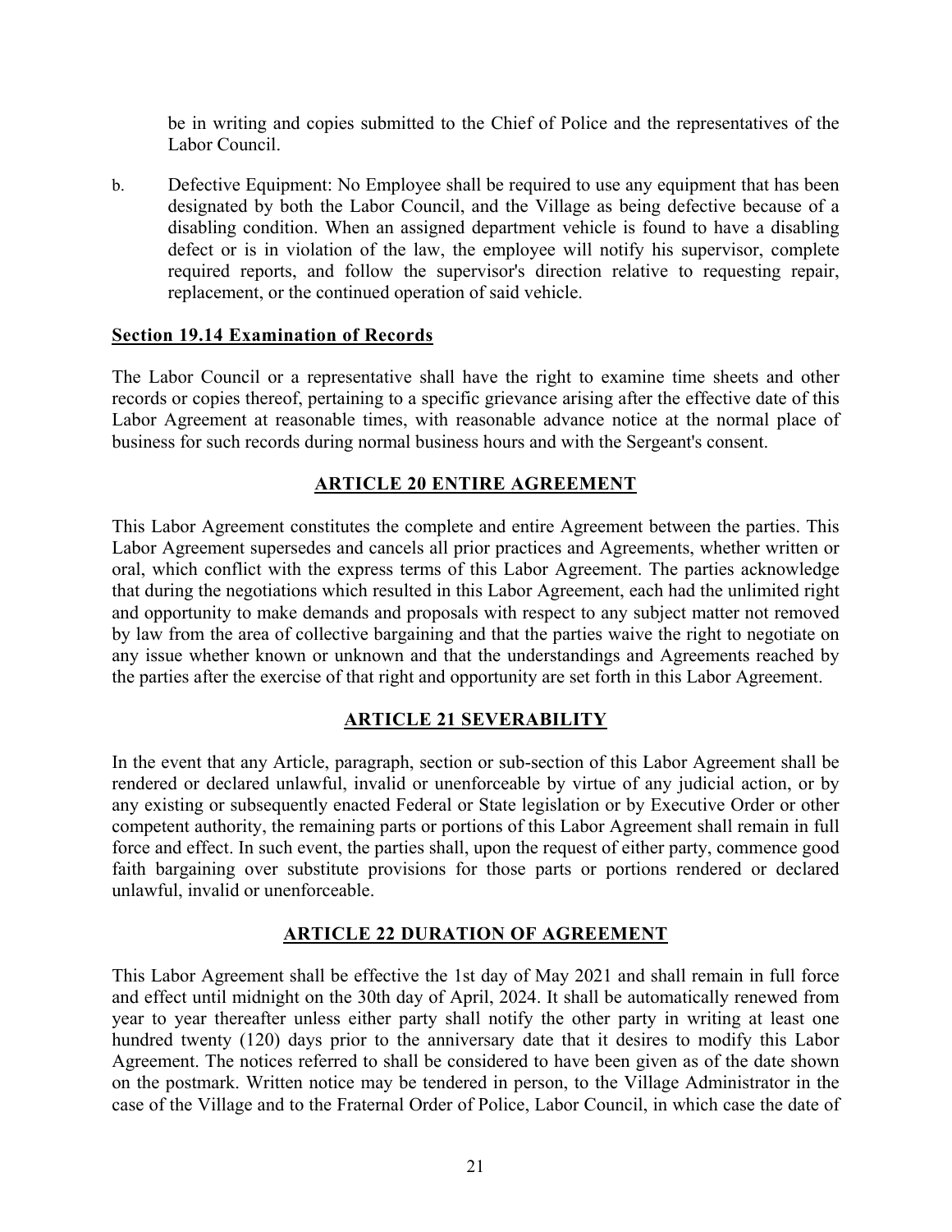be in writing and copies submitted to the Chief of Police and the representatives of the Labor Council.

b. Defective Equipment: No Employee shall be required to use any equipment that has been designated by both the Labor Council, and the Village as being defective because of a disabling condition. When an assigned department vehicle is found to have a disabling defect or is in violation of the law, the employee will notify his supervisor, complete required reports, and follow the supervisor's direction relative to requesting repair, replacement, or the continued operation of said vehicle.

**Section 19.14 Examination of Records**

The Labor Council or a representative shall have the right to examine time sheets and other records or copies thereof, pertaining to a specific grievance arising after the effective date of this Labor Agreement at reasonable times, with reasonable advance notice at the normal place of business for such records during normal business hours and with the Sergeant's consent.

## ARTICLE 20 ENTIRE AGREEMENT

This Labor Agreement constitutes the complete and entire Agreement between the parties. This Labor Agreement supersedes and cancels all prior practices and Agreements, whether written or oral, which conflict with the express terms of this Labor Agreement. The parties acknowledge that during the negotiations which resulted in this Labor Agreement, each had the unlimited right and opportunity to make demands and proposals with respect to any subject matter not removed by law from the area of collective bargaining and that the parties waive the right to negotiate on any issue whether known or unknown and that the understandings and Agreements reached by the parties after the exercise of that right and opportunity are set forth in this Labor Agreement.

## ARTICLE 21 SEVERABILITY

In the event that any Article, paragraph, section or sub-section of this Labor Agreement shall be rendered or declared unlawful, invalid or unenforceable by virtue of any judicial action, or by any existing or subsequently enacted Federal or State legislation or by Executive Order or other competent authority, the remaining parts or portions of this Labor Agreement shall remain in full force and effect. In such event, the parties shall, upon the request of either party, commence good faith bargaining over substitute provisions for those parts or portions rendered or declared unlawful, invalid or unenforceable.

## ARTICLE 22 DURATION OF AGREEMENT

This Labor Agreement shall be effective the 1st day of May 2021 and shall remain in full force and effect until midnight on the 30th day of April, 2024. It shall be automatically renewed from year to year thereafter unless either party shall notify the other party in writing at least one hundred twenty (120) days prior to the anniversary date that it desires to modify this Labor Agreement. The notices referred to shall be considered to have been given as of the date shown on the postmark. Written notice may be tendered in person, to the Village Administrator in the case of the Village and to the Fraternal Order of Police, Labor Council, in which case the date of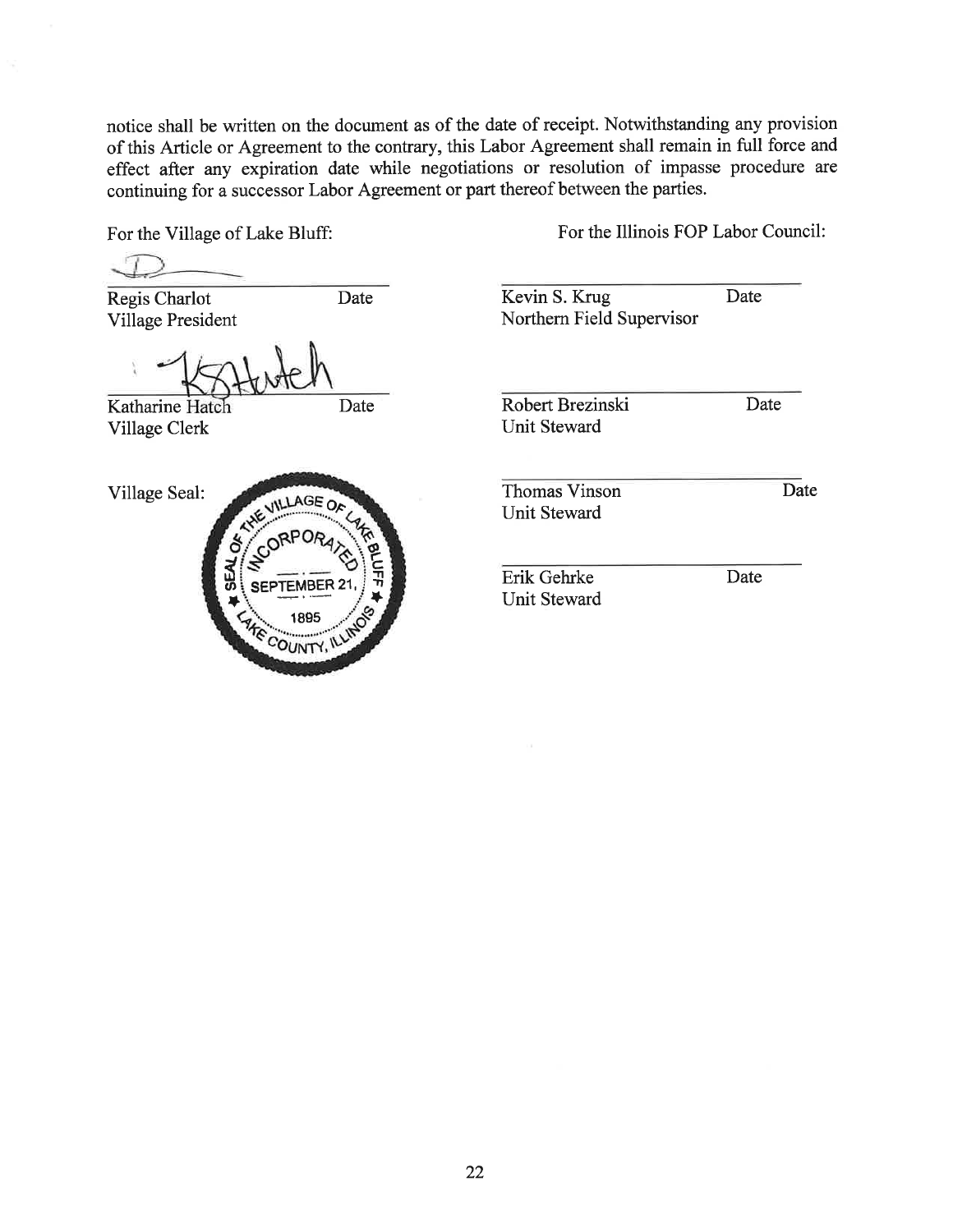notice shall be written on the document as of the date of receipt. Notwithstanding any provision of this Article or Agreement to the contrary, this Labor Agreement shall remain in full force and effect after any expiration date while negotiations or resolution of impasse procedure are continuing for a successor Labor Agreement or part thereof between the parties.

For the Village of Lake Bluff:

Regis Charlot Date
Village President

Katharine Hatch Date
Village Clerk

Village Seal:

For the Illinois FOP Labor Council:

Kevin S. Krug Date
Northern Field Supervisor

Robert Brezinski Date
Unit Steward

Thomas Vinson Date
Unit Steward

Erik Gehrke Date
Unit Steward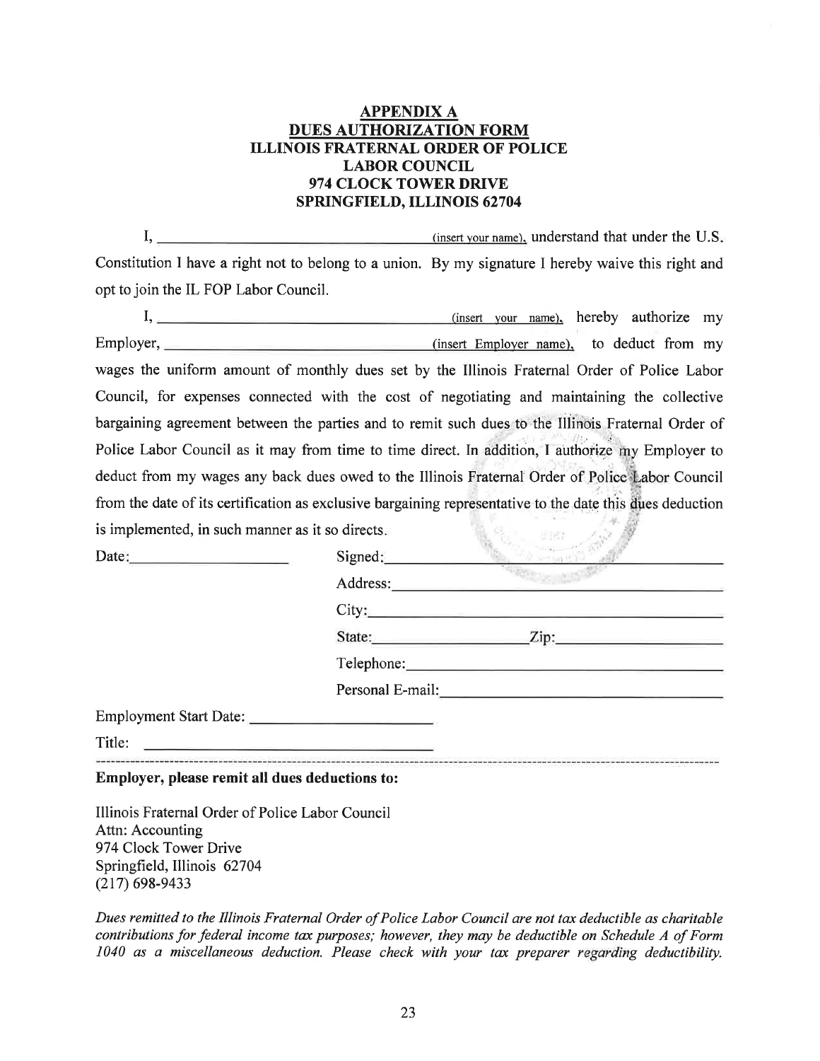# APPENDIX A
## DUES AUTHORIZATION FORM
## ILLINOIS FRATERNAL ORDER OF POLICE LABOR COUNCIL
## 974 CLOCK TOWER DRIVE
## SPRINGFIELD, ILLINOIS 62704

I, ______________________________ (insert your name), understand that under the U.S. Constitution I have a right not to belong to a union. By my signature I hereby waive this right and opt to join the IL FOP Labor Council.

I, ______________________________ (insert your name), hereby authorize my Employer, ______________________________ (insert Employer name), to deduct from my wages the uniform amount of monthly dues set by the Illinois Fraternal Order of Police Labor Council, for expenses connected with the cost of negotiating and maintaining the collective bargaining agreement between the parties and to remit such dues to the Illinois Fraternal Order of Police Labor Council as it may from time to time direct. In addition, I authorize my Employer to deduct from my wages any back dues owed to the Illinois Fraternal Order of Police Labor Council from the date of its certification as exclusive bargaining representative to the date this dues deduction is implemented, in such manner as it so directs.

Date: ________________ Signed: ______________________________

Address: ______________________________

City: ______________________________

State: ________________ Zip: ________________

Telephone: ______________________________

Personal E-mail: ______________________________

Employment Start Date: ________________________

Title: ________________________________

---

**Employer, please remit all dues deductions to:**

Illinois Fraternal Order of Police Labor Council
Attn: Accounting
974 Clock Tower Drive
Springfield, Illinois 62704
(217) 698-9433

*Dues remitted to the Illinois Fraternal Order of Police Labor Council are not tax deductible as charitable contributions for federal income tax purposes; however, they may be deductible on Schedule A of Form 1040 as a miscellaneous deduction. Please check with your tax preparer regarding deductibility.*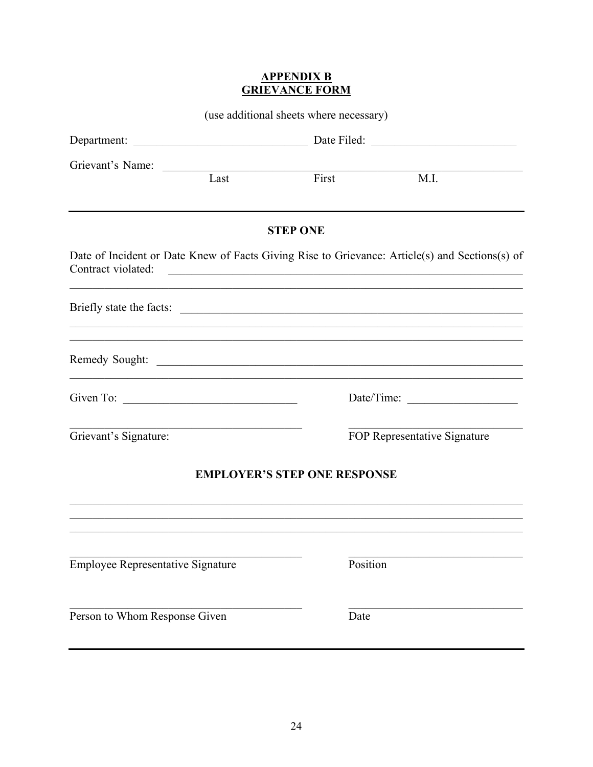**APPENDIX B**
**GRIEVANCE FORM**

(use additional sheets where necessary)

Department: ______________________________ Date Filed: _________________________

Grievant's Name: ______________________________________________________________
Last First M.I.

---

## STEP ONE

Date of Incident or Date Knew of Facts Giving Rise to Grievance: Article(s) and Sections(s) of Contract violated: ________________________________________________________________

_______________________________________________________________________________

Briefly state the facts: ___________________________________________________________

_______________________________________________________________________________

_______________________________________________________________________________

Remedy Sought: ________________________________________________________________

_______________________________________________________________________________

Given To: ______________________________ Date/Time: ___________________

_________________________________________ _______________________________

Grievant's Signature: FOP Representative Signature

## EMPLOYER'S STEP ONE RESPONSE

_______________________________________________________________________________

_______________________________________________________________________________

_______________________________________________________________________________

_________________________________________ _______________________________

Employee Representative Signature Position

_________________________________________ _______________________________

Person to Whom Response Given Date

---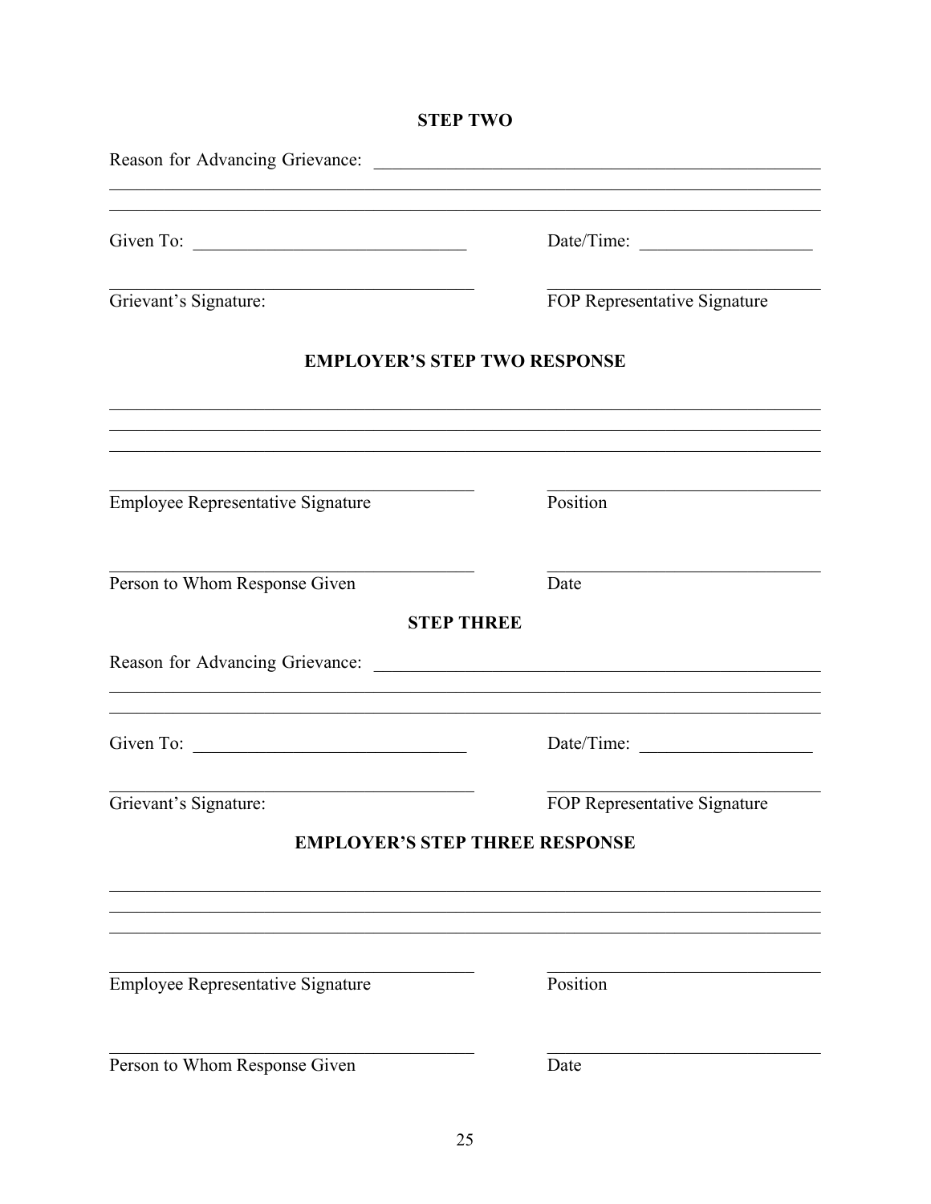**STEP TWO**

Reason for Advancing Grievance: ______________________________________________

______________________________________________________________________________

______________________________________________________________________________

Given To: ______________________________ Date/Time: ___________________

______________________________________ ______________________________

Grievant's Signature: FOP Representative Signature

**EMPLOYER'S STEP TWO RESPONSE**

______________________________________________________________________________

______________________________________________________________________________

______________________________________________________________________________

______________________________________ ______________________________

Employee Representative Signature Position

______________________________________ ______________________________

Person to Whom Response Given Date

**STEP THREE**

Reason for Advancing Grievance: ______________________________________________

______________________________________________________________________________

______________________________________________________________________________

Given To: ______________________________ Date/Time: ___________________

______________________________________ ______________________________

Grievant's Signature: FOP Representative Signature

**EMPLOYER'S STEP THREE RESPONSE**

______________________________________________________________________________

______________________________________________________________________________

______________________________________________________________________________

______________________________________ ______________________________

Employee Representative Signature Position

______________________________________ ______________________________

Person to Whom Response Given Date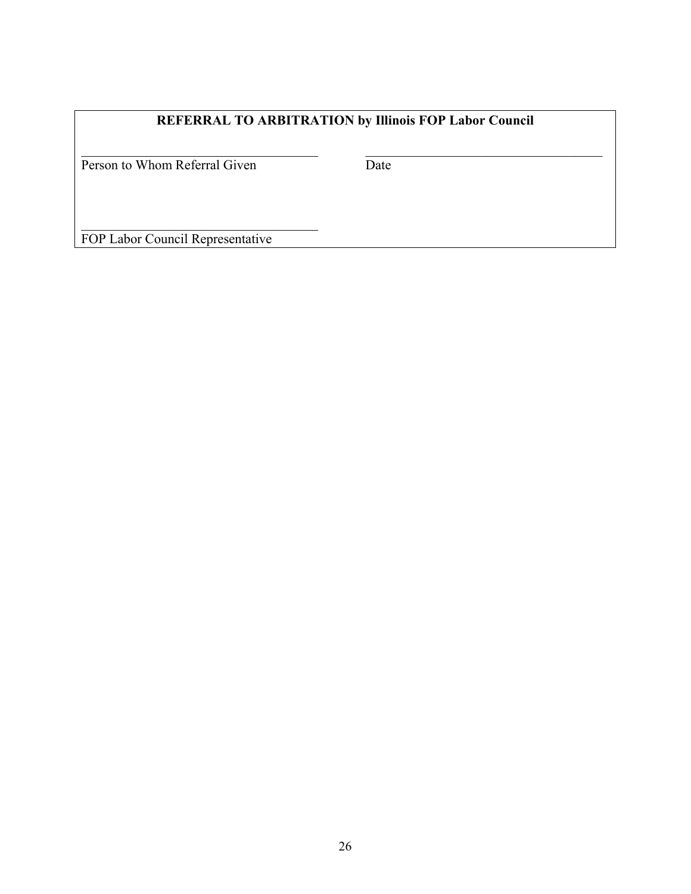**REFERRAL TO ARBITRATION by Illinois FOP Labor Council**

| ______________________________ | ______________________________ |
| --- | --- |
| Person to Whom Referral Given | Date |

______________________________
FOP Labor Council Representative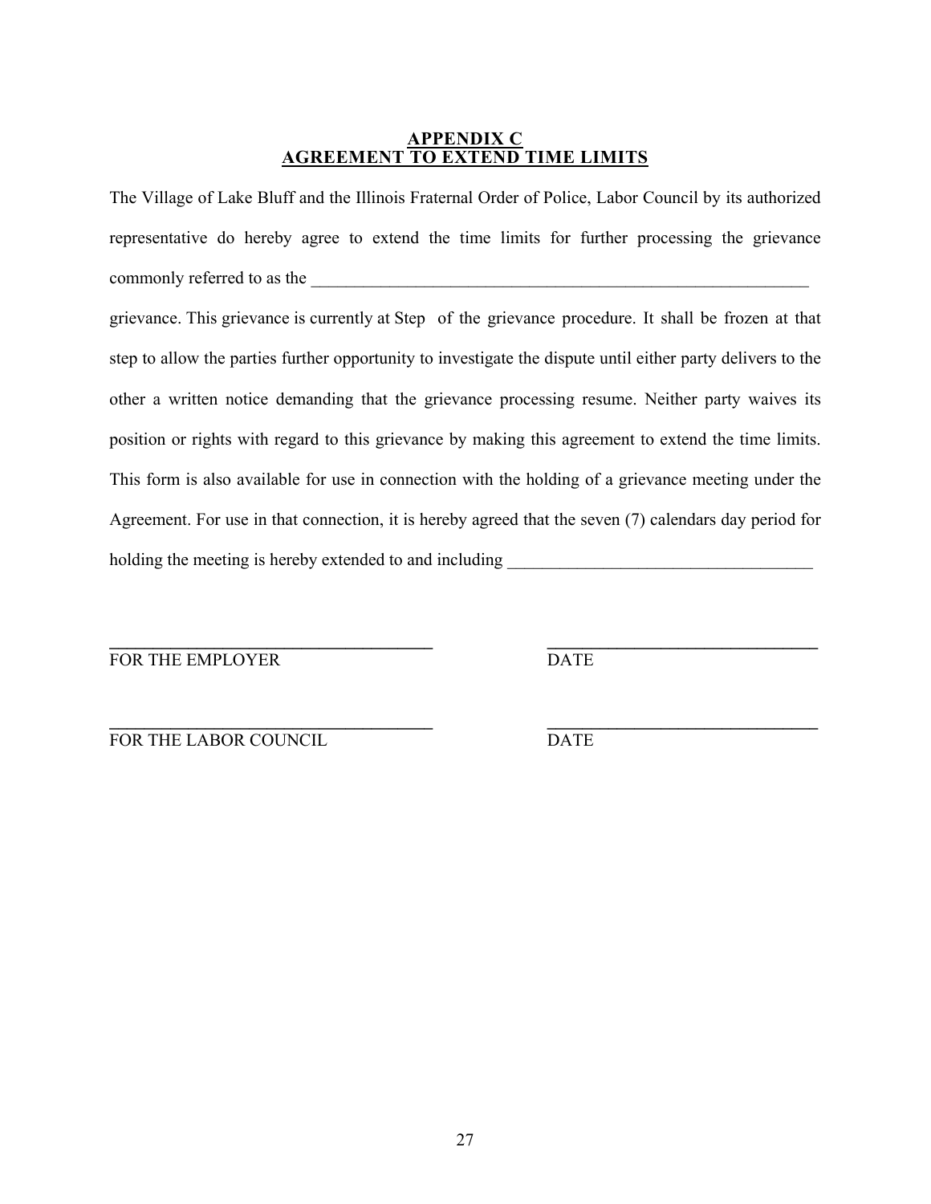## APPENDIX C
## AGREEMENT TO EXTEND TIME LIMITS

The Village of Lake Bluff and the Illinois Fraternal Order of Police, Labor Council by its authorized representative do hereby agree to extend the time limits for further processing the grievance commonly referred to as the ____________________________________________________________

grievance. This grievance is currently at Step  of the grievance procedure. It shall be frozen at that step to allow the parties further opportunity to investigate the dispute until either party delivers to the other a written notice demanding that the grievance processing resume. Neither party waives its position or rights with regard to this grievance by making this agreement to extend the time limits. This form is also available for use in connection with the holding of a grievance meeting under the Agreement. For use in that connection, it is hereby agreed that the seven (7) calendars day period for holding the meeting is hereby extended to and including ___________________________________

_____________________________________ ______________________________

FOR THE EMPLOYER DATE

_____________________________________ ______________________________

FOR THE LABOR COUNCIL DATE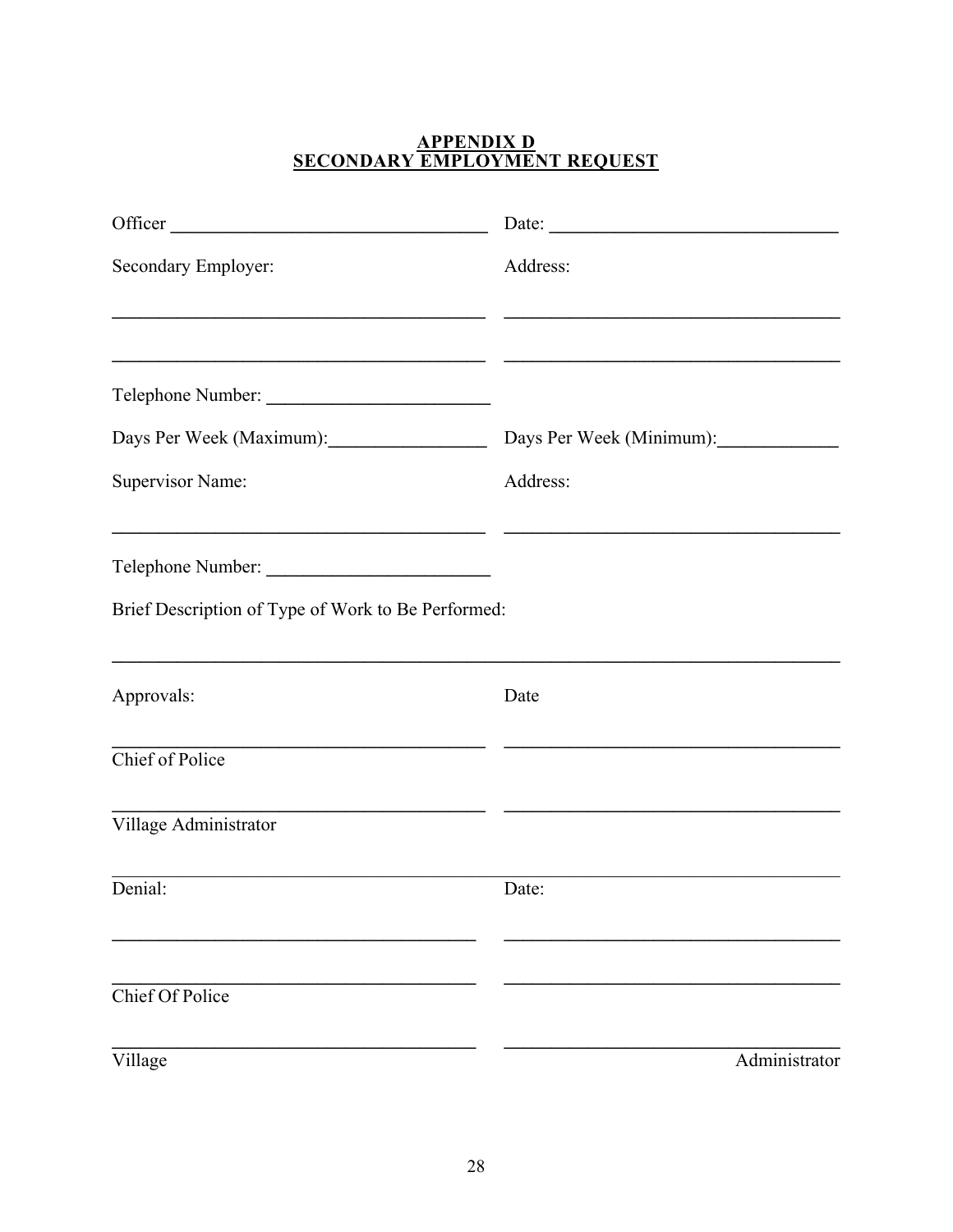# APPENDIX D
## SECONDARY EMPLOYMENT REQUEST

Officer ________________________________ Date: ______________________________

Secondary Employer: Address:

_____________________________________ _________________________________

_____________________________________ _________________________________

Telephone Number: ______________________

Days Per Week (Maximum):________________ Days Per Week (Minimum):____________

Supervisor Name: Address:

_____________________________________ _________________________________

Telephone Number: ______________________

Brief Description of Type of Work to Be Performed:

________________________________________________________________________

Approvals: Date

_____________________________________ _________________________________
Chief of Police

_____________________________________ _________________________________
Village Administrator

________________________________________________________________________
Denial: Date:

_____________________________________ _________________________________

_____________________________________ _________________________________
Chief Of Police

_____________________________________ _________________________________
Village Administrator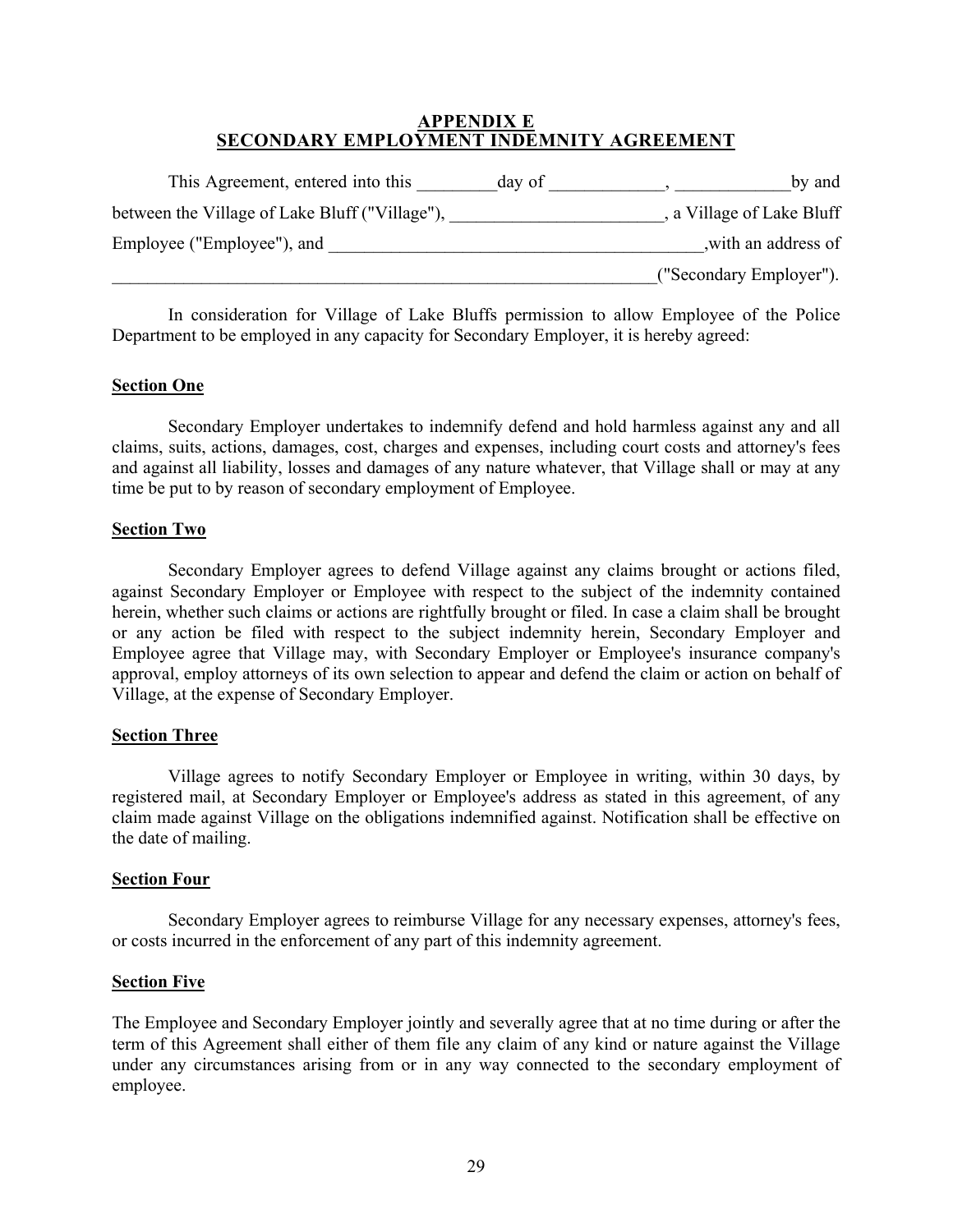# APPENDIX E
# SECONDARY EMPLOYMENT INDEMNITY AGREEMENT

This Agreement, entered into this _________day of _____________, _____________by and between the Village of Lake Bluff ("Village"), ________________________, a Village of Lake Bluff Employee ("Employee"), and __________________________________________,with an address of ______________________________________________________________("Secondary Employer").

In consideration for Village of Lake Bluffs permission to allow Employee of the Police Department to be employed in any capacity for Secondary Employer, it is hereby agreed:

**Section One**

Secondary Employer undertakes to indemnify defend and hold harmless against any and all claims, suits, actions, damages, cost, charges and expenses, including court costs and attorney's fees and against all liability, losses and damages of any nature whatever, that Village shall or may at any time be put to by reason of secondary employment of Employee.

**Section Two**

Secondary Employer agrees to defend Village against any claims brought or actions filed, against Secondary Employer or Employee with respect to the subject of the indemnity contained herein, whether such claims or actions are rightfully brought or filed. In case a claim shall be brought or any action be filed with respect to the subject indemnity herein, Secondary Employer and Employee agree that Village may, with Secondary Employer or Employee's insurance company's approval, employ attorneys of its own selection to appear and defend the claim or action on behalf of Village, at the expense of Secondary Employer.

**Section Three**

Village agrees to notify Secondary Employer or Employee in writing, within 30 days, by registered mail, at Secondary Employer or Employee's address as stated in this agreement, of any claim made against Village on the obligations indemnified against. Notification shall be effective on the date of mailing.

**Section Four**

Secondary Employer agrees to reimburse Village for any necessary expenses, attorney's fees, or costs incurred in the enforcement of any part of this indemnity agreement.

**Section Five**

The Employee and Secondary Employer jointly and severally agree that at no time during or after the term of this Agreement shall either of them file any claim of any kind or nature against the Village under any circumstances arising from or in any way connected to the secondary employment of employee.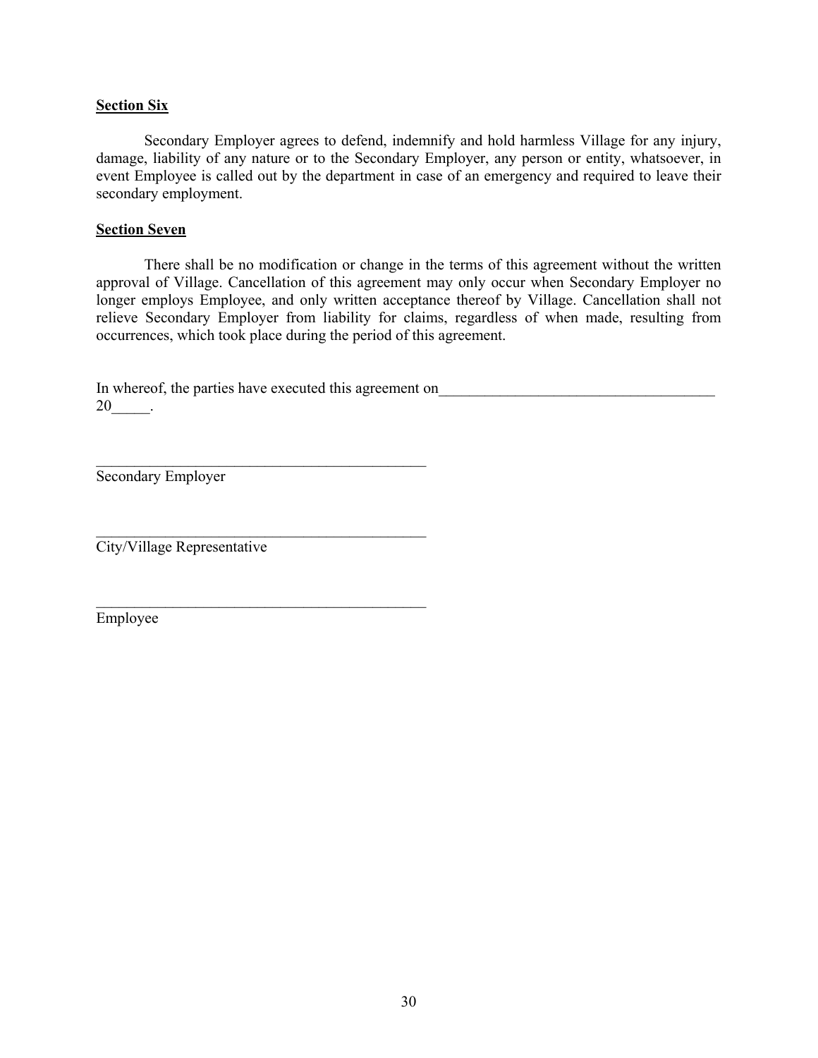**Section Six**

Secondary Employer agrees to defend, indemnify and hold harmless Village for any injury, damage, liability of any nature or to the Secondary Employer, any person or entity, whatsoever, in event Employee is called out by the department in case of an emergency and required to leave their secondary employment.

**Section Seven**

There shall be no modification or change in the terms of this agreement without the written approval of Village. Cancellation of this agreement may only occur when Secondary Employer no longer employs Employee, and only written acceptance thereof by Village. Cancellation shall not relieve Secondary Employer from liability for claims, regardless of when made, resulting from occurrences, which took place during the period of this agreement.

In whereof, the parties have executed this agreement on_____________________________________ 20_____.

_____________________________________________
Secondary Employer

_____________________________________________
City/Village Representative

_____________________________________________
Employee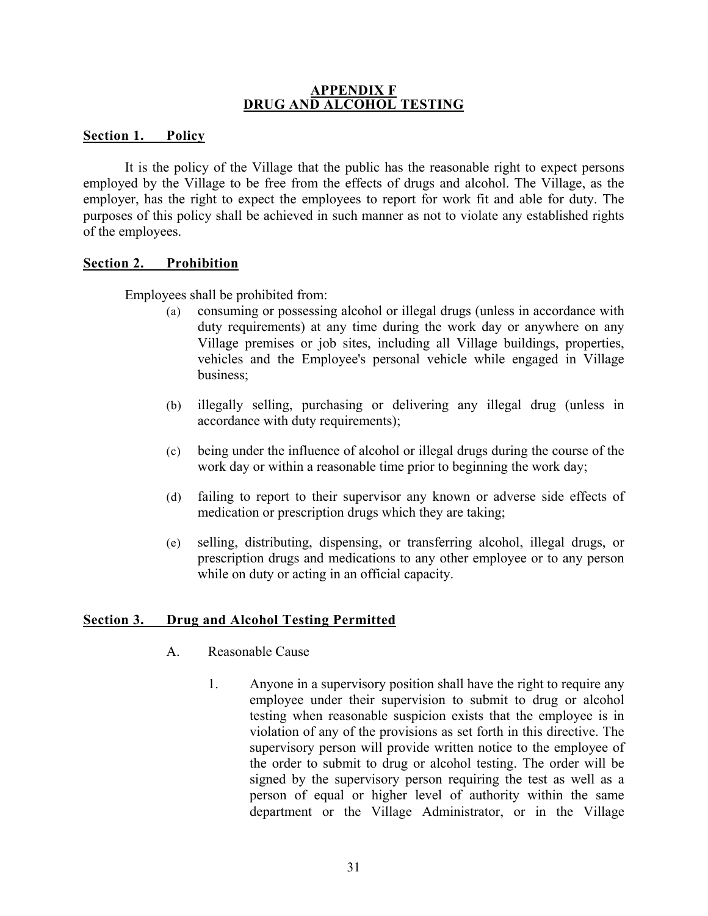## APPENDIX F
## DRUG AND ALCOHOL TESTING

**Section 1. Policy**

It is the policy of the Village that the public has the reasonable right to expect persons employed by the Village to be free from the effects of drugs and alcohol. The Village, as the employer, has the right to expect the employees to report for work fit and able for duty. The purposes of this policy shall be achieved in such manner as not to violate any established rights of the employees.

**Section 2. Prohibition**

Employees shall be prohibited from:

(a) consuming or possessing alcohol or illegal drugs (unless in accordance with duty requirements) at any time during the work day or anywhere on any Village premises or job sites, including all Village buildings, properties, vehicles and the Employee's personal vehicle while engaged in Village business;

(b) illegally selling, purchasing or delivering any illegal drug (unless in accordance with duty requirements);

(c) being under the influence of alcohol or illegal drugs during the course of the work day or within a reasonable time prior to beginning the work day;

(d) failing to report to their supervisor any known or adverse side effects of medication or prescription drugs which they are taking;

(e) selling, distributing, dispensing, or transferring alcohol, illegal drugs, or prescription drugs and medications to any other employee or to any person while on duty or acting in an official capacity.

**Section 3. Drug and Alcohol Testing Permitted**

A. Reasonable Cause

1. Anyone in a supervisory position shall have the right to require any employee under their supervision to submit to drug or alcohol testing when reasonable suspicion exists that the employee is in violation of any of the provisions as set forth in this directive. The supervisory person will provide written notice to the employee of the order to submit to drug or alcohol testing. The order will be signed by the supervisory person requiring the test as well as a person of equal or higher level of authority within the same department or the Village Administrator, or in the Village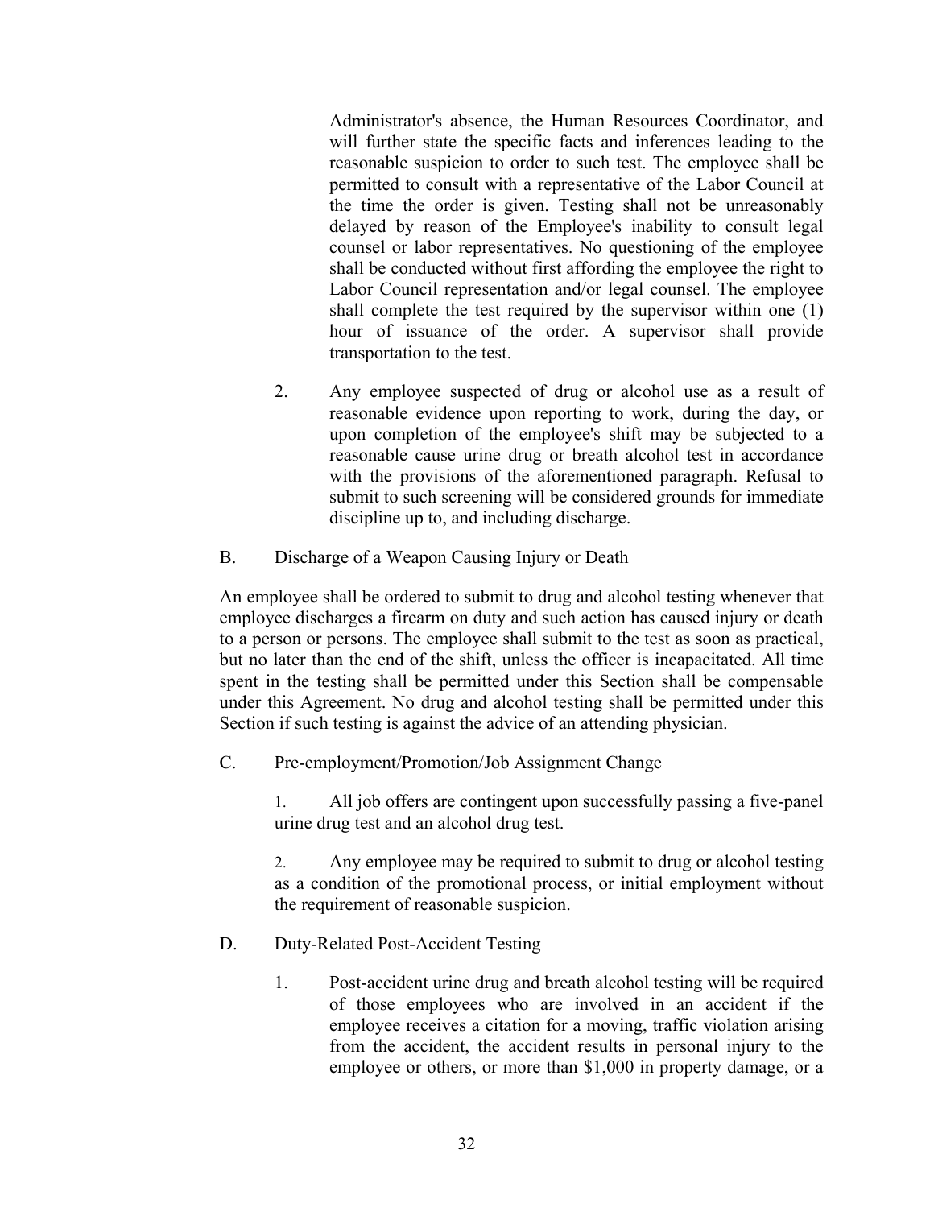Administrator's absence, the Human Resources Coordinator, and will further state the specific facts and inferences leading to the reasonable suspicion to order to such test. The employee shall be permitted to consult with a representative of the Labor Council at the time the order is given. Testing shall not be unreasonably delayed by reason of the Employee's inability to consult legal counsel or labor representatives. No questioning of the employee shall be conducted without first affording the employee the right to Labor Council representation and/or legal counsel. The employee shall complete the test required by the supervisor within one (1) hour of issuance of the order. A supervisor shall provide transportation to the test.

2. Any employee suspected of drug or alcohol use as a result of reasonable evidence upon reporting to work, during the day, or upon completion of the employee's shift may be subjected to a reasonable cause urine drug or breath alcohol test in accordance with the provisions of the aforementioned paragraph. Refusal to submit to such screening will be considered grounds for immediate discipline up to, and including discharge.

B. Discharge of a Weapon Causing Injury or Death

An employee shall be ordered to submit to drug and alcohol testing whenever that employee discharges a firearm on duty and such action has caused injury or death to a person or persons. The employee shall submit to the test as soon as practical, but no later than the end of the shift, unless the officer is incapacitated. All time spent in the testing shall be permitted under this Section shall be compensable under this Agreement. No drug and alcohol testing shall be permitted under this Section if such testing is against the advice of an attending physician.

C. Pre-employment/Promotion/Job Assignment Change

1. All job offers are contingent upon successfully passing a five-panel urine drug test and an alcohol drug test.

2. Any employee may be required to submit to drug or alcohol testing as a condition of the promotional process, or initial employment without the requirement of reasonable suspicion.

D. Duty-Related Post-Accident Testing

1. Post-accident urine drug and breath alcohol testing will be required of those employees who are involved in an accident if the employee receives a citation for a moving, traffic violation arising from the accident, the accident results in personal injury to the employee or others, or more than $1,000 in property damage, or a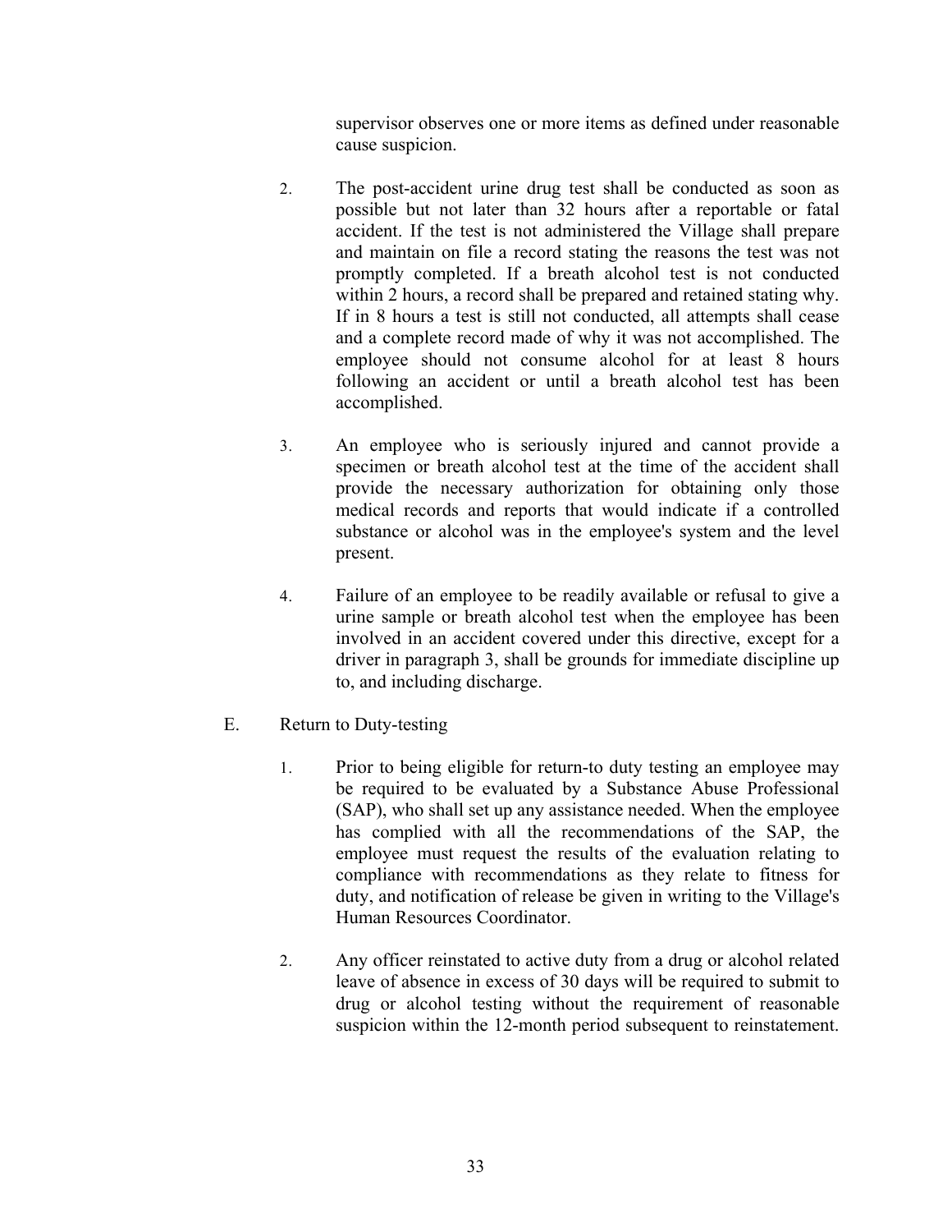supervisor observes one or more items as defined under reasonable cause suspicion.

2. The post-accident urine drug test shall be conducted as soon as possible but not later than 32 hours after a reportable or fatal accident. If the test is not administered the Village shall prepare and maintain on file a record stating the reasons the test was not promptly completed. If a breath alcohol test is not conducted within 2 hours, a record shall be prepared and retained stating why. If in 8 hours a test is still not conducted, all attempts shall cease and a complete record made of why it was not accomplished. The employee should not consume alcohol for at least 8 hours following an accident or until a breath alcohol test has been accomplished.

3. An employee who is seriously injured and cannot provide a specimen or breath alcohol test at the time of the accident shall provide the necessary authorization for obtaining only those medical records and reports that would indicate if a controlled substance or alcohol was in the employee's system and the level present.

4. Failure of an employee to be readily available or refusal to give a urine sample or breath alcohol test when the employee has been involved in an accident covered under this directive, except for a driver in paragraph 3, shall be grounds for immediate discipline up to, and including discharge.

E. Return to Duty-testing

1. Prior to being eligible for return-to duty testing an employee may be required to be evaluated by a Substance Abuse Professional (SAP), who shall set up any assistance needed. When the employee has complied with all the recommendations of the SAP, the employee must request the results of the evaluation relating to compliance with recommendations as they relate to fitness for duty, and notification of release be given in writing to the Village's Human Resources Coordinator.

2. Any officer reinstated to active duty from a drug or alcohol related leave of absence in excess of 30 days will be required to submit to drug or alcohol testing without the requirement of reasonable suspicion within the 12-month period subsequent to reinstatement.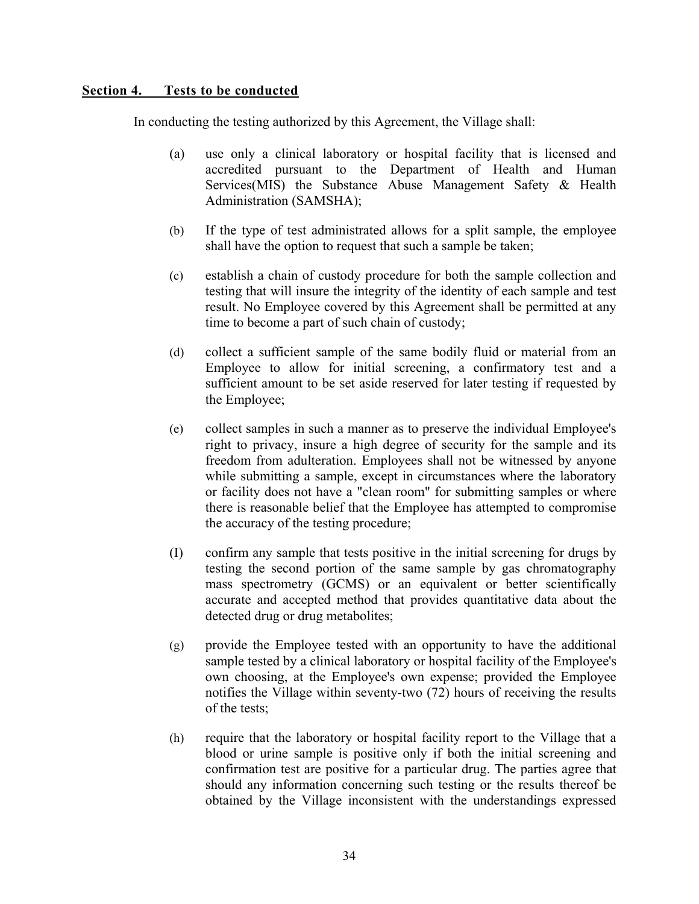**Section 4. Tests to be conducted**

In conducting the testing authorized by this Agreement, the Village shall:

(a) use only a clinical laboratory or hospital facility that is licensed and accredited pursuant to the Department of Health and Human Services(MIS) the Substance Abuse Management Safety & Health Administration (SAMSHA);

(b) If the type of test administrated allows for a split sample, the employee shall have the option to request that such a sample be taken;

(c) establish a chain of custody procedure for both the sample collection and testing that will insure the integrity of the identity of each sample and test result. No Employee covered by this Agreement shall be permitted at any time to become a part of such chain of custody;

(d) collect a sufficient sample of the same bodily fluid or material from an Employee to allow for initial screening, a confirmatory test and a sufficient amount to be set aside reserved for later testing if requested by the Employee;

(e) collect samples in such a manner as to preserve the individual Employee's right to privacy, insure a high degree of security for the sample and its freedom from adulteration. Employees shall not be witnessed by anyone while submitting a sample, except in circumstances where the laboratory or facility does not have a "clean room" for submitting samples or where there is reasonable belief that the Employee has attempted to compromise the accuracy of the testing procedure;

(I) confirm any sample that tests positive in the initial screening for drugs by testing the second portion of the same sample by gas chromatography mass spectrometry (GCMS) or an equivalent or better scientifically accurate and accepted method that provides quantitative data about the detected drug or drug metabolites;

(g) provide the Employee tested with an opportunity to have the additional sample tested by a clinical laboratory or hospital facility of the Employee's own choosing, at the Employee's own expense; provided the Employee notifies the Village within seventy-two (72) hours of receiving the results of the tests;

(h) require that the laboratory or hospital facility report to the Village that a blood or urine sample is positive only if both the initial screening and confirmation test are positive for a particular drug. The parties agree that should any information concerning such testing or the results thereof be obtained by the Village inconsistent with the understandings expressed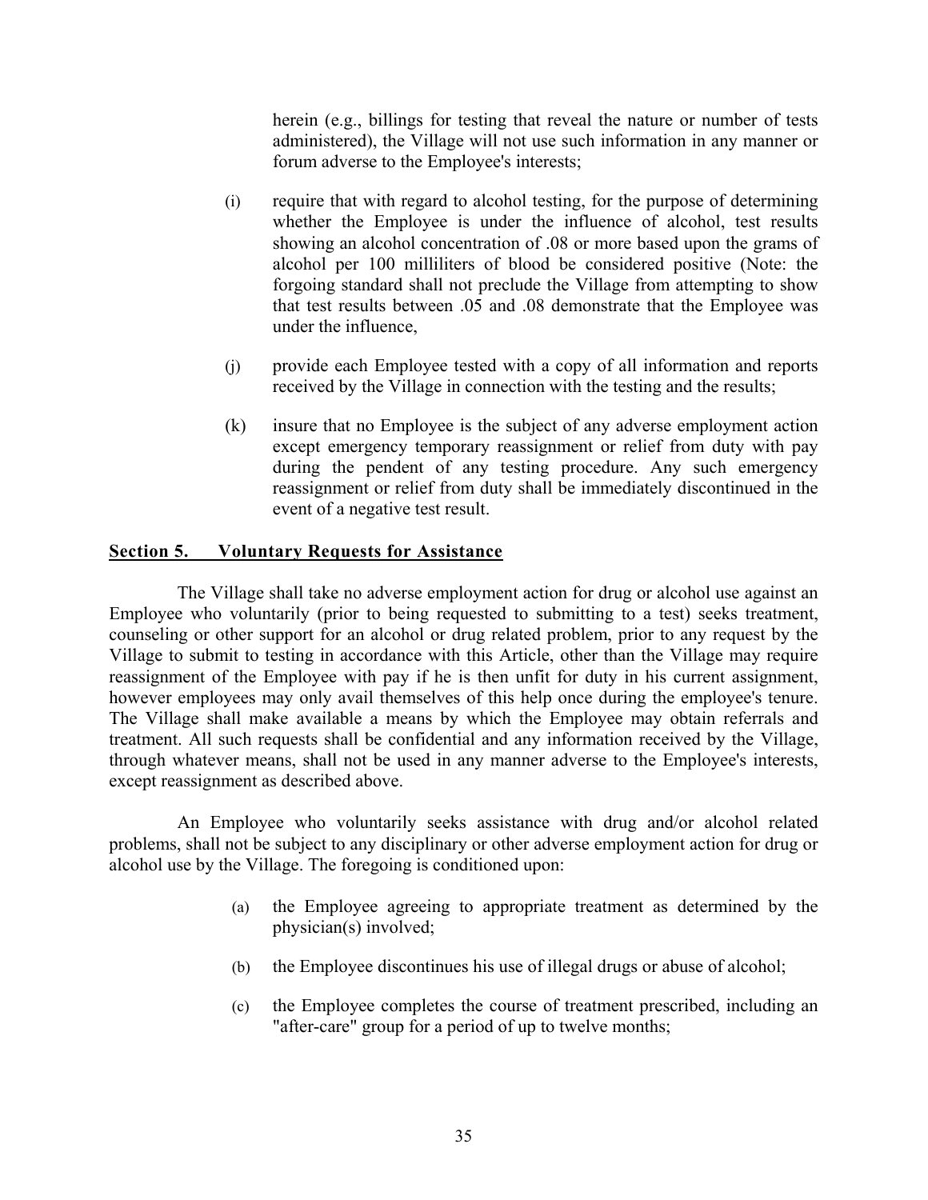herein (e.g., billings for testing that reveal the nature or number of tests administered), the Village will not use such information in any manner or forum adverse to the Employee's interests;

(i) require that with regard to alcohol testing, for the purpose of determining whether the Employee is under the influence of alcohol, test results showing an alcohol concentration of .08 or more based upon the grams of alcohol per 100 milliliters of blood be considered positive (Note: the forgoing standard shall not preclude the Village from attempting to show that test results between .05 and .08 demonstrate that the Employee was under the influence,

(j) provide each Employee tested with a copy of all information and reports received by the Village in connection with the testing and the results;

(k) insure that no Employee is the subject of any adverse employment action except emergency temporary reassignment or relief from duty with pay during the pendent of any testing procedure. Any such emergency reassignment or relief from duty shall be immediately discontinued in the event of a negative test result.

**Section 5. Voluntary Requests for Assistance**

The Village shall take no adverse employment action for drug or alcohol use against an Employee who voluntarily (prior to being requested to submitting to a test) seeks treatment, counseling or other support for an alcohol or drug related problem, prior to any request by the Village to submit to testing in accordance with this Article, other than the Village may require reassignment of the Employee with pay if he is then unfit for duty in his current assignment, however employees may only avail themselves of this help once during the employee's tenure. The Village shall make available a means by which the Employee may obtain referrals and treatment. All such requests shall be confidential and any information received by the Village, through whatever means, shall not be used in any manner adverse to the Employee's interests, except reassignment as described above.

An Employee who voluntarily seeks assistance with drug and/or alcohol related problems, shall not be subject to any disciplinary or other adverse employment action for drug or alcohol use by the Village. The foregoing is conditioned upon:

(a) the Employee agreeing to appropriate treatment as determined by the physician(s) involved;

(b) the Employee discontinues his use of illegal drugs or abuse of alcohol;

(c) the Employee completes the course of treatment prescribed, including an "after-care" group for a period of up to twelve months;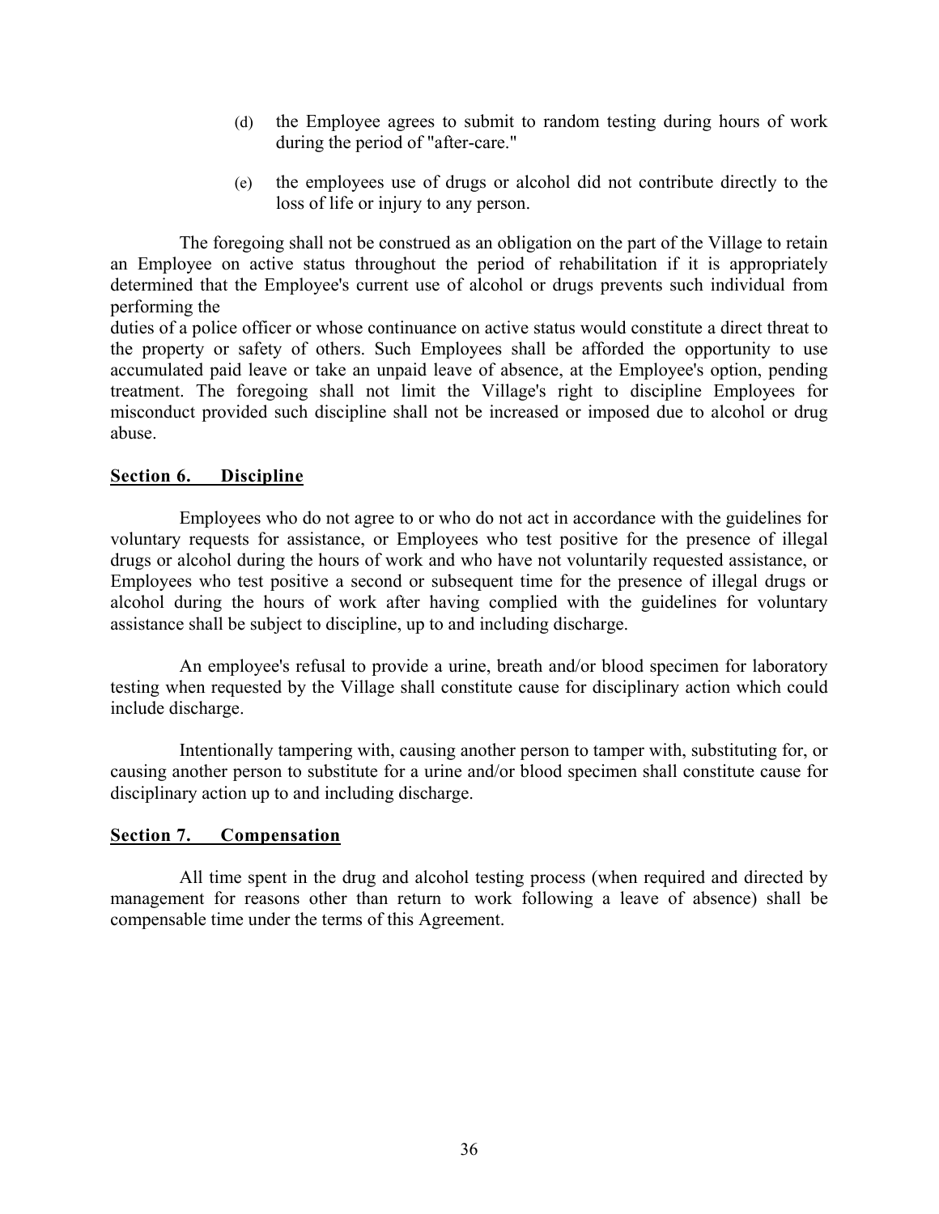(d) the Employee agrees to submit to random testing during hours of work during the period of "after-care."

(e) the employees use of drugs or alcohol did not contribute directly to the loss of life or injury to any person.

The foregoing shall not be construed as an obligation on the part of the Village to retain an Employee on active status throughout the period of rehabilitation if it is appropriately determined that the Employee's current use of alcohol or drugs prevents such individual from performing the duties of a police officer or whose continuance on active status would constitute a direct threat to the property or safety of others. Such Employees shall be afforded the opportunity to use accumulated paid leave or take an unpaid leave of absence, at the Employee's option, pending treatment. The foregoing shall not limit the Village's right to discipline Employees for misconduct provided such discipline shall not be increased or imposed due to alcohol or drug abuse.

**Section 6. Discipline**

Employees who do not agree to or who do not act in accordance with the guidelines for voluntary requests for assistance, or Employees who test positive for the presence of illegal drugs or alcohol during the hours of work and who have not voluntarily requested assistance, or Employees who test positive a second or subsequent time for the presence of illegal drugs or alcohol during the hours of work after having complied with the guidelines for voluntary assistance shall be subject to discipline, up to and including discharge.

An employee's refusal to provide a urine, breath and/or blood specimen for laboratory testing when requested by the Village shall constitute cause for disciplinary action which could include discharge.

Intentionally tampering with, causing another person to tamper with, substituting for, or causing another person to substitute for a urine and/or blood specimen shall constitute cause for disciplinary action up to and including discharge.

**Section 7. Compensation**

All time spent in the drug and alcohol testing process (when required and directed by management for reasons other than return to work following a leave of absence) shall be compensable time under the terms of this Agreement.